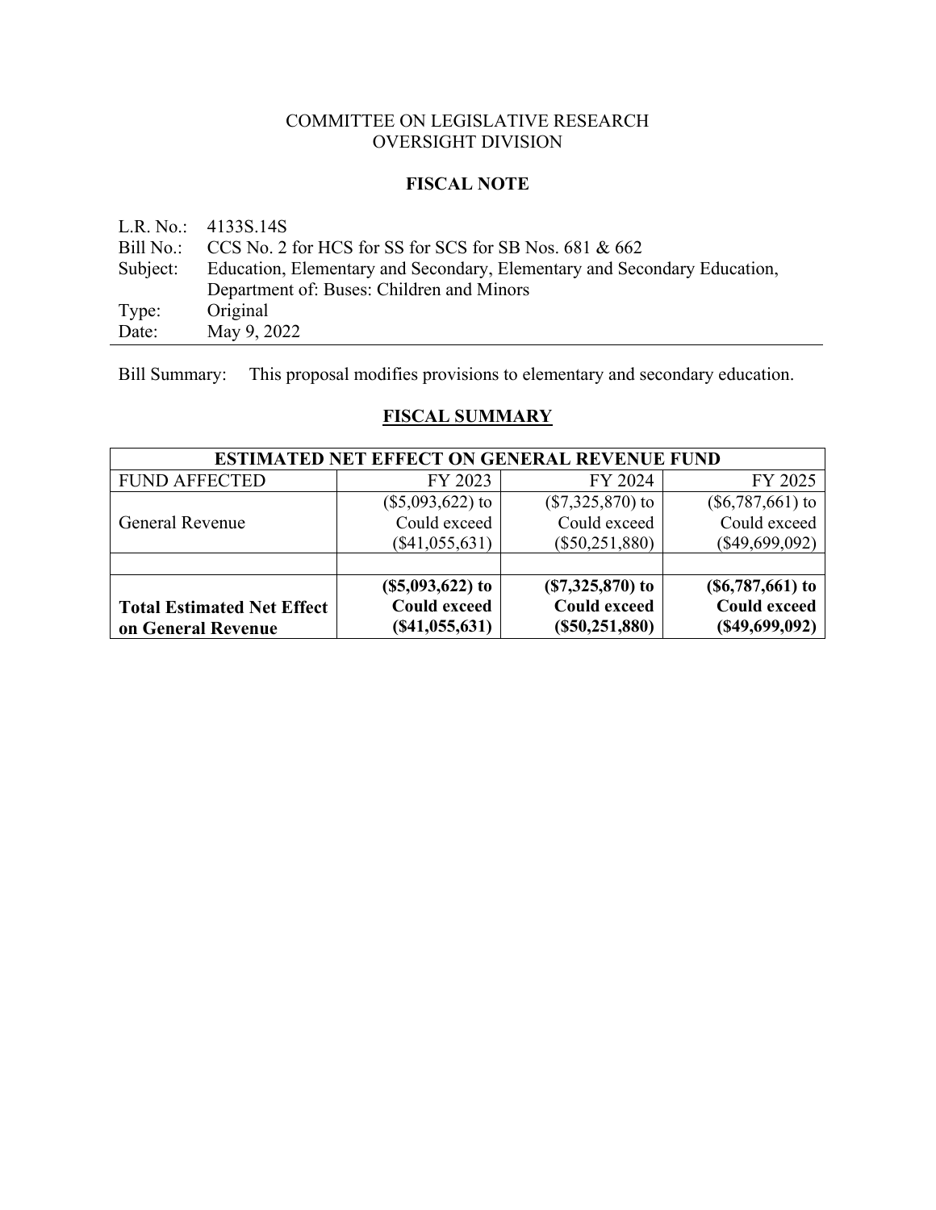COMMITTEE ON LEGISLATIVE RESEARCH
OVERSIGHT DIVISION

**FISCAL NOTE**

L.R. No.: 4133S.14S
Bill No.: CCS No. 2 for HCS for SS for SCS for SB Nos. 681 & 662
Subject: Education, Elementary and Secondary, Elementary and Secondary Education, Department of: Buses: Children and Minors
Type: Original
Date: May 9, 2022

Bill Summary: This proposal modifies provisions to elementary and secondary education.

## FISCAL SUMMARY

| ESTIMATED NET EFFECT ON GENERAL REVENUE FUND | | | |
|---|---|---|---|
| FUND AFFECTED | FY 2023 | FY 2024 | FY 2025 |
| General Revenue | ($5,093,622) to Could exceed ($41,055,631) | ($7,325,870) to Could exceed ($50,251,880) | ($6,787,661) to Could exceed ($49,699,092) |
| | | | |
| **Total Estimated Net Effect on General Revenue** | **($5,093,622) to Could exceed ($41,055,631)** | **($7,325,870) to Could exceed ($50,251,880)** | **($6,787,661) to Could exceed ($49,699,092)** |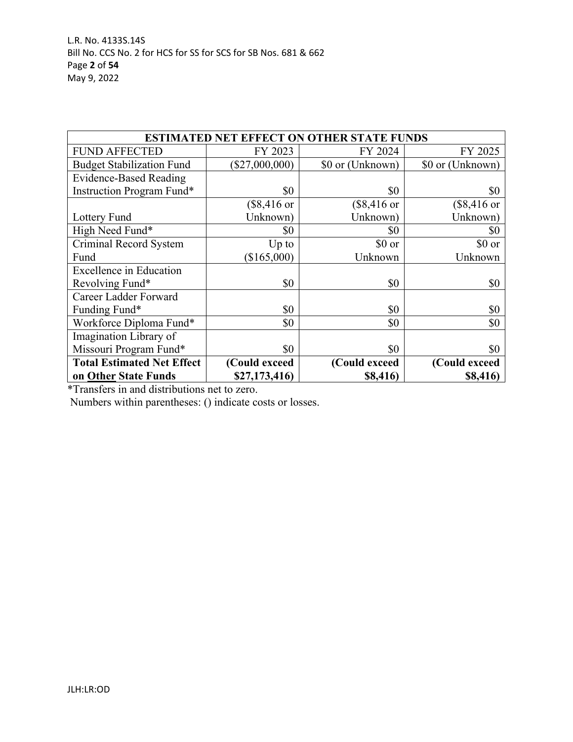| ESTIMATED NET EFFECT ON OTHER STATE FUNDS | | | |
|---|---|---|---|
| FUND AFFECTED | FY 2023 | FY 2024 | FY 2025 |
| Budget Stabilization Fund | ($27,000,000) | $0 or (Unknown) | $0 or (Unknown) |
| Evidence-Based Reading Instruction Program Fund* | $0 | $0 | $0 |
| Lottery Fund | ($8,416 or Unknown) | ($8,416 or Unknown) | ($8,416 or Unknown) |
| High Need Fund* | $0 | $0 | $0 |
| Criminal Record System Fund | Up to ($165,000) | $0 or Unknown | $0 or Unknown |
| Excellence in Education Revolving Fund* | $0 | $0 | $0 |
| Career Ladder Forward Funding Fund* | $0 | $0 | $0 |
| Workforce Diploma Fund* | $0 | $0 | $0 |
| Imagination Library of Missouri Program Fund* | $0 | $0 | $0 |
| **Total Estimated Net Effect on Other State Funds** | **(Could exceed $27,173,416)** | **(Could exceed $8,416)** | **(Could exceed $8,416)** |

*Transfers in and distributions net to zero.

Numbers within parentheses: () indicate costs or losses.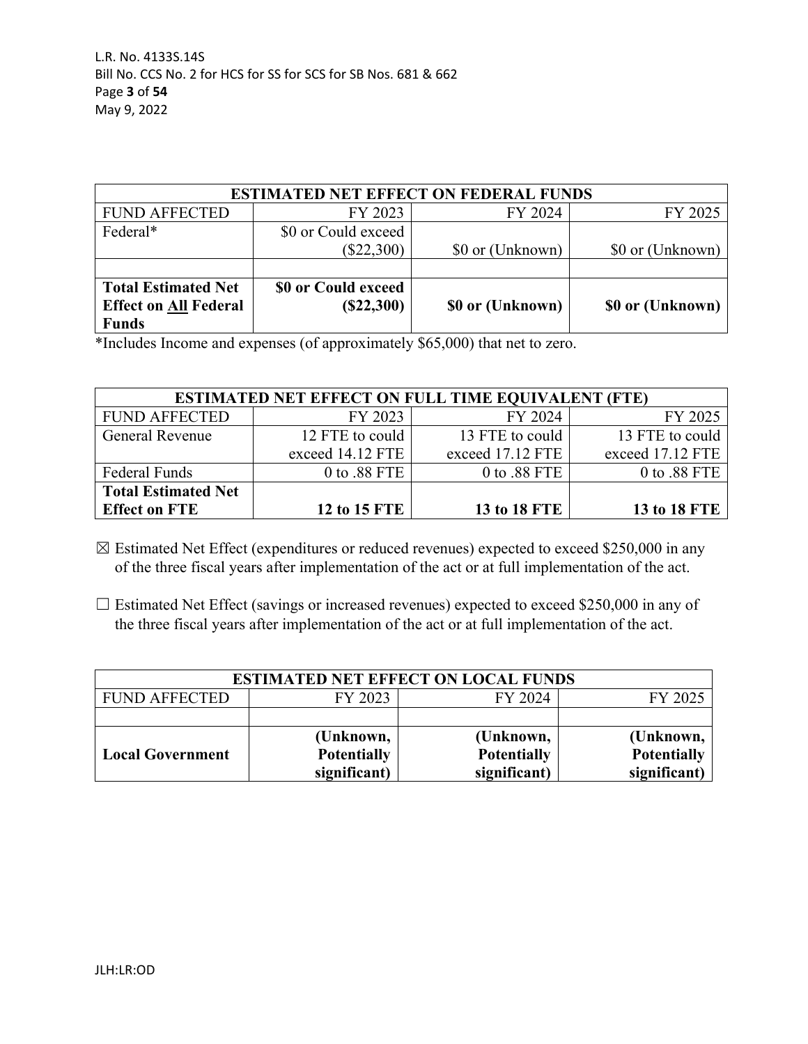| ESTIMATED NET EFFECT ON FEDERAL FUNDS | | | |
|---|---|---|---|
| FUND AFFECTED | FY 2023 | FY 2024 | FY 2025 |
| Federal* | $0 or Could exceed ($22,300) | $0 or (Unknown) | $0 or (Unknown) |
| | | | |
| **Total Estimated Net Effect on All Federal Funds** | **$0 or Could exceed ($22,300)** | **$0 or (Unknown)** | **$0 or (Unknown)** |

*Includes Income and expenses (of approximately $65,000) that net to zero.

| ESTIMATED NET EFFECT ON FULL TIME EQUIVALENT (FTE) | | | |
|---|---|---|---|
| FUND AFFECTED | FY 2023 | FY 2024 | FY 2025 |
| General Revenue | 12 FTE to could exceed 14.12 FTE | 13 FTE to could exceed 17.12 FTE | 13 FTE to could exceed 17.12 FTE |
| Federal Funds | 0 to .88 FTE | 0 to .88 FTE | 0 to .88 FTE |
| **Total Estimated Net Effect on FTE** | **12 to 15 FTE** | **13 to 18 FTE** | **13 to 18 FTE** |

☒ Estimated Net Effect (expenditures or reduced revenues) expected to exceed $250,000 in any of the three fiscal years after implementation of the act or at full implementation of the act.

☐ Estimated Net Effect (savings or increased revenues) expected to exceed $250,000 in any of the three fiscal years after implementation of the act or at full implementation of the act.

| ESTIMATED NET EFFECT ON LOCAL FUNDS | | | |
|---|---|---|---|
| FUND AFFECTED | FY 2023 | FY 2024 | FY 2025 |
| | | | |
| **Local Government** | **(Unknown, Potentially significant)** | **(Unknown, Potentially significant)** | **(Unknown, Potentially significant)** |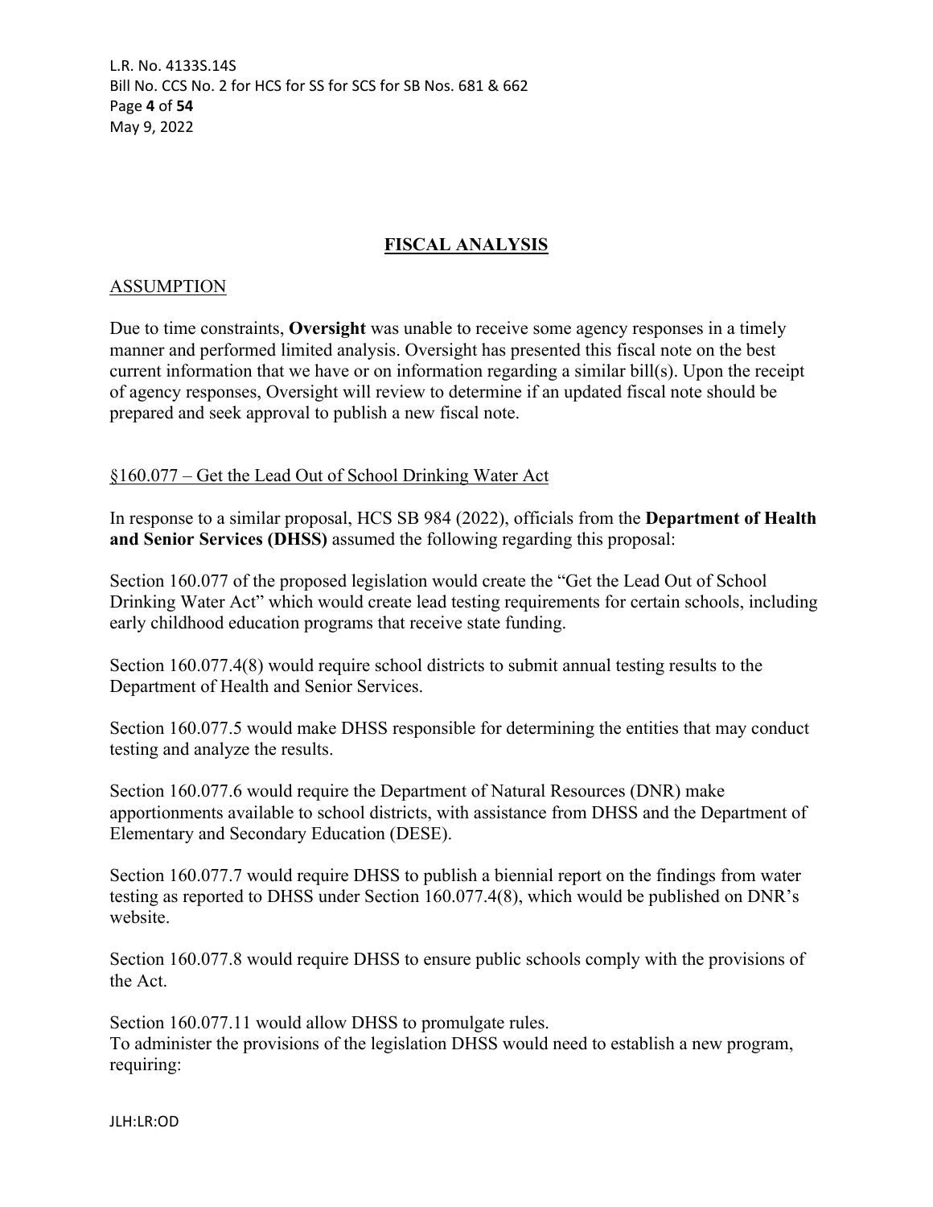## FISCAL ANALYSIS

### ASSUMPTION

Due to time constraints, **Oversight** was unable to receive some agency responses in a timely manner and performed limited analysis. Oversight has presented this fiscal note on the best current information that we have or on information regarding a similar bill(s). Upon the receipt of agency responses, Oversight will review to determine if an updated fiscal note should be prepared and seek approval to publish a new fiscal note.

§160.077 – Get the Lead Out of School Drinking Water Act

In response to a similar proposal, HCS SB 984 (2022), officials from the **Department of Health and Senior Services (DHSS)** assumed the following regarding this proposal:

Section 160.077 of the proposed legislation would create the "Get the Lead Out of School Drinking Water Act" which would create lead testing requirements for certain schools, including early childhood education programs that receive state funding.

Section 160.077.4(8) would require school districts to submit annual testing results to the Department of Health and Senior Services.

Section 160.077.5 would make DHSS responsible for determining the entities that may conduct testing and analyze the results.

Section 160.077.6 would require the Department of Natural Resources (DNR) make apportionments available to school districts, with assistance from DHSS and the Department of Elementary and Secondary Education (DESE).

Section 160.077.7 would require DHSS to publish a biennial report on the findings from water testing as reported to DHSS under Section 160.077.4(8), which would be published on DNR's website.

Section 160.077.8 would require DHSS to ensure public schools comply with the provisions of the Act.

Section 160.077.11 would allow DHSS to promulgate rules.
To administer the provisions of the legislation DHSS would need to establish a new program, requiring: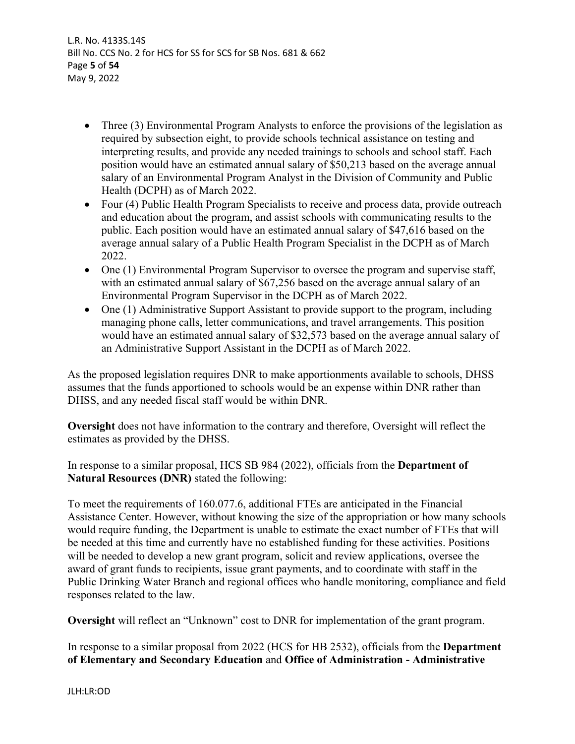- Three (3) Environmental Program Analysts to enforce the provisions of the legislation as required by subsection eight, to provide schools technical assistance on testing and interpreting results, and provide any needed trainings to schools and school staff. Each position would have an estimated annual salary of $50,213 based on the average annual salary of an Environmental Program Analyst in the Division of Community and Public Health (DCPH) as of March 2022.
- Four (4) Public Health Program Specialists to receive and process data, provide outreach and education about the program, and assist schools with communicating results to the public. Each position would have an estimated annual salary of $47,616 based on the average annual salary of a Public Health Program Specialist in the DCPH as of March 2022.
- One (1) Environmental Program Supervisor to oversee the program and supervise staff, with an estimated annual salary of $67,256 based on the average annual salary of an Environmental Program Supervisor in the DCPH as of March 2022.
- One (1) Administrative Support Assistant to provide support to the program, including managing phone calls, letter communications, and travel arrangements. This position would have an estimated annual salary of $32,573 based on the average annual salary of an Administrative Support Assistant in the DCPH as of March 2022.

As the proposed legislation requires DNR to make apportionments available to schools, DHSS assumes that the funds apportioned to schools would be an expense within DNR rather than DHSS, and any needed fiscal staff would be within DNR.

**Oversight** does not have information to the contrary and therefore, Oversight will reflect the estimates as provided by the DHSS.

In response to a similar proposal, HCS SB 984 (2022), officials from the **Department of Natural Resources (DNR)** stated the following:

To meet the requirements of 160.077.6, additional FTEs are anticipated in the Financial Assistance Center. However, without knowing the size of the appropriation or how many schools would require funding, the Department is unable to estimate the exact number of FTEs that will be needed at this time and currently have no established funding for these activities. Positions will be needed to develop a new grant program, solicit and review applications, oversee the award of grant funds to recipients, issue grant payments, and to coordinate with staff in the Public Drinking Water Branch and regional offices who handle monitoring, compliance and field responses related to the law.

**Oversight** will reflect an "Unknown" cost to DNR for implementation of the grant program.

In response to a similar proposal from 2022 (HCS for HB 2532), officials from the **Department of Elementary and Secondary Education** and **Office of Administration - Administrative**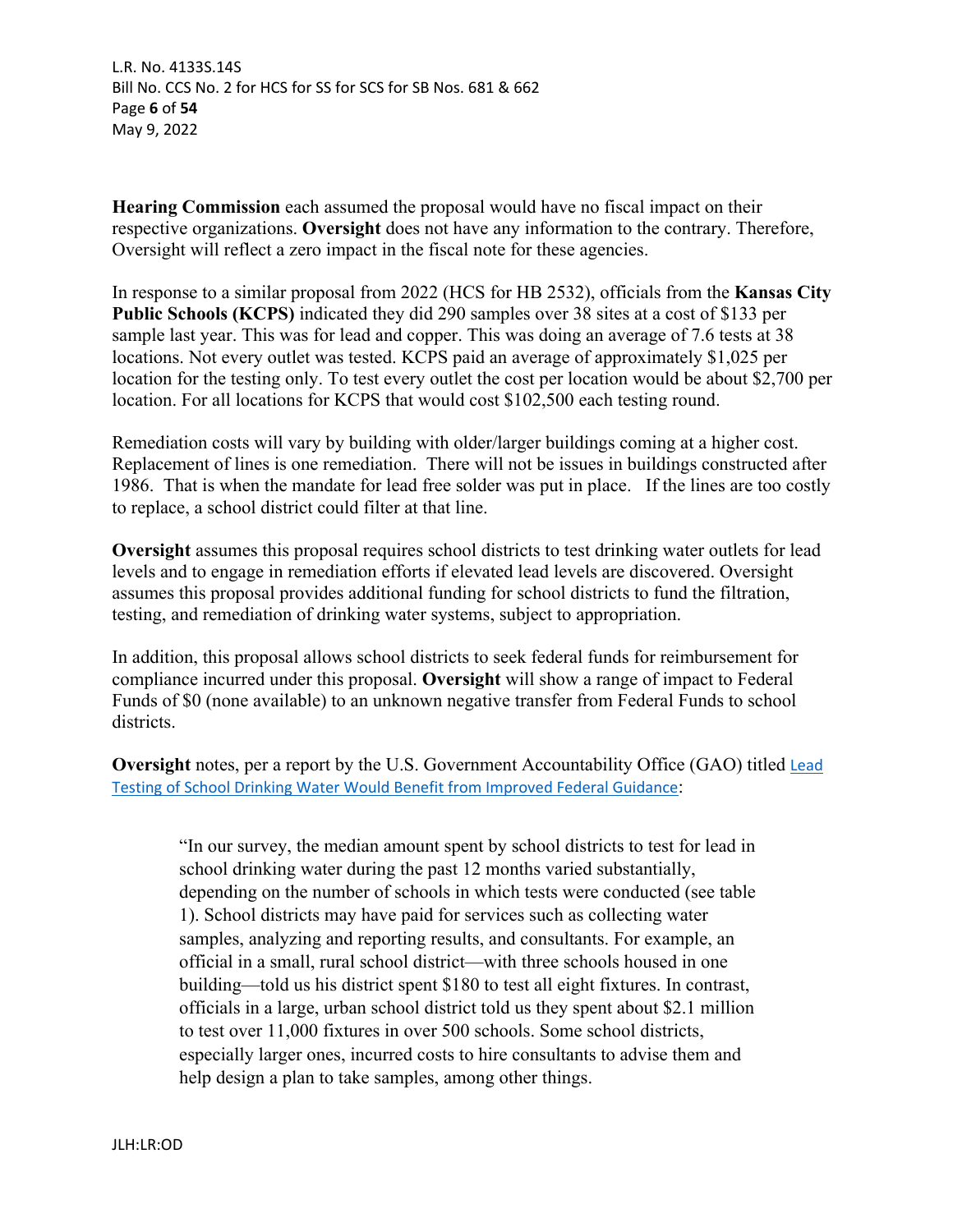**Hearing Commission** each assumed the proposal would have no fiscal impact on their respective organizations. **Oversight** does not have any information to the contrary. Therefore, Oversight will reflect a zero impact in the fiscal note for these agencies.

In response to a similar proposal from 2022 (HCS for HB 2532), officials from the **Kansas City Public Schools (KCPS)** indicated they did 290 samples over 38 sites at a cost of $133 per sample last year. This was for lead and copper. This was doing an average of 7.6 tests at 38 locations. Not every outlet was tested. KCPS paid an average of approximately $1,025 per location for the testing only. To test every outlet the cost per location would be about $2,700 per location. For all locations for KCPS that would cost $102,500 each testing round.

Remediation costs will vary by building with older/larger buildings coming at a higher cost. Replacement of lines is one remediation. There will not be issues in buildings constructed after 1986. That is when the mandate for lead free solder was put in place. If the lines are too costly to replace, a school district could filter at that line.

**Oversight** assumes this proposal requires school districts to test drinking water outlets for lead levels and to engage in remediation efforts if elevated lead levels are discovered. Oversight assumes this proposal provides additional funding for school districts to fund the filtration, testing, and remediation of drinking water systems, subject to appropriation.

In addition, this proposal allows school districts to seek federal funds for reimbursement for compliance incurred under this proposal. **Oversight** will show a range of impact to Federal Funds of $0 (none available) to an unknown negative transfer from Federal Funds to school districts.

**Oversight** notes, per a report by the U.S. Government Accountability Office (GAO) titled Lead Testing of School Drinking Water Would Benefit from Improved Federal Guidance:

> "In our survey, the median amount spent by school districts to test for lead in school drinking water during the past 12 months varied substantially, depending on the number of schools in which tests were conducted (see table 1). School districts may have paid for services such as collecting water samples, analyzing and reporting results, and consultants. For example, an official in a small, rural school district—with three schools housed in one building—told us his district spent $180 to test all eight fixtures. In contrast, officials in a large, urban school district told us they spent about $2.1 million to test over 11,000 fixtures in over 500 schools. Some school districts, especially larger ones, incurred costs to hire consultants to advise them and help design a plan to take samples, among other things.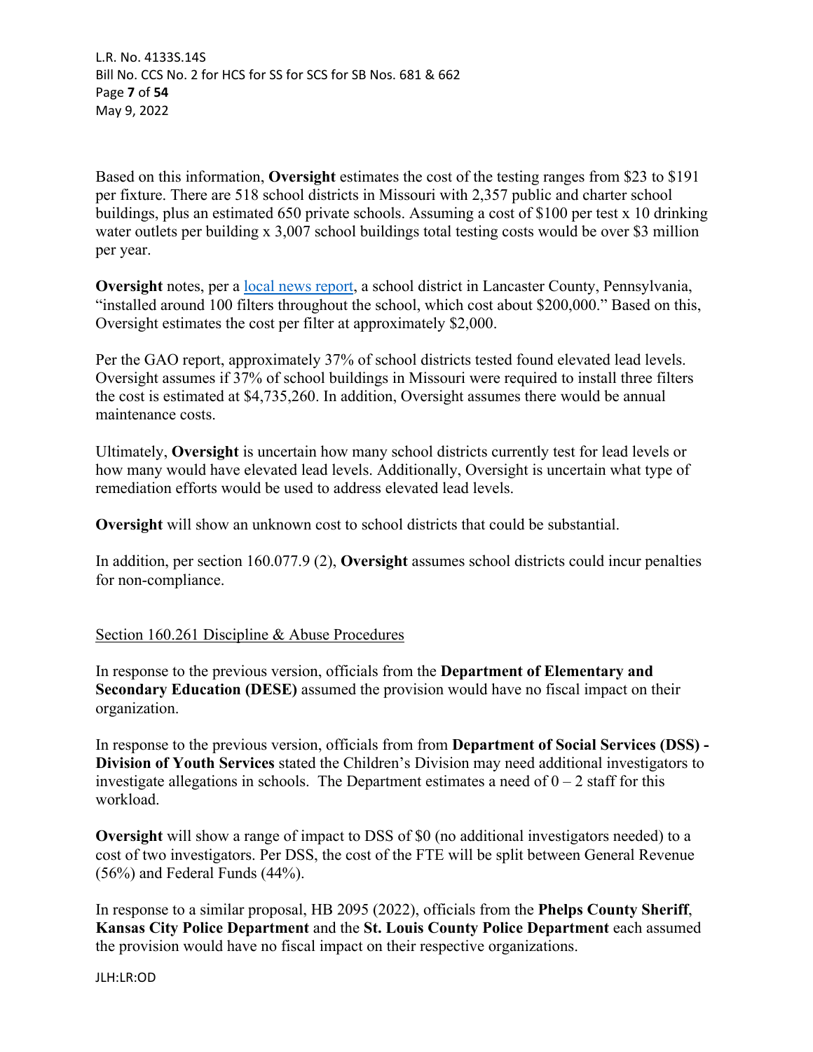Based on this information, **Oversight** estimates the cost of the testing ranges from $23 to $191 per fixture. There are 518 school districts in Missouri with 2,357 public and charter school buildings, plus an estimated 650 private schools. Assuming a cost of $100 per test x 10 drinking water outlets per building x 3,007 school buildings total testing costs would be over $3 million per year.

**Oversight** notes, per a [local news report](), a school district in Lancaster County, Pennsylvania, "installed around 100 filters throughout the school, which cost about $200,000." Based on this, Oversight estimates the cost per filter at approximately $2,000.

Per the GAO report, approximately 37% of school districts tested found elevated lead levels. Oversight assumes if 37% of school buildings in Missouri were required to install three filters the cost is estimated at $4,735,260. In addition, Oversight assumes there would be annual maintenance costs.

Ultimately, **Oversight** is uncertain how many school districts currently test for lead levels or how many would have elevated lead levels. Additionally, Oversight is uncertain what type of remediation efforts would be used to address elevated lead levels.

**Oversight** will show an unknown cost to school districts that could be substantial.

In addition, per section 160.077.9 (2), **Oversight** assumes school districts could incur penalties for non-compliance.

<u>Section 160.261 Discipline & Abuse Procedures</u>

In response to the previous version, officials from the **Department of Elementary and Secondary Education (DESE)** assumed the provision would have no fiscal impact on their organization.

In response to the previous version, officials from from **Department of Social Services (DSS) - Division of Youth Services** stated the Children's Division may need additional investigators to investigate allegations in schools. The Department estimates a need of 0 – 2 staff for this workload.

**Oversight** will show a range of impact to DSS of $0 (no additional investigators needed) to a cost of two investigators. Per DSS, the cost of the FTE will be split between General Revenue (56%) and Federal Funds (44%).

In response to a similar proposal, HB 2095 (2022), officials from the **Phelps County Sheriff**, **Kansas City Police Department** and the **St. Louis County Police Department** each assumed the provision would have no fiscal impact on their respective organizations.

JLH:LR:OD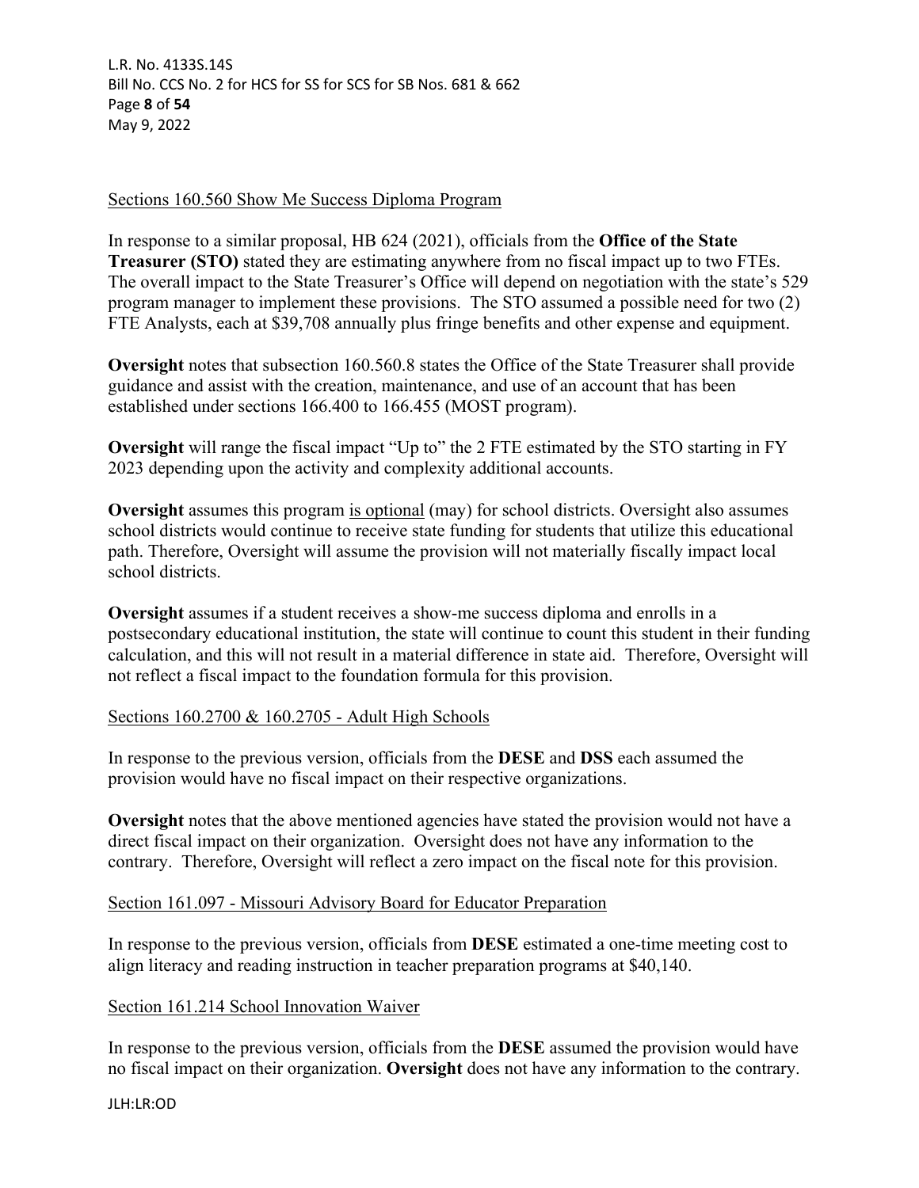Sections 160.560 Show Me Success Diploma Program

In response to a similar proposal, HB 624 (2021), officials from the **Office of the State Treasurer (STO)** stated they are estimating anywhere from no fiscal impact up to two FTEs. The overall impact to the State Treasurer's Office will depend on negotiation with the state's 529 program manager to implement these provisions. The STO assumed a possible need for two (2) FTE Analysts, each at $39,708 annually plus fringe benefits and other expense and equipment.

**Oversight** notes that subsection 160.560.8 states the Office of the State Treasurer shall provide guidance and assist with the creation, maintenance, and use of an account that has been established under sections 166.400 to 166.455 (MOST program).

**Oversight** will range the fiscal impact "Up to" the 2 FTE estimated by the STO starting in FY 2023 depending upon the activity and complexity additional accounts.

**Oversight** assumes this program is optional (may) for school districts. Oversight also assumes school districts would continue to receive state funding for students that utilize this educational path. Therefore, Oversight will assume the provision will not materially fiscally impact local school districts.

**Oversight** assumes if a student receives a show-me success diploma and enrolls in a postsecondary educational institution, the state will continue to count this student in their funding calculation, and this will not result in a material difference in state aid. Therefore, Oversight will not reflect a fiscal impact to the foundation formula for this provision.

Sections 160.2700 & 160.2705 - Adult High Schools

In response to the previous version, officials from the **DESE** and **DSS** each assumed the provision would have no fiscal impact on their respective organizations.

**Oversight** notes that the above mentioned agencies have stated the provision would not have a direct fiscal impact on their organization. Oversight does not have any information to the contrary. Therefore, Oversight will reflect a zero impact on the fiscal note for this provision.

Section 161.097 - Missouri Advisory Board for Educator Preparation

In response to the previous version, officials from **DESE** estimated a one-time meeting cost to align literacy and reading instruction in teacher preparation programs at $40,140.

Section 161.214 School Innovation Waiver

In response to the previous version, officials from the **DESE** assumed the provision would have no fiscal impact on their organization. **Oversight** does not have any information to the contrary.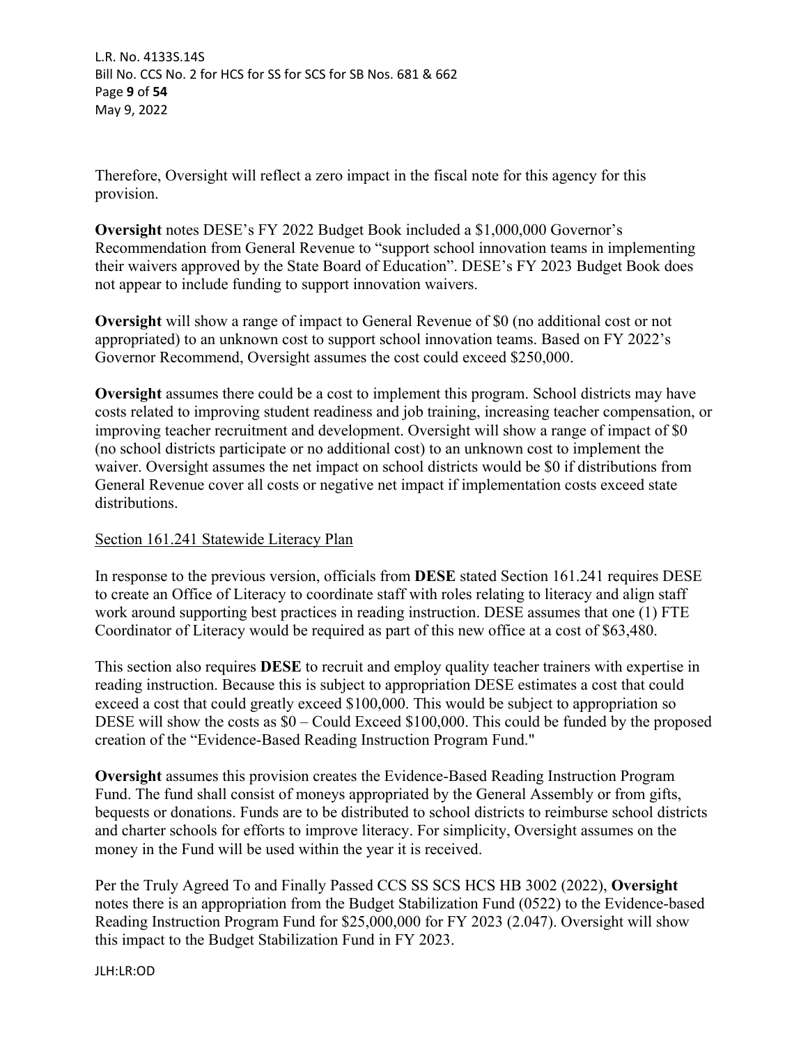Therefore, Oversight will reflect a zero impact in the fiscal note for this agency for this provision.

**Oversight** notes DESE's FY 2022 Budget Book included a $1,000,000 Governor's Recommendation from General Revenue to "support school innovation teams in implementing their waivers approved by the State Board of Education". DESE's FY 2023 Budget Book does not appear to include funding to support innovation waivers.

**Oversight** will show a range of impact to General Revenue of $0 (no additional cost or not appropriated) to an unknown cost to support school innovation teams. Based on FY 2022's Governor Recommend, Oversight assumes the cost could exceed $250,000.

**Oversight** assumes there could be a cost to implement this program. School districts may have costs related to improving student readiness and job training, increasing teacher compensation, or improving teacher recruitment and development. Oversight will show a range of impact of $0 (no school districts participate or no additional cost) to an unknown cost to implement the waiver. Oversight assumes the net impact on school districts would be $0 if distributions from General Revenue cover all costs or negative net impact if implementation costs exceed state distributions.

<u>Section 161.241 Statewide Literacy Plan</u>

In response to the previous version, officials from **DESE** stated Section 161.241 requires DESE to create an Office of Literacy to coordinate staff with roles relating to literacy and align staff work around supporting best practices in reading instruction. DESE assumes that one (1) FTE Coordinator of Literacy would be required as part of this new office at a cost of $63,480.

This section also requires **DESE** to recruit and employ quality teacher trainers with expertise in reading instruction. Because this is subject to appropriation DESE estimates a cost that could exceed a cost that could greatly exceed $100,000. This would be subject to appropriation so DESE will show the costs as $0 – Could Exceed $100,000. This could be funded by the proposed creation of the "Evidence-Based Reading Instruction Program Fund."

**Oversight** assumes this provision creates the Evidence-Based Reading Instruction Program Fund. The fund shall consist of moneys appropriated by the General Assembly or from gifts, bequests or donations. Funds are to be distributed to school districts to reimburse school districts and charter schools for efforts to improve literacy. For simplicity, Oversight assumes on the money in the Fund will be used within the year it is received.

Per the Truly Agreed To and Finally Passed CCS SS SCS HCS HB 3002 (2022), **Oversight** notes there is an appropriation from the Budget Stabilization Fund (0522) to the Evidence-based Reading Instruction Program Fund for $25,000,000 for FY 2023 (2.047). Oversight will show this impact to the Budget Stabilization Fund in FY 2023.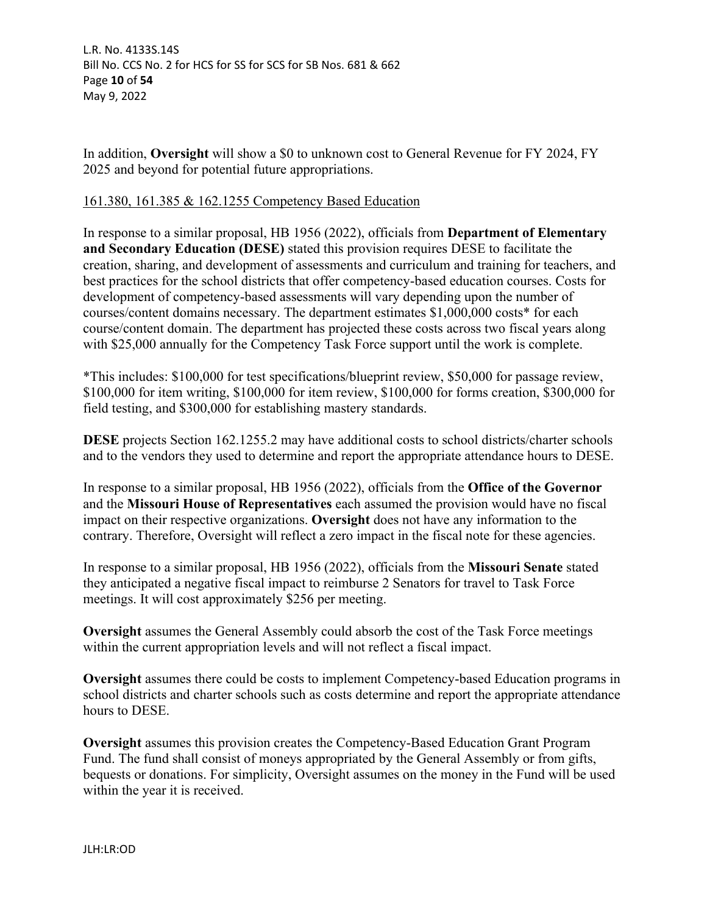In addition, **Oversight** will show a $0 to unknown cost to General Revenue for FY 2024, FY 2025 and beyond for potential future appropriations.

<u>161.380, 161.385 & 162.1255 Competency Based Education</u>

In response to a similar proposal, HB 1956 (2022), officials from **Department of Elementary and Secondary Education (DESE)** stated this provision requires DESE to facilitate the creation, sharing, and development of assessments and curriculum and training for teachers, and best practices for the school districts that offer competency-based education courses. Costs for development of competency-based assessments will vary depending upon the number of courses/content domains necessary. The department estimates $1,000,000 costs* for each course/content domain. The department has projected these costs across two fiscal years along with $25,000 annually for the Competency Task Force support until the work is complete.

*This includes: $100,000 for test specifications/blueprint review, $50,000 for passage review, $100,000 for item writing, $100,000 for item review, $100,000 for forms creation, $300,000 for field testing, and $300,000 for establishing mastery standards.

**DESE** projects Section 162.1255.2 may have additional costs to school districts/charter schools and to the vendors they used to determine and report the appropriate attendance hours to DESE.

In response to a similar proposal, HB 1956 (2022), officials from the **Office of the Governor** and the **Missouri House of Representatives** each assumed the provision would have no fiscal impact on their respective organizations. **Oversight** does not have any information to the contrary. Therefore, Oversight will reflect a zero impact in the fiscal note for these agencies.

In response to a similar proposal, HB 1956 (2022), officials from the **Missouri Senate** stated they anticipated a negative fiscal impact to reimburse 2 Senators for travel to Task Force meetings. It will cost approximately $256 per meeting.

**Oversight** assumes the General Assembly could absorb the cost of the Task Force meetings within the current appropriation levels and will not reflect a fiscal impact.

**Oversight** assumes there could be costs to implement Competency-based Education programs in school districts and charter schools such as costs determine and report the appropriate attendance hours to DESE.

**Oversight** assumes this provision creates the Competency-Based Education Grant Program Fund. The fund shall consist of moneys appropriated by the General Assembly or from gifts, bequests or donations. For simplicity, Oversight assumes on the money in the Fund will be used within the year it is received.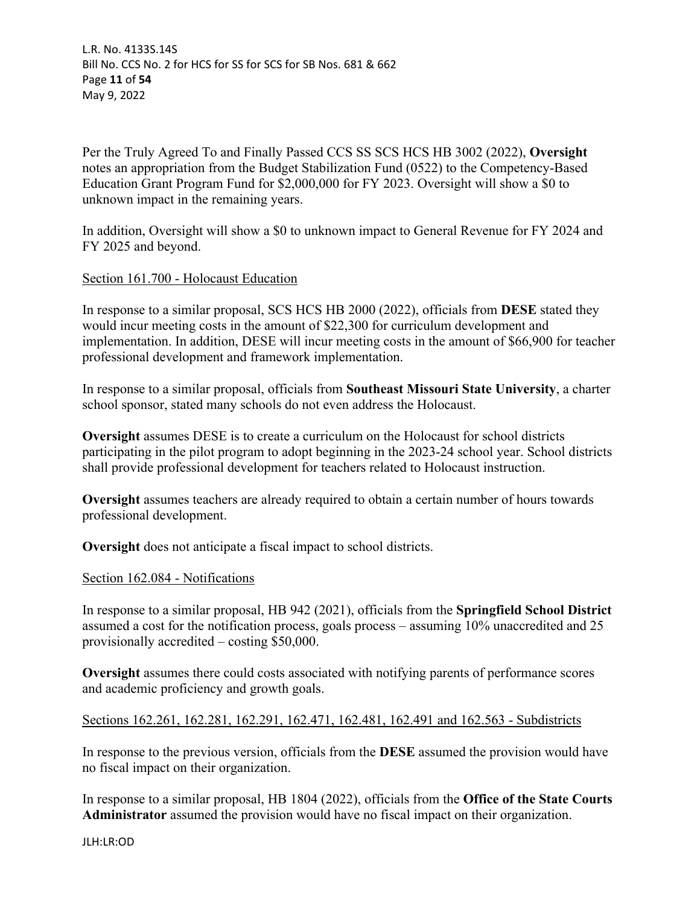Per the Truly Agreed To and Finally Passed CCS SS SCS HCS HB 3002 (2022), **Oversight** notes an appropriation from the Budget Stabilization Fund (0522) to the Competency-Based Education Grant Program Fund for $2,000,000 for FY 2023. Oversight will show a $0 to unknown impact in the remaining years.

In addition, Oversight will show a $0 to unknown impact to General Revenue for FY 2024 and FY 2025 and beyond.

<u>Section 161.700 - Holocaust Education</u>

In response to a similar proposal, SCS HCS HB 2000 (2022), officials from **DESE** stated they would incur meeting costs in the amount of $22,300 for curriculum development and implementation. In addition, DESE will incur meeting costs in the amount of $66,900 for teacher professional development and framework implementation.

In response to a similar proposal, officials from **Southeast Missouri State University**, a charter school sponsor, stated many schools do not even address the Holocaust.

**Oversight** assumes DESE is to create a curriculum on the Holocaust for school districts participating in the pilot program to adopt beginning in the 2023-24 school year. School districts shall provide professional development for teachers related to Holocaust instruction.

**Oversight** assumes teachers are already required to obtain a certain number of hours towards professional development.

**Oversight** does not anticipate a fiscal impact to school districts.

<u>Section 162.084 - Notifications</u>

In response to a similar proposal, HB 942 (2021), officials from the **Springfield School District** assumed a cost for the notification process, goals process – assuming 10% unaccredited and 25 provisionally accredited – costing $50,000.

**Oversight** assumes there could costs associated with notifying parents of performance scores and academic proficiency and growth goals.

<u>Sections 162.261, 162.281, 162.291, 162.471, 162.481, 162.491 and 162.563 - Subdistricts</u>

In response to the previous version, officials from the **DESE** assumed the provision would have no fiscal impact on their organization.

In response to a similar proposal, HB 1804 (2022), officials from the **Office of the State Courts Administrator** assumed the provision would have no fiscal impact on their organization.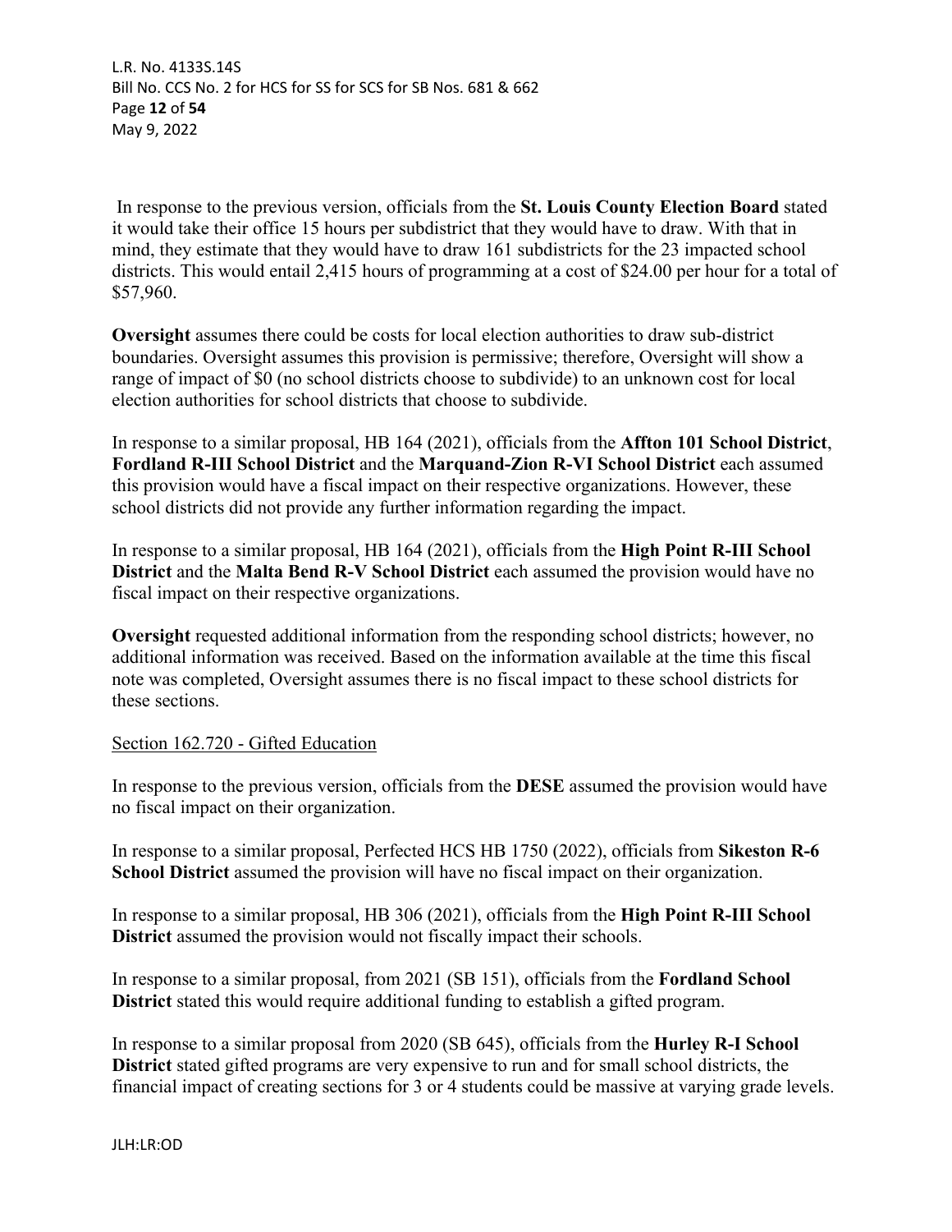In response to the previous version, officials from the **St. Louis County Election Board** stated it would take their office 15 hours per subdistrict that they would have to draw. With that in mind, they estimate that they would have to draw 161 subdistricts for the 23 impacted school districts. This would entail 2,415 hours of programming at a cost of $24.00 per hour for a total of $57,960.

**Oversight** assumes there could be costs for local election authorities to draw sub-district boundaries. Oversight assumes this provision is permissive; therefore, Oversight will show a range of impact of $0 (no school districts choose to subdivide) to an unknown cost for local election authorities for school districts that choose to subdivide.

In response to a similar proposal, HB 164 (2021), officials from the **Affton 101 School District**, **Fordland R-III School District** and the **Marquand-Zion R-VI School District** each assumed this provision would have a fiscal impact on their respective organizations. However, these school districts did not provide any further information regarding the impact.

In response to a similar proposal, HB 164 (2021), officials from the **High Point R-III School District** and the **Malta Bend R-V School District** each assumed the provision would have no fiscal impact on their respective organizations.

**Oversight** requested additional information from the responding school districts; however, no additional information was received. Based on the information available at the time this fiscal note was completed, Oversight assumes there is no fiscal impact to these school districts for these sections.

<u>Section 162.720 - Gifted Education</u>

In response to the previous version, officials from the **DESE** assumed the provision would have no fiscal impact on their organization.

In response to a similar proposal, Perfected HCS HB 1750 (2022), officials from **Sikeston R-6 School District** assumed the provision will have no fiscal impact on their organization.

In response to a similar proposal, HB 306 (2021), officials from the **High Point R-III School District** assumed the provision would not fiscally impact their schools.

In response to a similar proposal, from 2021 (SB 151), officials from the **Fordland School District** stated this would require additional funding to establish a gifted program.

In response to a similar proposal from 2020 (SB 645), officials from the **Hurley R-I School District** stated gifted programs are very expensive to run and for small school districts, the financial impact of creating sections for 3 or 4 students could be massive at varying grade levels.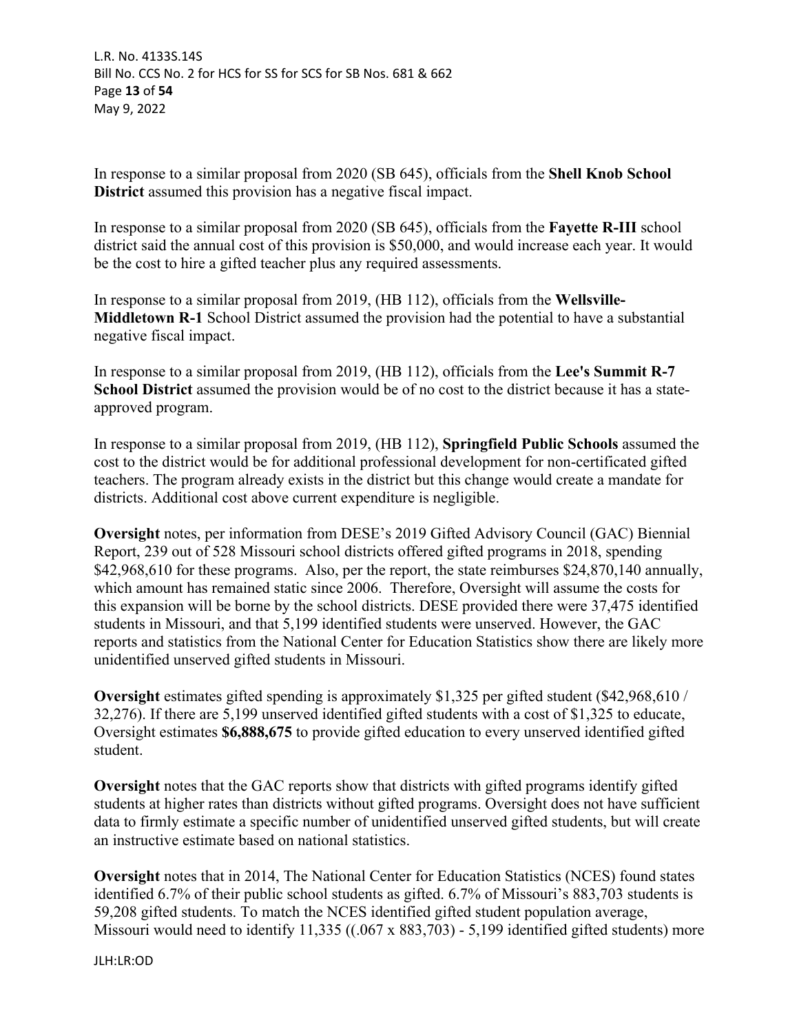In response to a similar proposal from 2020 (SB 645), officials from the **Shell Knob School District** assumed this provision has a negative fiscal impact.

In response to a similar proposal from 2020 (SB 645), officials from the **Fayette R-III** school district said the annual cost of this provision is $50,000, and would increase each year. It would be the cost to hire a gifted teacher plus any required assessments.

In response to a similar proposal from 2019, (HB 112), officials from the **Wellsville-Middletown R-1** School District assumed the provision had the potential to have a substantial negative fiscal impact.

In response to a similar proposal from 2019, (HB 112), officials from the **Lee's Summit R-7 School District** assumed the provision would be of no cost to the district because it has a state-approved program.

In response to a similar proposal from 2019, (HB 112), **Springfield Public Schools** assumed the cost to the district would be for additional professional development for non-certificated gifted teachers. The program already exists in the district but this change would create a mandate for districts. Additional cost above current expenditure is negligible.

**Oversight** notes, per information from DESE's 2019 Gifted Advisory Council (GAC) Biennial Report, 239 out of 528 Missouri school districts offered gifted programs in 2018, spending $42,968,610 for these programs. Also, per the report, the state reimburses $24,870,140 annually, which amount has remained static since 2006. Therefore, Oversight will assume the costs for this expansion will be borne by the school districts. DESE provided there were 37,475 identified students in Missouri, and that 5,199 identified students were unserved. However, the GAC reports and statistics from the National Center for Education Statistics show there are likely more unidentified unserved gifted students in Missouri.

**Oversight** estimates gifted spending is approximately $1,325 per gifted student ($42,968,610 / 32,276). If there are 5,199 unserved identified gifted students with a cost of $1,325 to educate, Oversight estimates **$6,888,675** to provide gifted education to every unserved identified gifted student.

**Oversight** notes that the GAC reports show that districts with gifted programs identify gifted students at higher rates than districts without gifted programs. Oversight does not have sufficient data to firmly estimate a specific number of unidentified unserved gifted students, but will create an instructive estimate based on national statistics.

**Oversight** notes that in 2014, The National Center for Education Statistics (NCES) found states identified 6.7% of their public school students as gifted. 6.7% of Missouri's 883,703 students is 59,208 gifted students. To match the NCES identified gifted student population average, Missouri would need to identify 11,335 ((.067 x 883,703) - 5,199 identified gifted students) more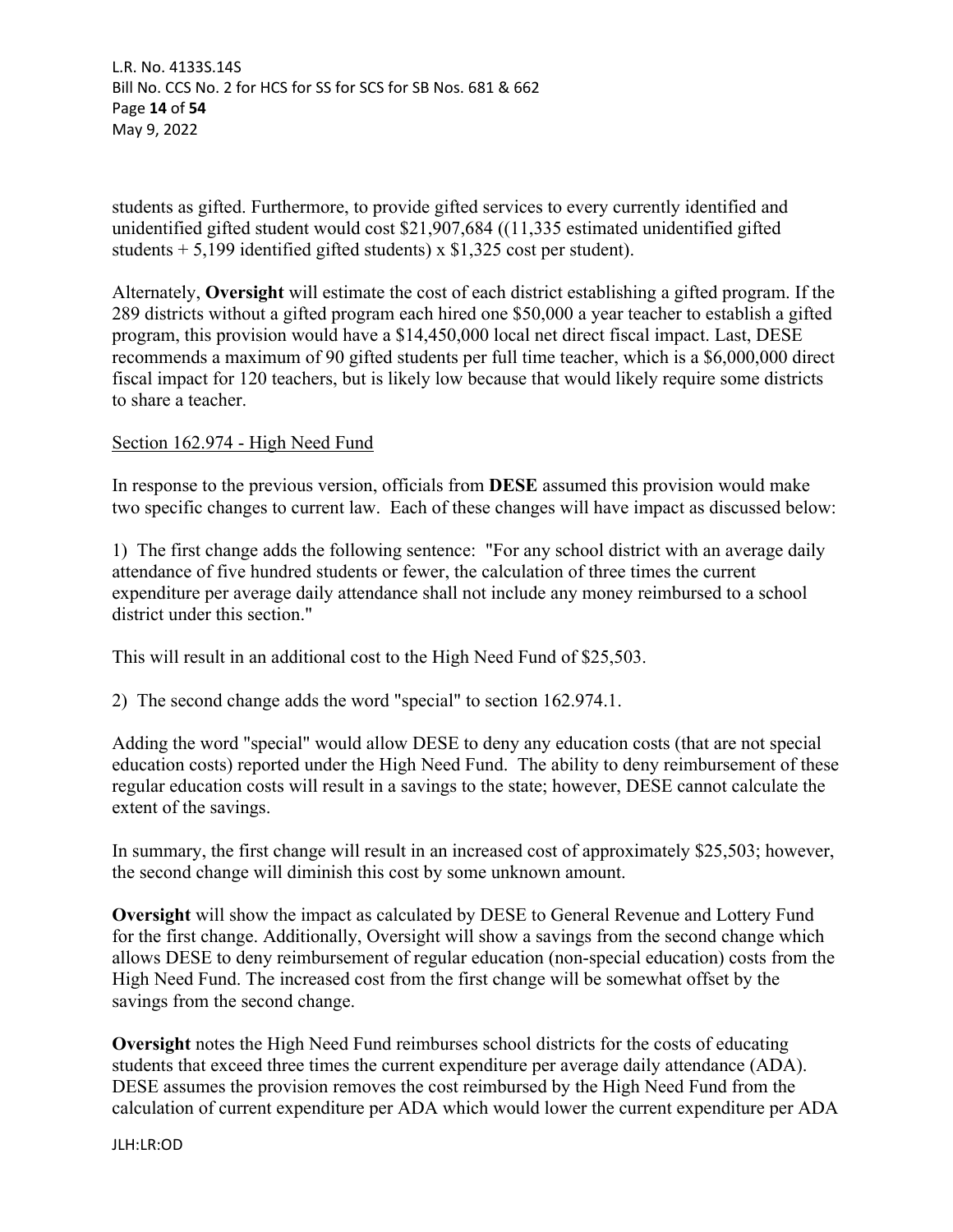students as gifted. Furthermore, to provide gifted services to every currently identified and unidentified gifted student would cost $21,907,684 ((11,335 estimated unidentified gifted students + 5,199 identified gifted students) x $1,325 cost per student).

Alternately, **Oversight** will estimate the cost of each district establishing a gifted program. If the 289 districts without a gifted program each hired one $50,000 a year teacher to establish a gifted program, this provision would have a $14,450,000 local net direct fiscal impact. Last, DESE recommends a maximum of 90 gifted students per full time teacher, which is a $6,000,000 direct fiscal impact for 120 teachers, but is likely low because that would likely require some districts to share a teacher.

<u>Section 162.974 - High Need Fund</u>

In response to the previous version, officials from **DESE** assumed this provision would make two specific changes to current law. Each of these changes will have impact as discussed below:

1) The first change adds the following sentence: "For any school district with an average daily attendance of five hundred students or fewer, the calculation of three times the current expenditure per average daily attendance shall not include any money reimbursed to a school district under this section."

This will result in an additional cost to the High Need Fund of $25,503.

2) The second change adds the word "special" to section 162.974.1.

Adding the word "special" would allow DESE to deny any education costs (that are not special education costs) reported under the High Need Fund. The ability to deny reimbursement of these regular education costs will result in a savings to the state; however, DESE cannot calculate the extent of the savings.

In summary, the first change will result in an increased cost of approximately $25,503; however, the second change will diminish this cost by some unknown amount.

**Oversight** will show the impact as calculated by DESE to General Revenue and Lottery Fund for the first change. Additionally, Oversight will show a savings from the second change which allows DESE to deny reimbursement of regular education (non-special education) costs from the High Need Fund. The increased cost from the first change will be somewhat offset by the savings from the second change.

**Oversight** notes the High Need Fund reimburses school districts for the costs of educating students that exceed three times the current expenditure per average daily attendance (ADA). DESE assumes the provision removes the cost reimbursed by the High Need Fund from the calculation of current expenditure per ADA which would lower the current expenditure per ADA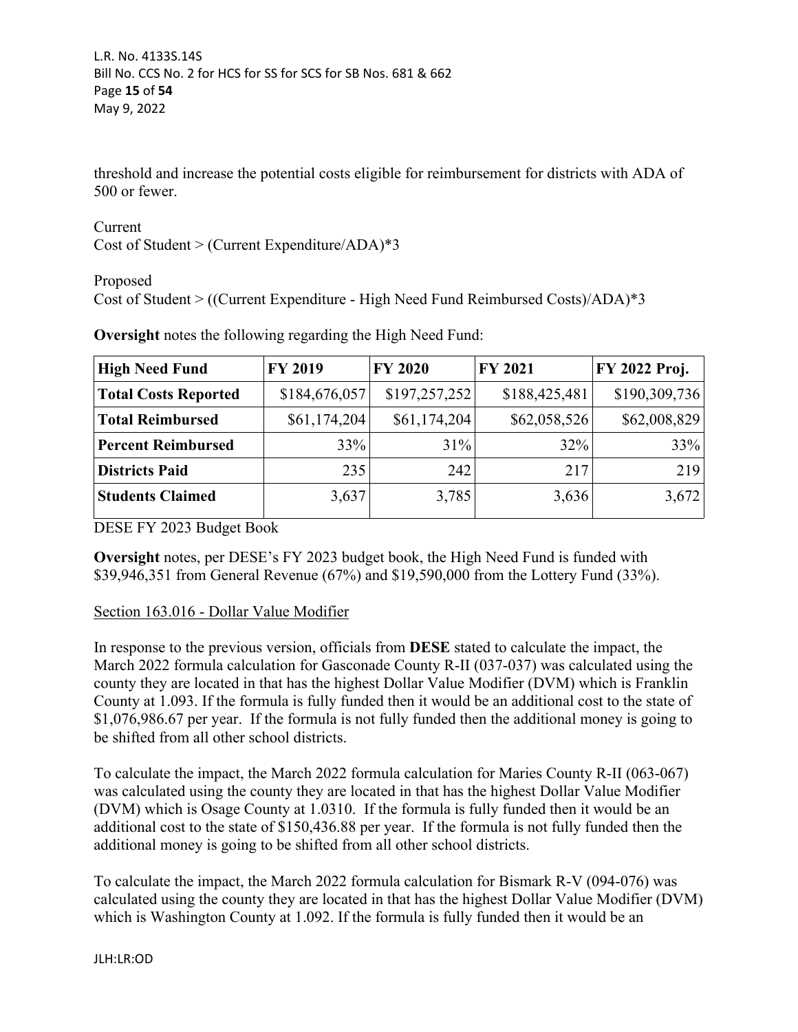threshold and increase the potential costs eligible for reimbursement for districts with ADA of 500 or fewer.

Current
Cost of Student > (Current Expenditure/ADA)*3

Proposed
Cost of Student > ((Current Expenditure - High Need Fund Reimbursed Costs)/ADA)*3

**Oversight** notes the following regarding the High Need Fund:

| High Need Fund | FY 2019 | FY 2020 | FY 2021 | FY 2022 Proj. |
|---|---|---|---|---|
| Total Costs Reported | $184,676,057 | $197,257,252 | $188,425,481 | $190,309,736 |
| Total Reimbursed | $61,174,204 | $61,174,204 | $62,058,526 | $62,008,829 |
| Percent Reimbursed | 33% | 31% | 32% | 33% |
| Districts Paid | 235 | 242 | 217 | 219 |
| Students Claimed | 3,637 | 3,785 | 3,636 | 3,672 |

DESE FY 2023 Budget Book

**Oversight** notes, per DESE's FY 2023 budget book, the High Need Fund is funded with $39,946,351 from General Revenue (67%) and $19,590,000 from the Lottery Fund (33%).

Section 163.016 - Dollar Value Modifier

In response to the previous version, officials from **DESE** stated to calculate the impact, the March 2022 formula calculation for Gasconade County R-II (037-037) was calculated using the county they are located in that has the highest Dollar Value Modifier (DVM) which is Franklin County at 1.093. If the formula is fully funded then it would be an additional cost to the state of $1,076,986.67 per year. If the formula is not fully funded then the additional money is going to be shifted from all other school districts.

To calculate the impact, the March 2022 formula calculation for Maries County R-II (063-067) was calculated using the county they are located in that has the highest Dollar Value Modifier (DVM) which is Osage County at 1.0310. If the formula is fully funded then it would be an additional cost to the state of $150,436.88 per year. If the formula is not fully funded then the additional money is going to be shifted from all other school districts.

To calculate the impact, the March 2022 formula calculation for Bismark R-V (094-076) was calculated using the county they are located in that has the highest Dollar Value Modifier (DVM) which is Washington County at 1.092. If the formula is fully funded then it would be an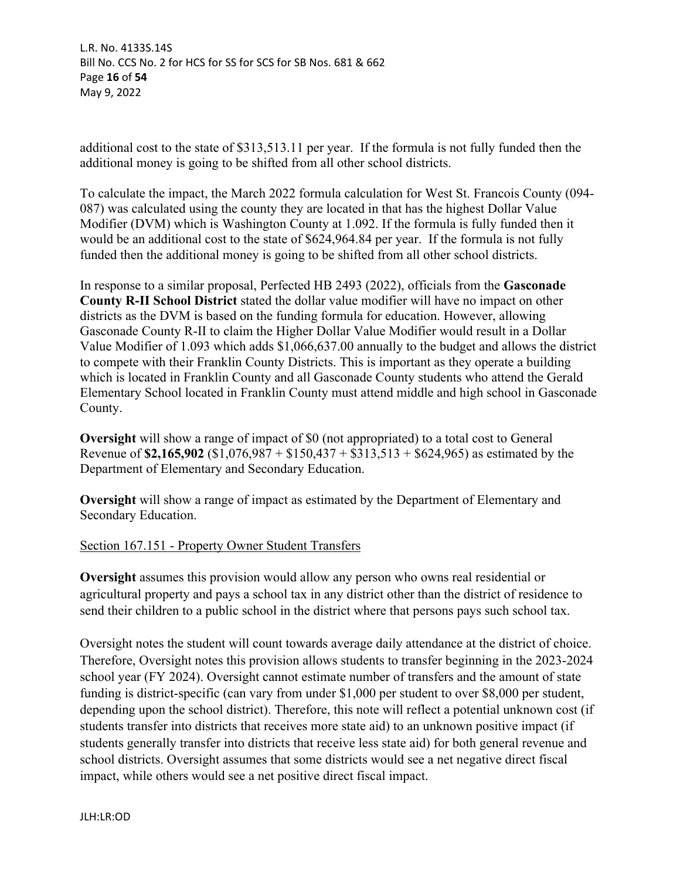additional cost to the state of $313,513.11 per year. If the formula is not fully funded then the additional money is going to be shifted from all other school districts.

To calculate the impact, the March 2022 formula calculation for West St. Francois County (094-087) was calculated using the county they are located in that has the highest Dollar Value Modifier (DVM) which is Washington County at 1.092. If the formula is fully funded then it would be an additional cost to the state of $624,964.84 per year. If the formula is not fully funded then the additional money is going to be shifted from all other school districts.

In response to a similar proposal, Perfected HB 2493 (2022), officials from the **Gasconade County R-II School District** stated the dollar value modifier will have no impact on other districts as the DVM is based on the funding formula for education. However, allowing Gasconade County R-II to claim the Higher Dollar Value Modifier would result in a Dollar Value Modifier of 1.093 which adds $1,066,637.00 annually to the budget and allows the district to compete with their Franklin County Districts. This is important as they operate a building which is located in Franklin County and all Gasconade County students who attend the Gerald Elementary School located in Franklin County must attend middle and high school in Gasconade County.

**Oversight** will show a range of impact of $0 (not appropriated) to a total cost to General Revenue of **$2,165,902** ($1,076,987 + $150,437 + $313,513 + $624,965) as estimated by the Department of Elementary and Secondary Education.

**Oversight** will show a range of impact as estimated by the Department of Elementary and Secondary Education.

<u>Section 167.151 - Property Owner Student Transfers</u>

**Oversight** assumes this provision would allow any person who owns real residential or agricultural property and pays a school tax in any district other than the district of residence to send their children to a public school in the district where that persons pays such school tax.

Oversight notes the student will count towards average daily attendance at the district of choice. Therefore, Oversight notes this provision allows students to transfer beginning in the 2023-2024 school year (FY 2024). Oversight cannot estimate number of transfers and the amount of state funding is district-specific (can vary from under $1,000 per student to over $8,000 per student, depending upon the school district). Therefore, this note will reflect a potential unknown cost (if students transfer into districts that receives more state aid) to an unknown positive impact (if students generally transfer into districts that receive less state aid) for both general revenue and school districts. Oversight assumes that some districts would see a net negative direct fiscal impact, while others would see a net positive direct fiscal impact.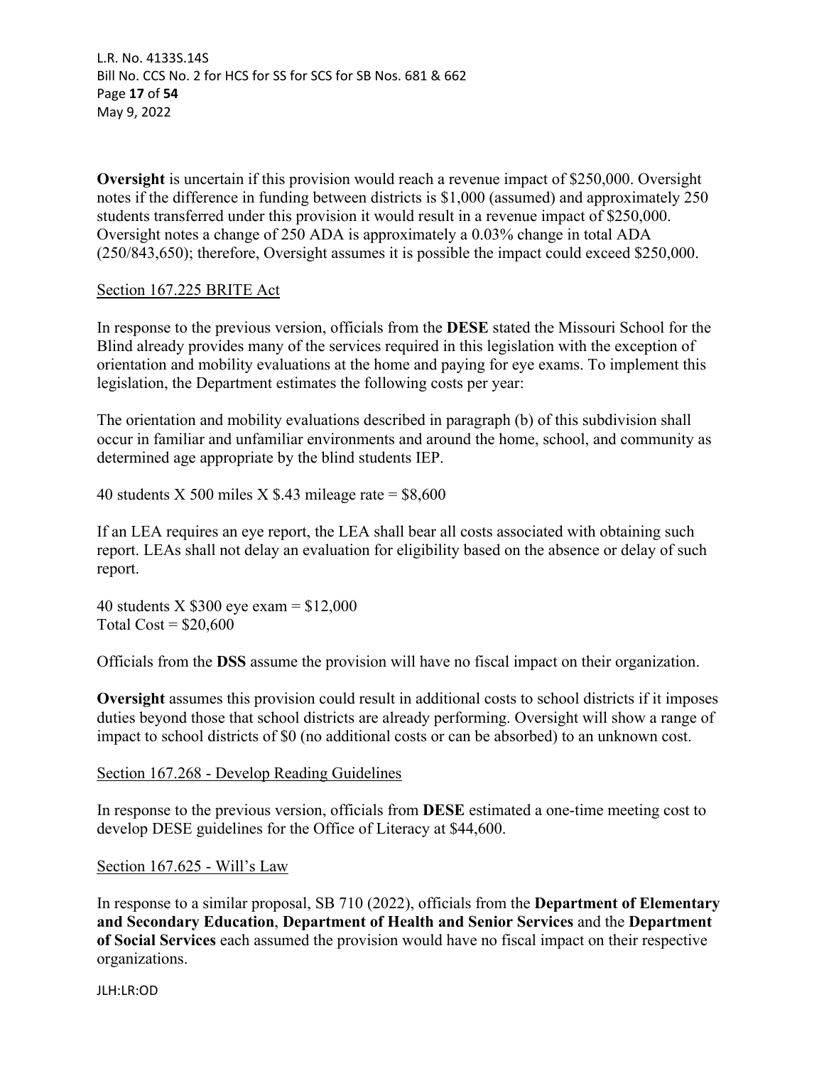**Oversight** is uncertain if this provision would reach a revenue impact of $250,000. Oversight notes if the difference in funding between districts is $1,000 (assumed) and approximately 250 students transferred under this provision it would result in a revenue impact of $250,000. Oversight notes a change of 250 ADA is approximately a 0.03% change in total ADA (250/843,650); therefore, Oversight assumes it is possible the impact could exceed $250,000.

<u>Section 167.225 BRITE Act</u>

In response to the previous version, officials from the **DESE** stated the Missouri School for the Blind already provides many of the services required in this legislation with the exception of orientation and mobility evaluations at the home and paying for eye exams. To implement this legislation, the Department estimates the following costs per year:

The orientation and mobility evaluations described in paragraph (b) of this subdivision shall occur in familiar and unfamiliar environments and around the home, school, and community as determined age appropriate by the blind students IEP.

40 students X 500 miles X $.43 mileage rate = $8,600

If an LEA requires an eye report, the LEA shall bear all costs associated with obtaining such report. LEAs shall not delay an evaluation for eligibility based on the absence or delay of such report.

40 students X $300 eye exam = $12,000
Total Cost = $20,600

Officials from the **DSS** assume the provision will have no fiscal impact on their organization.

**Oversight** assumes this provision could result in additional costs to school districts if it imposes duties beyond those that school districts are already performing. Oversight will show a range of impact to school districts of $0 (no additional costs or can be absorbed) to an unknown cost.

<u>Section 167.268 - Develop Reading Guidelines</u>

In response to the previous version, officials from **DESE** estimated a one-time meeting cost to develop DESE guidelines for the Office of Literacy at $44,600.

<u>Section 167.625 - Will's Law</u>

In response to a similar proposal, SB 710 (2022), officials from the **Department of Elementary and Secondary Education**, **Department of Health and Senior Services** and the **Department of Social Services** each assumed the provision would have no fiscal impact on their respective organizations.

JLH:LR:OD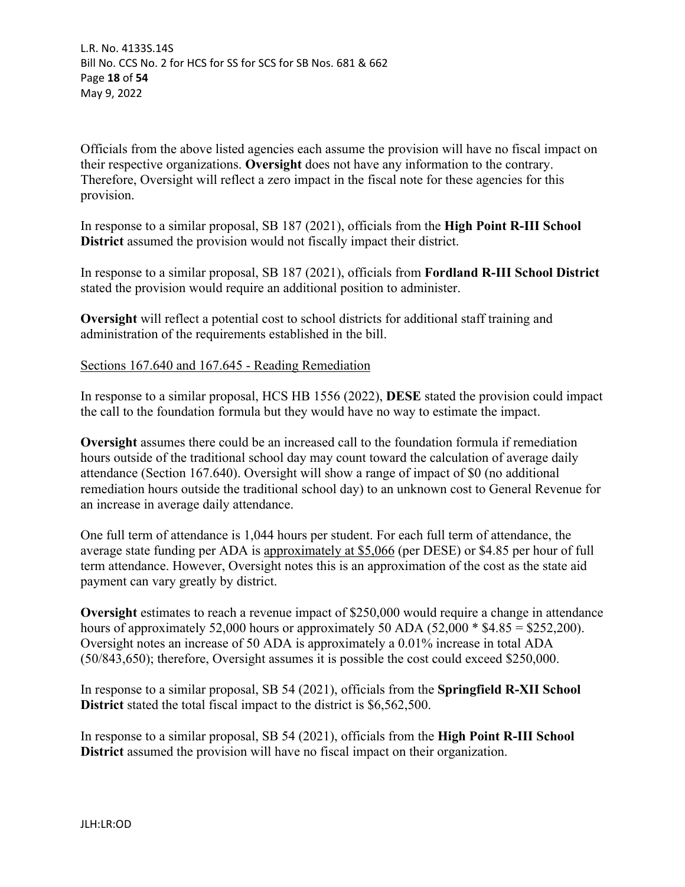Officials from the above listed agencies each assume the provision will have no fiscal impact on their respective organizations. **Oversight** does not have any information to the contrary. Therefore, Oversight will reflect a zero impact in the fiscal note for these agencies for this provision.

In response to a similar proposal, SB 187 (2021), officials from the **High Point R-III School District** assumed the provision would not fiscally impact their district.

In response to a similar proposal, SB 187 (2021), officials from **Fordland R-III School District** stated the provision would require an additional position to administer.

**Oversight** will reflect a potential cost to school districts for additional staff training and administration of the requirements established in the bill.

Sections 167.640 and 167.645 - Reading Remediation

In response to a similar proposal, HCS HB 1556 (2022), **DESE** stated the provision could impact the call to the foundation formula but they would have no way to estimate the impact.

**Oversight** assumes there could be an increased call to the foundation formula if remediation hours outside of the traditional school day may count toward the calculation of average daily attendance (Section 167.640). Oversight will show a range of impact of $0 (no additional remediation hours outside the traditional school day) to an unknown cost to General Revenue for an increase in average daily attendance.

One full term of attendance is 1,044 hours per student. For each full term of attendance, the average state funding per ADA is approximately at $5,066 (per DESE) or $4.85 per hour of full term attendance. However, Oversight notes this is an approximation of the cost as the state aid payment can vary greatly by district.

**Oversight** estimates to reach a revenue impact of $250,000 would require a change in attendance hours of approximately 52,000 hours or approximately 50 ADA (52,000 * $4.85 = $252,200). Oversight notes an increase of 50 ADA is approximately a 0.01% increase in total ADA (50/843,650); therefore, Oversight assumes it is possible the cost could exceed $250,000.

In response to a similar proposal, SB 54 (2021), officials from the **Springfield R-XII School District** stated the total fiscal impact to the district is $6,562,500.

In response to a similar proposal, SB 54 (2021), officials from the **High Point R-III School District** assumed the provision will have no fiscal impact on their organization.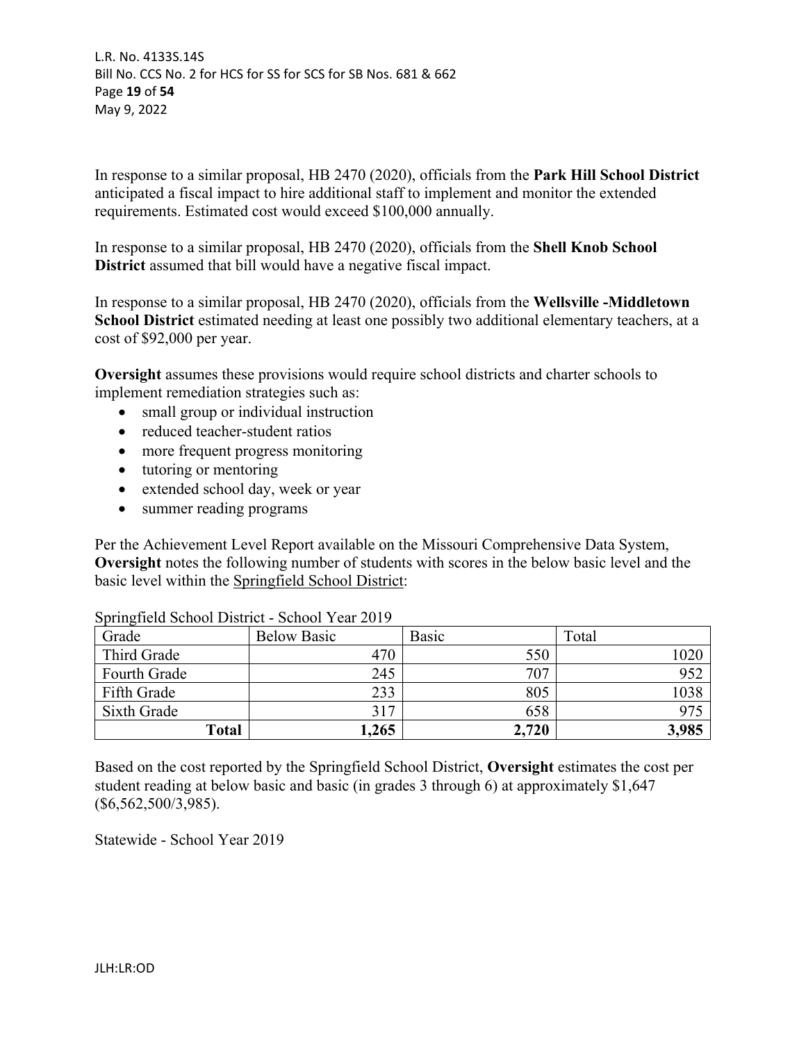In response to a similar proposal, HB 2470 (2020), officials from the **Park Hill School District** anticipated a fiscal impact to hire additional staff to implement and monitor the extended requirements. Estimated cost would exceed $100,000 annually.

In response to a similar proposal, HB 2470 (2020), officials from the **Shell Knob School District** assumed that bill would have a negative fiscal impact.

In response to a similar proposal, HB 2470 (2020), officials from the **Wellsville -Middletown School District** estimated needing at least one possibly two additional elementary teachers, at a cost of $92,000 per year.

**Oversight** assumes these provisions would require school districts and charter schools to implement remediation strategies such as:

- small group or individual instruction
- reduced teacher-student ratios
- more frequent progress monitoring
- tutoring or mentoring
- extended school day, week or year
- summer reading programs

Per the Achievement Level Report available on the Missouri Comprehensive Data System, **Oversight** notes the following number of students with scores in the below basic level and the basic level within the Springfield School District:

Springfield School District - School Year 2019

| Grade | Below Basic | Basic | Total |
|---|---|---|---|
| Third Grade | 470 | 550 | 1020 |
| Fourth Grade | 245 | 707 | 952 |
| Fifth Grade | 233 | 805 | 1038 |
| Sixth Grade | 317 | 658 | 975 |
| **Total** | **1,265** | **2,720** | **3,985** |

Based on the cost reported by the Springfield School District, **Oversight** estimates the cost per student reading at below basic and basic (in grades 3 through 6) at approximately $1,647 ($6,562,500/3,985).

Statewide - School Year 2019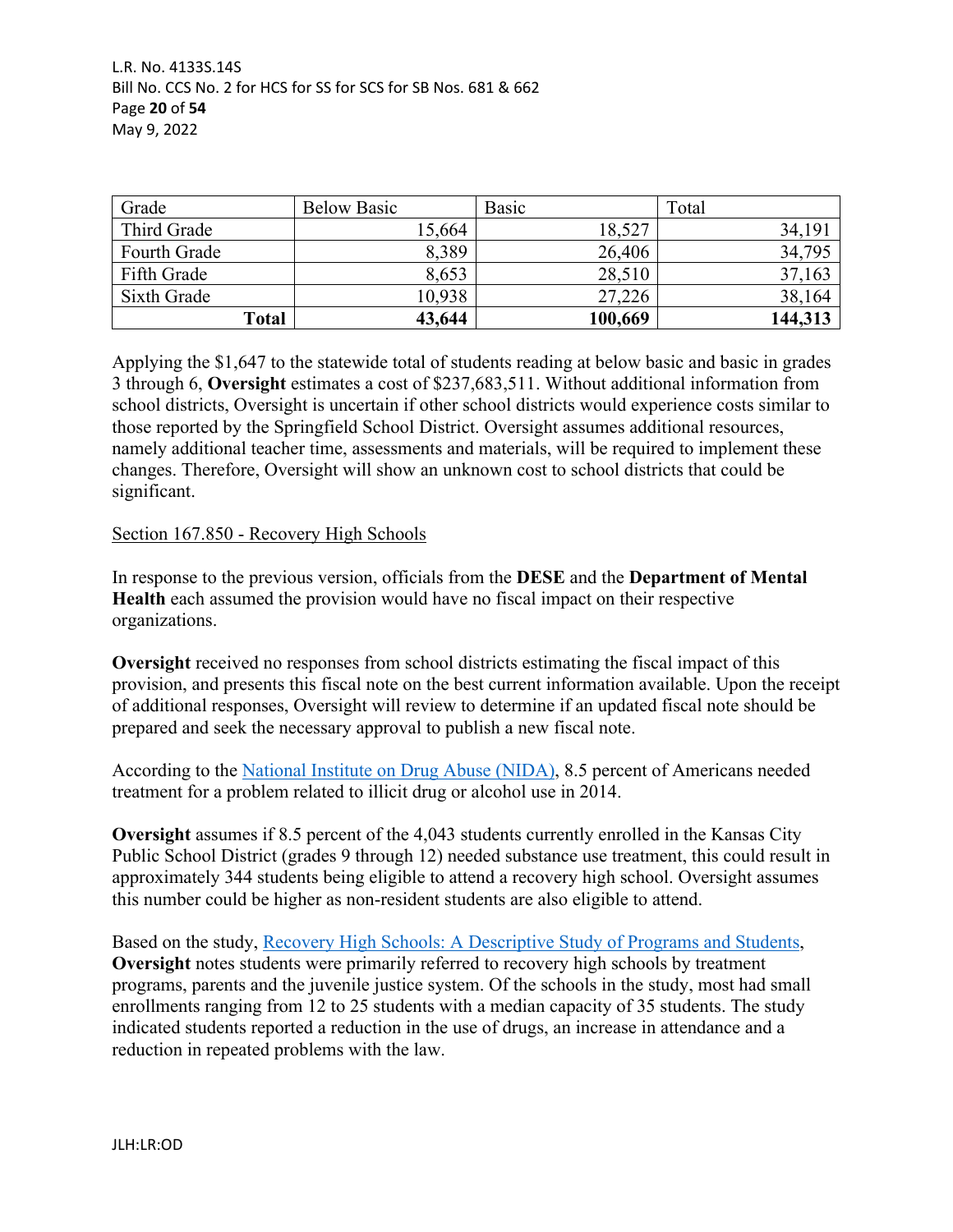| Grade | Below Basic | Basic | Total |
|---|---|---|---|
| Third Grade | 15,664 | 18,527 | 34,191 |
| Fourth Grade | 8,389 | 26,406 | 34,795 |
| Fifth Grade | 8,653 | 28,510 | 37,163 |
| Sixth Grade | 10,938 | 27,226 | 38,164 |
| **Total** | **43,644** | **100,669** | **144,313** |

Applying the $1,647 to the statewide total of students reading at below basic and basic in grades 3 through 6, **Oversight** estimates a cost of $237,683,511. Without additional information from school districts, Oversight is uncertain if other school districts would experience costs similar to those reported by the Springfield School District. Oversight assumes additional resources, namely additional teacher time, assessments and materials, will be required to implement these changes. Therefore, Oversight will show an unknown cost to school districts that could be significant.

Section 167.850 - Recovery High Schools

In response to the previous version, officials from the **DESE** and the **Department of Mental Health** each assumed the provision would have no fiscal impact on their respective organizations.

**Oversight** received no responses from school districts estimating the fiscal impact of this provision, and presents this fiscal note on the best current information available. Upon the receipt of additional responses, Oversight will review to determine if an updated fiscal note should be prepared and seek the necessary approval to publish a new fiscal note.

According to the National Institute on Drug Abuse (NIDA), 8.5 percent of Americans needed treatment for a problem related to illicit drug or alcohol use in 2014.

**Oversight** assumes if 8.5 percent of the 4,043 students currently enrolled in the Kansas City Public School District (grades 9 through 12) needed substance use treatment, this could result in approximately 344 students being eligible to attend a recovery high school. Oversight assumes this number could be higher as non-resident students are also eligible to attend.

Based on the study, Recovery High Schools: A Descriptive Study of Programs and Students, **Oversight** notes students were primarily referred to recovery high schools by treatment programs, parents and the juvenile justice system. Of the schools in the study, most had small enrollments ranging from 12 to 25 students with a median capacity of 35 students. The study indicated students reported a reduction in the use of drugs, an increase in attendance and a reduction in repeated problems with the law.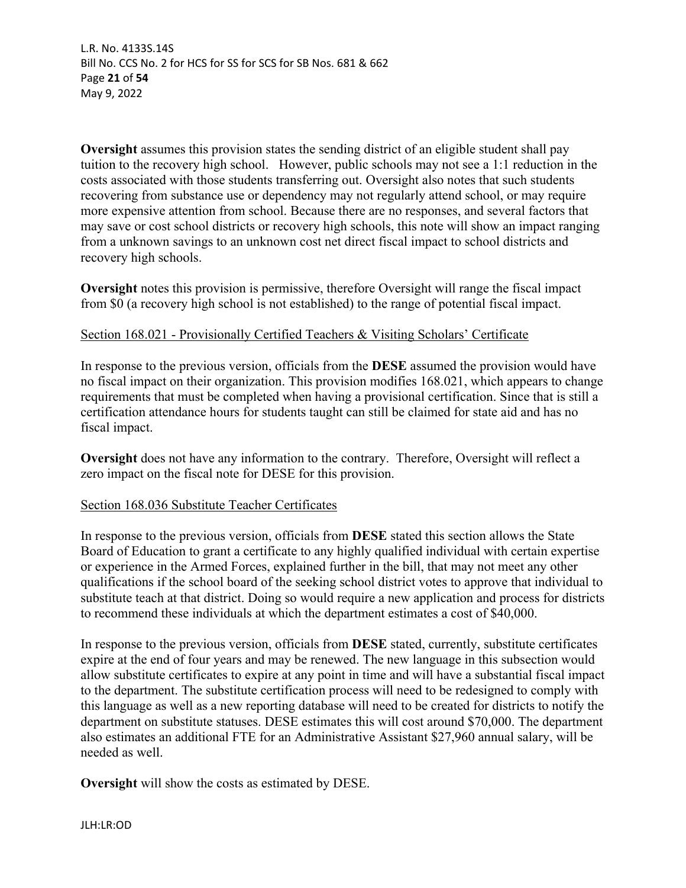**Oversight** assumes this provision states the sending district of an eligible student shall pay tuition to the recovery high school. However, public schools may not see a 1:1 reduction in the costs associated with those students transferring out. Oversight also notes that such students recovering from substance use or dependency may not regularly attend school, or may require more expensive attention from school. Because there are no responses, and several factors that may save or cost school districts or recovery high schools, this note will show an impact ranging from a unknown savings to an unknown cost net direct fiscal impact to school districts and recovery high schools.

**Oversight** notes this provision is permissive, therefore Oversight will range the fiscal impact from $0 (a recovery high school is not established) to the range of potential fiscal impact.

<u>Section 168.021 - Provisionally Certified Teachers & Visiting Scholars' Certificate</u>

In response to the previous version, officials from the **DESE** assumed the provision would have no fiscal impact on their organization. This provision modifies 168.021, which appears to change requirements that must be completed when having a provisional certification. Since that is still a certification attendance hours for students taught can still be claimed for state aid and has no fiscal impact.

**Oversight** does not have any information to the contrary. Therefore, Oversight will reflect a zero impact on the fiscal note for DESE for this provision.

<u>Section 168.036 Substitute Teacher Certificates</u>

In response to the previous version, officials from **DESE** stated this section allows the State Board of Education to grant a certificate to any highly qualified individual with certain expertise or experience in the Armed Forces, explained further in the bill, that may not meet any other qualifications if the school board of the seeking school district votes to approve that individual to substitute teach at that district. Doing so would require a new application and process for districts to recommend these individuals at which the department estimates a cost of $40,000.

In response to the previous version, officials from **DESE** stated, currently, substitute certificates expire at the end of four years and may be renewed. The new language in this subsection would allow substitute certificates to expire at any point in time and will have a substantial fiscal impact to the department. The substitute certification process will need to be redesigned to comply with this language as well as a new reporting database will need to be created for districts to notify the department on substitute statuses. DESE estimates this will cost around $70,000. The department also estimates an additional FTE for an Administrative Assistant $27,960 annual salary, will be needed as well.

**Oversight** will show the costs as estimated by DESE.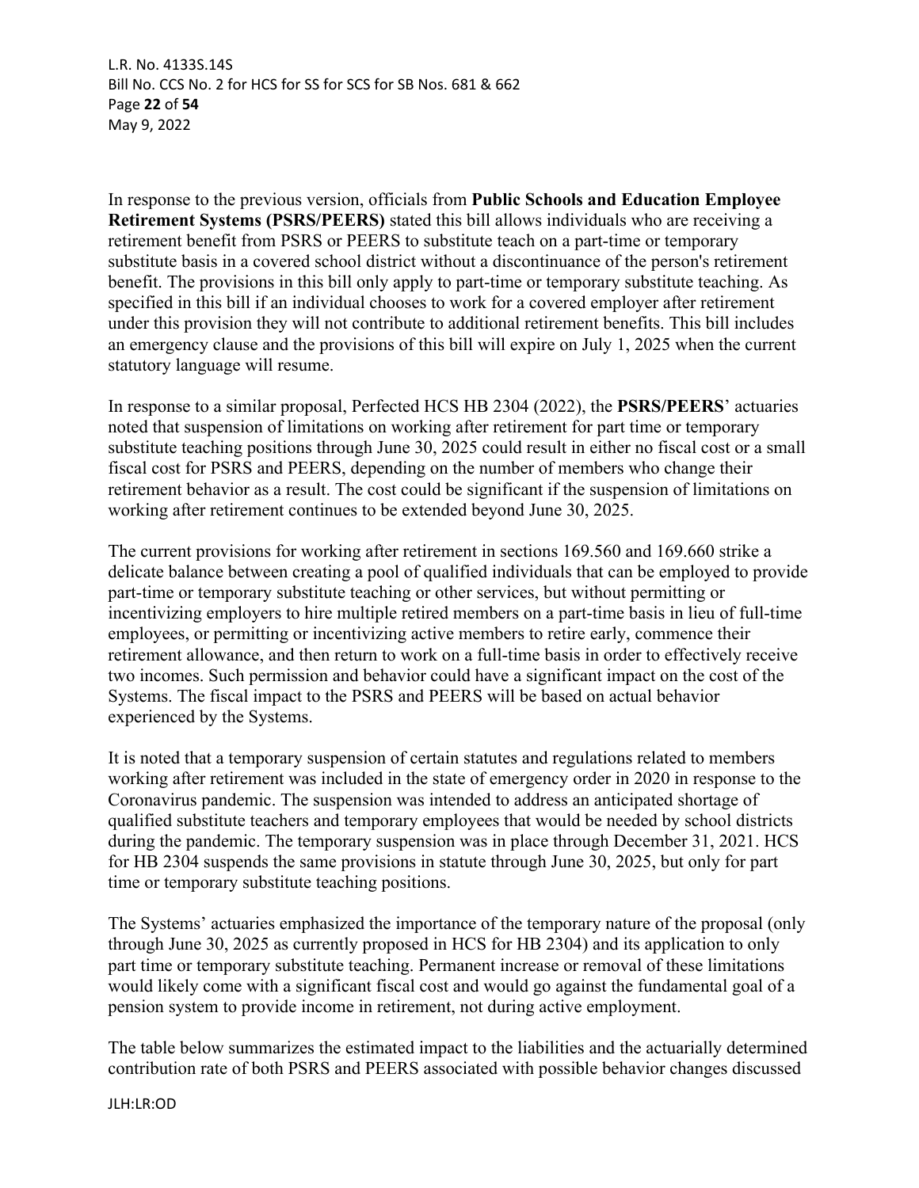In response to the previous version, officials from **Public Schools and Education Employee Retirement Systems (PSRS/PEERS)** stated this bill allows individuals who are receiving a retirement benefit from PSRS or PEERS to substitute teach on a part-time or temporary substitute basis in a covered school district without a discontinuance of the person's retirement benefit. The provisions in this bill only apply to part-time or temporary substitute teaching. As specified in this bill if an individual chooses to work for a covered employer after retirement under this provision they will not contribute to additional retirement benefits. This bill includes an emergency clause and the provisions of this bill will expire on July 1, 2025 when the current statutory language will resume.

In response to a similar proposal, Perfected HCS HB 2304 (2022), the **PSRS/PEERS**' actuaries noted that suspension of limitations on working after retirement for part time or temporary substitute teaching positions through June 30, 2025 could result in either no fiscal cost or a small fiscal cost for PSRS and PEERS, depending on the number of members who change their retirement behavior as a result. The cost could be significant if the suspension of limitations on working after retirement continues to be extended beyond June 30, 2025.

The current provisions for working after retirement in sections 169.560 and 169.660 strike a delicate balance between creating a pool of qualified individuals that can be employed to provide part-time or temporary substitute teaching or other services, but without permitting or incentivizing employers to hire multiple retired members on a part-time basis in lieu of full-time employees, or permitting or incentivizing active members to retire early, commence their retirement allowance, and then return to work on a full-time basis in order to effectively receive two incomes. Such permission and behavior could have a significant impact on the cost of the Systems. The fiscal impact to the PSRS and PEERS will be based on actual behavior experienced by the Systems.

It is noted that a temporary suspension of certain statutes and regulations related to members working after retirement was included in the state of emergency order in 2020 in response to the Coronavirus pandemic. The suspension was intended to address an anticipated shortage of qualified substitute teachers and temporary employees that would be needed by school districts during the pandemic. The temporary suspension was in place through December 31, 2021. HCS for HB 2304 suspends the same provisions in statute through June 30, 2025, but only for part time or temporary substitute teaching positions.

The Systems' actuaries emphasized the importance of the temporary nature of the proposal (only through June 30, 2025 as currently proposed in HCS for HB 2304) and its application to only part time or temporary substitute teaching. Permanent increase or removal of these limitations would likely come with a significant fiscal cost and would go against the fundamental goal of a pension system to provide income in retirement, not during active employment.

The table below summarizes the estimated impact to the liabilities and the actuarially determined contribution rate of both PSRS and PEERS associated with possible behavior changes discussed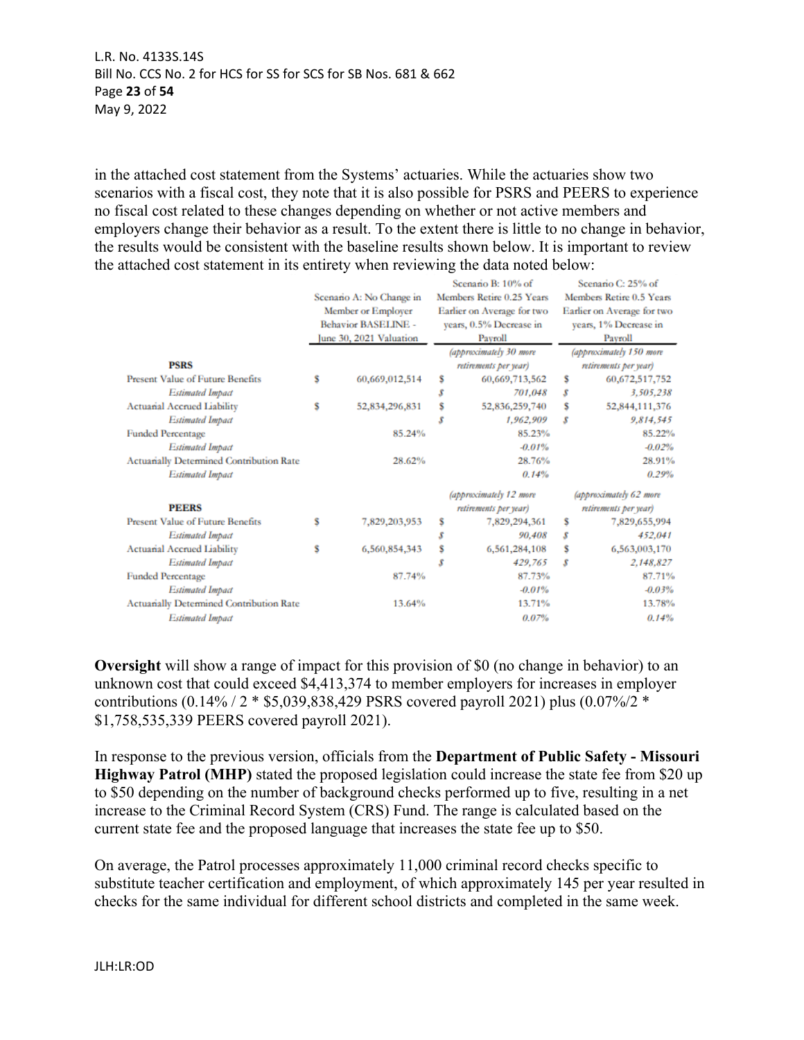in the attached cost statement from the Systems' actuaries. While the actuaries show two scenarios with a fiscal cost, they note that it is also possible for PSRS and PEERS to experience no fiscal cost related to these changes depending on whether or not active members and employers change their behavior as a result. To the extent there is little to no change in behavior, the results would be consistent with the baseline results shown below. It is important to review the attached cost statement in its entirety when reviewing the data noted below:

| | Scenario A: No Change in Member or Employer Behavior BASELINE - June 30, 2021 Valuation | Scenario B: 10% of Members Retire 0.25 Years Earlier on Average for two years, 0.5% Decrease in Payroll | Scenario C: 25% of Members Retire 0.5 Years Earlier on Average for two years, 1% Decrease in Payroll |
|---|---|---|---|
| **PSRS** | | *(approximately 30 more retirements per year)* | *(approximately 150 more retirements per year)* |
| Present Value of Future Benefits | $ 60,669,012,514 | $ 60,669,713,562 | $ 60,672,517,752 |
| *Estimated Impact* | | *$ 701,048* | *$ 3,505,238* |
| Actuarial Accrued Liability | $ 52,834,296,831 | $ 52,836,259,740 | $ 52,844,111,376 |
| *Estimated Impact* | | *$ 1,962,909* | *$ 9,814,545* |
| Funded Percentage | 85.24% | 85.23% | 85.22% |
| *Estimated Impact* | | *-0.01%* | *-0.02%* |
| Actuarially Determined Contribution Rate | 28.62% | 28.76% | 28.91% |
| *Estimated Impact* | | *0.14%* | *0.29%* |
| **PEERS** | | *(approximately 12 more retirements per year)* | *(approximately 62 more retirements per year)* |
| Present Value of Future Benefits | $ 7,829,203,953 | $ 7,829,294,361 | $ 7,829,655,994 |
| *Estimated Impact* | | *$ 90,408* | *$ 452,041* |
| Actuarial Accrued Liability | $ 6,560,854,343 | $ 6,561,284,108 | $ 6,563,003,170 |
| *Estimated Impact* | | *$ 429,765* | *$ 2,148,827* |
| Funded Percentage | 87.74% | 87.73% | 87.71% |
| *Estimated Impact* | | *-0.01%* | *-0.03%* |
| Actuarially Determined Contribution Rate | 13.64% | 13.71% | 13.78% |
| *Estimated Impact* | | *0.07%* | *0.14%* |

**Oversight** will show a range of impact for this provision of $0 (no change in behavior) to an unknown cost that could exceed $4,413,374 to member employers for increases in employer contributions (0.14% / 2 * $5,039,838,429 PSRS covered payroll 2021) plus (0.07%/2 * $1,758,535,339 PEERS covered payroll 2021).

In response to the previous version, officials from the **Department of Public Safety - Missouri Highway Patrol (MHP)** stated the proposed legislation could increase the state fee from $20 up to $50 depending on the number of background checks performed up to five, resulting in a net increase to the Criminal Record System (CRS) Fund. The range is calculated based on the current state fee and the proposed language that increases the state fee up to $50.

On average, the Patrol processes approximately 11,000 criminal record checks specific to substitute teacher certification and employment, of which approximately 145 per year resulted in checks for the same individual for different school districts and completed in the same week.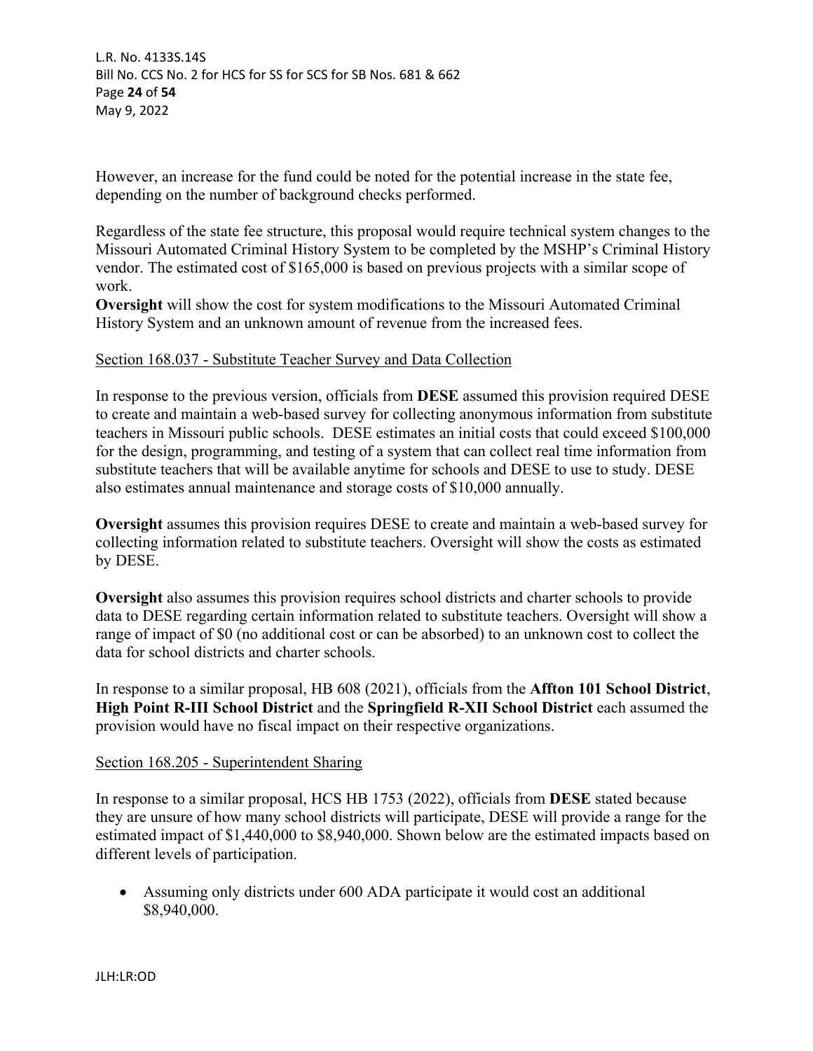However, an increase for the fund could be noted for the potential increase in the state fee, depending on the number of background checks performed.

Regardless of the state fee structure, this proposal would require technical system changes to the Missouri Automated Criminal History System to be completed by the MSHP's Criminal History vendor. The estimated cost of $165,000 is based on previous projects with a similar scope of work.
**Oversight** will show the cost for system modifications to the Missouri Automated Criminal History System and an unknown amount of revenue from the increased fees.

Section 168.037 - Substitute Teacher Survey and Data Collection

In response to the previous version, officials from **DESE** assumed this provision required DESE to create and maintain a web-based survey for collecting anonymous information from substitute teachers in Missouri public schools. DESE estimates an initial costs that could exceed $100,000 for the design, programming, and testing of a system that can collect real time information from substitute teachers that will be available anytime for schools and DESE to use to study. DESE also estimates annual maintenance and storage costs of $10,000 annually.

**Oversight** assumes this provision requires DESE to create and maintain a web-based survey for collecting information related to substitute teachers. Oversight will show the costs as estimated by DESE.

**Oversight** also assumes this provision requires school districts and charter schools to provide data to DESE regarding certain information related to substitute teachers. Oversight will show a range of impact of $0 (no additional cost or can be absorbed) to an unknown cost to collect the data for school districts and charter schools.

In response to a similar proposal, HB 608 (2021), officials from the **Affton 101 School District**, **High Point R-III School District** and the **Springfield R-XII School District** each assumed the provision would have no fiscal impact on their respective organizations.

Section 168.205 - Superintendent Sharing

In response to a similar proposal, HCS HB 1753 (2022), officials from **DESE** stated because they are unsure of how many school districts will participate, DESE will provide a range for the estimated impact of $1,440,000 to $8,940,000. Shown below are the estimated impacts based on different levels of participation.

- Assuming only districts under 600 ADA participate it would cost an additional $8,940,000.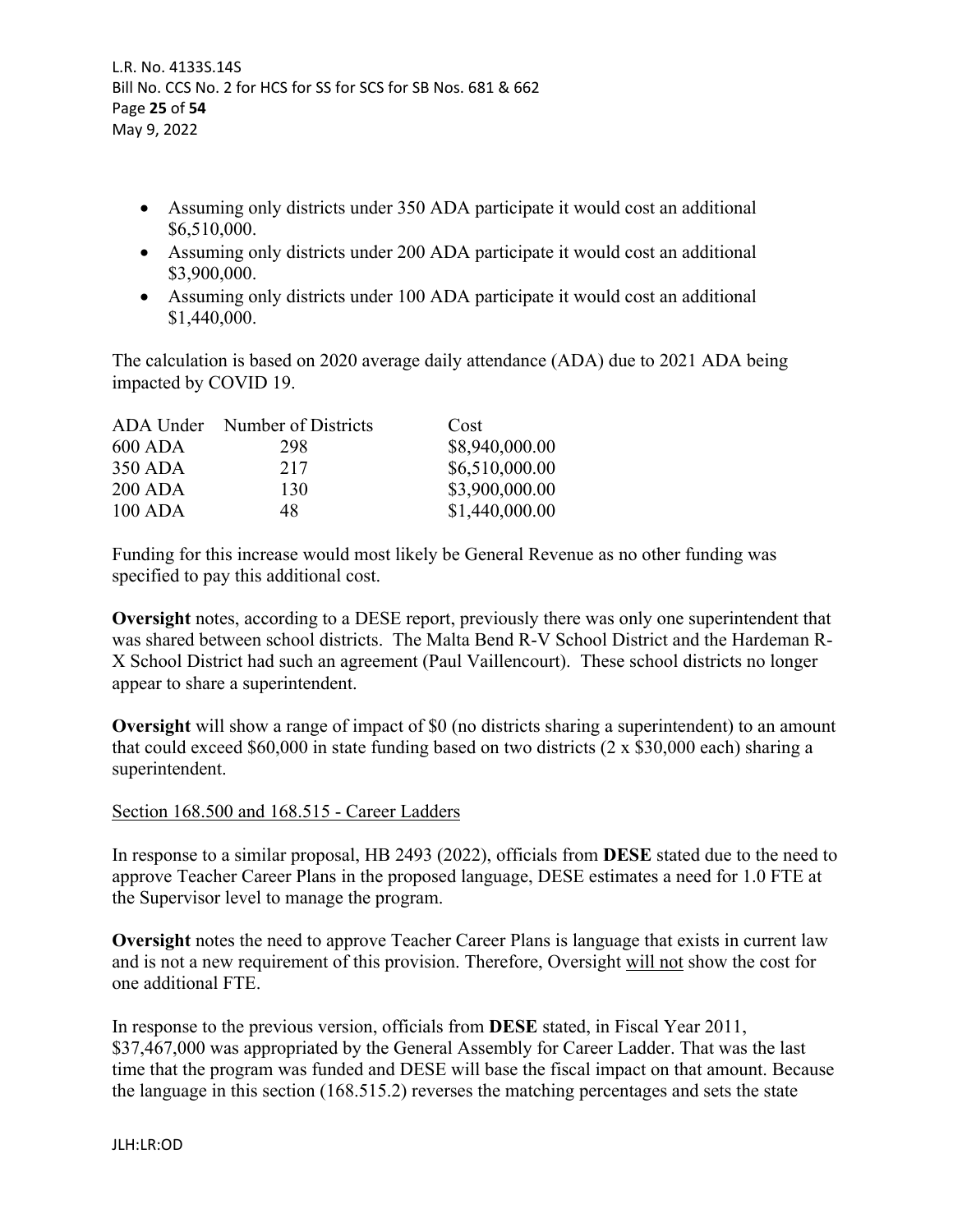- Assuming only districts under 350 ADA participate it would cost an additional $6,510,000.
- Assuming only districts under 200 ADA participate it would cost an additional $3,900,000.
- Assuming only districts under 100 ADA participate it would cost an additional $1,440,000.

The calculation is based on 2020 average daily attendance (ADA) due to 2021 ADA being impacted by COVID 19.

| ADA Under | Number of Districts | Cost |
|---|---|---|
| 600 ADA | 298 | $8,940,000.00 |
| 350 ADA | 217 | $6,510,000.00 |
| 200 ADA | 130 | $3,900,000.00 |
| 100 ADA | 48 | $1,440,000.00 |

Funding for this increase would most likely be General Revenue as no other funding was specified to pay this additional cost.

**Oversight** notes, according to a DESE report, previously there was only one superintendent that was shared between school districts. The Malta Bend R-V School District and the Hardeman R-X School District had such an agreement (Paul Vaillencourt). These school districts no longer appear to share a superintendent.

**Oversight** will show a range of impact of $0 (no districts sharing a superintendent) to an amount that could exceed $60,000 in state funding based on two districts (2 x $30,000 each) sharing a superintendent.

<u>Section 168.500 and 168.515 - Career Ladders</u>

In response to a similar proposal, HB 2493 (2022), officials from **DESE** stated due to the need to approve Teacher Career Plans in the proposed language, DESE estimates a need for 1.0 FTE at the Supervisor level to manage the program.

**Oversight** notes the need to approve Teacher Career Plans is language that exists in current law and is not a new requirement of this provision. Therefore, Oversight <u>will not</u> show the cost for one additional FTE.

In response to the previous version, officials from **DESE** stated, in Fiscal Year 2011, $37,467,000 was appropriated by the General Assembly for Career Ladder. That was the last time that the program was funded and DESE will base the fiscal impact on that amount. Because the language in this section (168.515.2) reverses the matching percentages and sets the state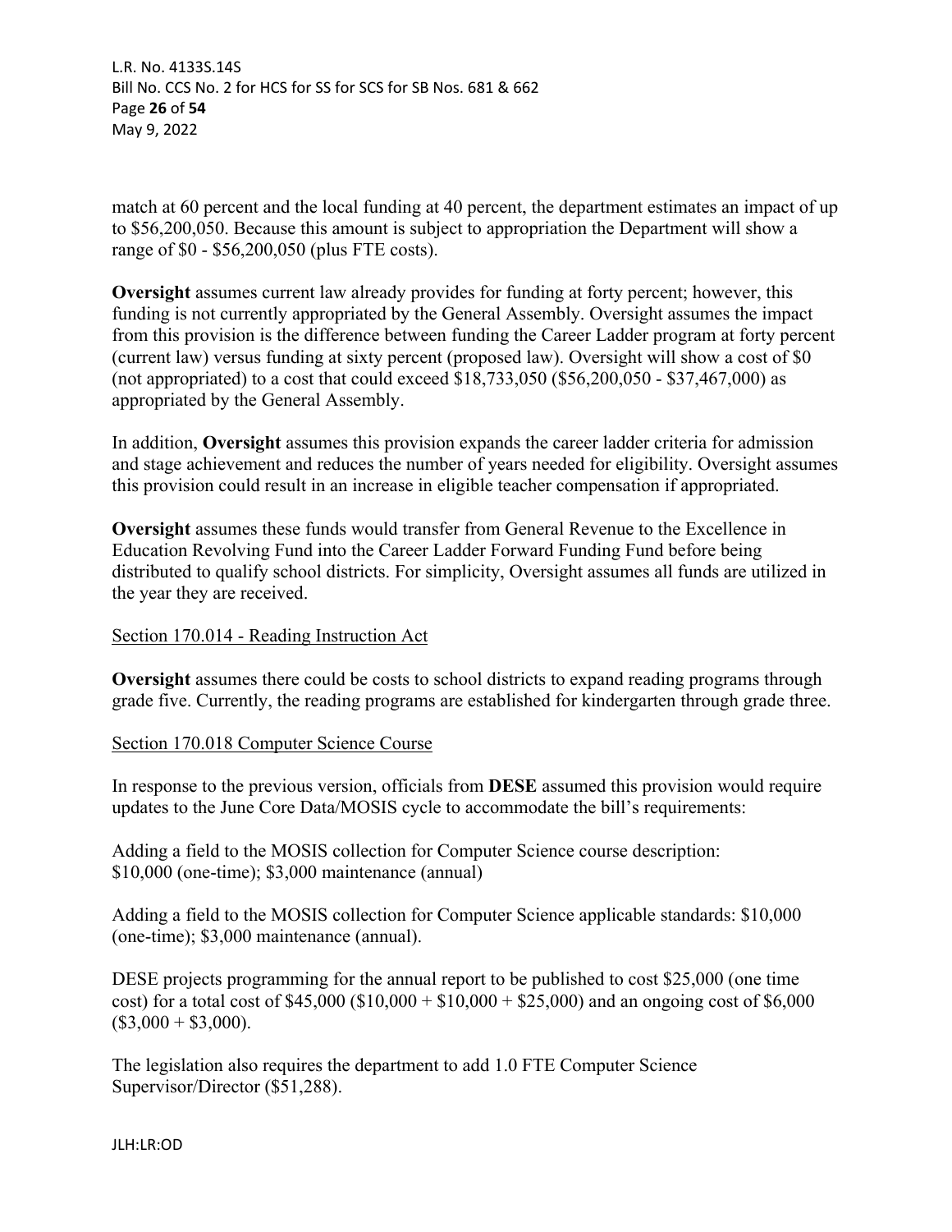match at 60 percent and the local funding at 40 percent, the department estimates an impact of up to $56,200,050. Because this amount is subject to appropriation the Department will show a range of $0 - $56,200,050 (plus FTE costs).

**Oversight** assumes current law already provides for funding at forty percent; however, this funding is not currently appropriated by the General Assembly. Oversight assumes the impact from this provision is the difference between funding the Career Ladder program at forty percent (current law) versus funding at sixty percent (proposed law). Oversight will show a cost of $0 (not appropriated) to a cost that could exceed $18,733,050 ($56,200,050 - $37,467,000) as appropriated by the General Assembly.

In addition, **Oversight** assumes this provision expands the career ladder criteria for admission and stage achievement and reduces the number of years needed for eligibility. Oversight assumes this provision could result in an increase in eligible teacher compensation if appropriated.

**Oversight** assumes these funds would transfer from General Revenue to the Excellence in Education Revolving Fund into the Career Ladder Forward Funding Fund before being distributed to qualify school districts. For simplicity, Oversight assumes all funds are utilized in the year they are received.

<u>Section 170.014 - Reading Instruction Act</u>

**Oversight** assumes there could be costs to school districts to expand reading programs through grade five. Currently, the reading programs are established for kindergarten through grade three.

<u>Section 170.018 Computer Science Course</u>

In response to the previous version, officials from **DESE** assumed this provision would require updates to the June Core Data/MOSIS cycle to accommodate the bill's requirements:

Adding a field to the MOSIS collection for Computer Science course description: $10,000 (one-time); $3,000 maintenance (annual)

Adding a field to the MOSIS collection for Computer Science applicable standards: $10,000 (one-time); $3,000 maintenance (annual).

DESE projects programming for the annual report to be published to cost $25,000 (one time cost) for a total cost of $45,000 ($10,000 + $10,000 + $25,000) and an ongoing cost of $6,000 ($3,000 + $3,000).

The legislation also requires the department to add 1.0 FTE Computer Science Supervisor/Director ($51,288).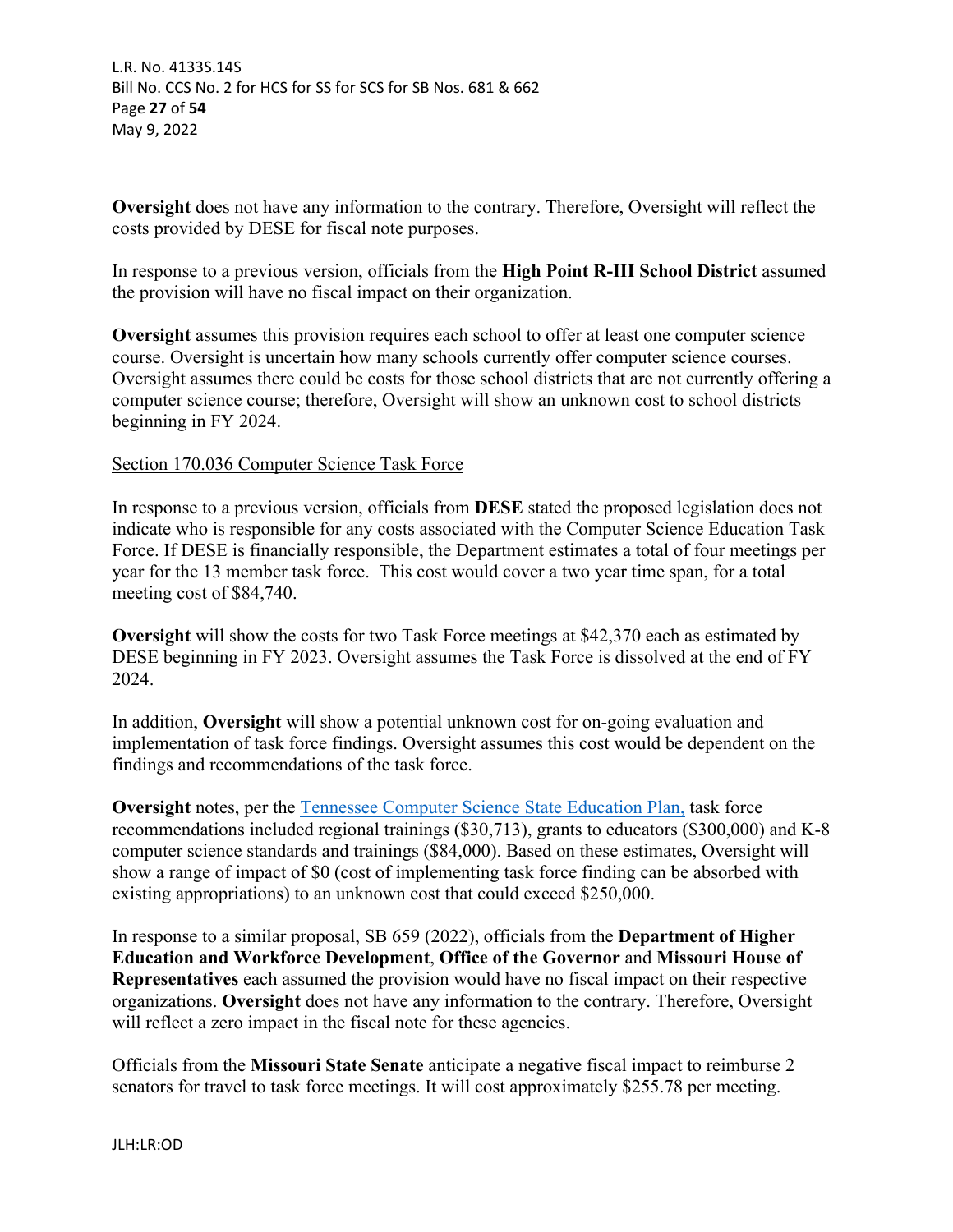**Oversight** does not have any information to the contrary. Therefore, Oversight will reflect the costs provided by DESE for fiscal note purposes.

In response to a previous version, officials from the **High Point R-III School District** assumed the provision will have no fiscal impact on their organization.

**Oversight** assumes this provision requires each school to offer at least one computer science course. Oversight is uncertain how many schools currently offer computer science courses. Oversight assumes there could be costs for those school districts that are not currently offering a computer science course; therefore, Oversight will show an unknown cost to school districts beginning in FY 2024.

<u>Section 170.036 Computer Science Task Force</u>

In response to a previous version, officials from **DESE** stated the proposed legislation does not indicate who is responsible for any costs associated with the Computer Science Education Task Force. If DESE is financially responsible, the Department estimates a total of four meetings per year for the 13 member task force. This cost would cover a two year time span, for a total meeting cost of $84,740.

**Oversight** will show the costs for two Task Force meetings at $42,370 each as estimated by DESE beginning in FY 2023. Oversight assumes the Task Force is dissolved at the end of FY 2024.

In addition, **Oversight** will show a potential unknown cost for on-going evaluation and implementation of task force findings. Oversight assumes this cost would be dependent on the findings and recommendations of the task force.

**Oversight** notes, per the [Tennessee Computer Science State Education Plan,](Tennessee Computer Science State Education Plan) task force recommendations included regional trainings ($30,713), grants to educators ($300,000) and K-8 computer science standards and trainings ($84,000). Based on these estimates, Oversight will show a range of impact of $0 (cost of implementing task force finding can be absorbed with existing appropriations) to an unknown cost that could exceed $250,000.

In response to a similar proposal, SB 659 (2022), officials from the **Department of Higher Education and Workforce Development**, **Office of the Governor** and **Missouri House of Representatives** each assumed the provision would have no fiscal impact on their respective organizations. **Oversight** does not have any information to the contrary. Therefore, Oversight will reflect a zero impact in the fiscal note for these agencies.

Officials from the **Missouri State Senate** anticipate a negative fiscal impact to reimburse 2 senators for travel to task force meetings. It will cost approximately $255.78 per meeting.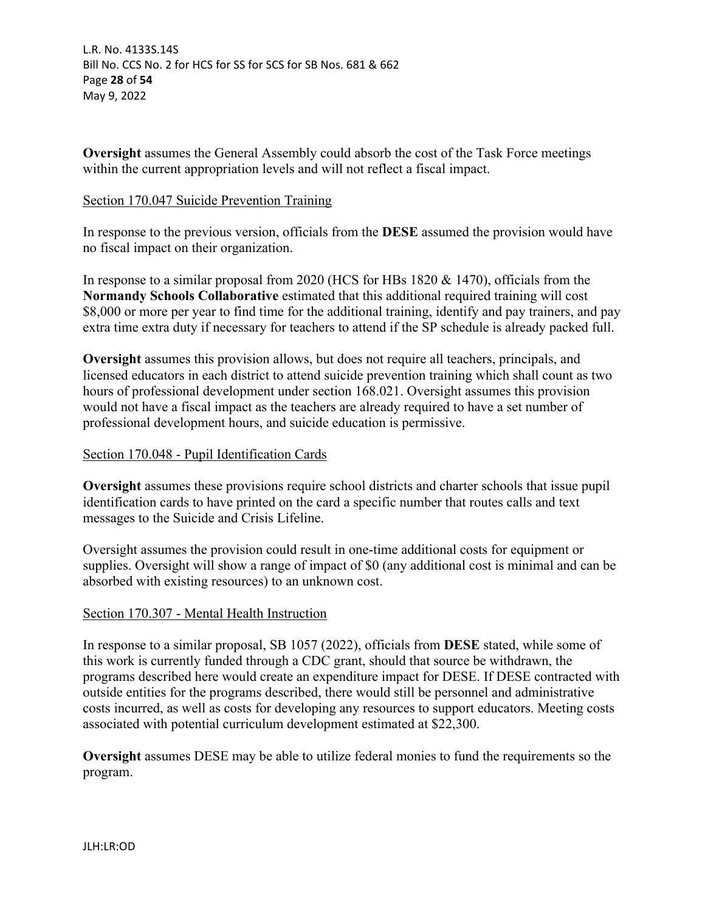**Oversight** assumes the General Assembly could absorb the cost of the Task Force meetings within the current appropriation levels and will not reflect a fiscal impact.

Section 170.047 Suicide Prevention Training

In response to the previous version, officials from the **DESE** assumed the provision would have no fiscal impact on their organization.

In response to a similar proposal from 2020 (HCS for HBs 1820 & 1470), officials from the **Normandy Schools Collaborative** estimated that this additional required training will cost \$8,000 or more per year to find time for the additional training, identify and pay trainers, and pay extra time extra duty if necessary for teachers to attend if the SP schedule is already packed full.

**Oversight** assumes this provision allows, but does not require all teachers, principals, and licensed educators in each district to attend suicide prevention training which shall count as two hours of professional development under section 168.021. Oversight assumes this provision would not have a fiscal impact as the teachers are already required to have a set number of professional development hours, and suicide education is permissive.

Section 170.048 - Pupil Identification Cards

**Oversight** assumes these provisions require school districts and charter schools that issue pupil identification cards to have printed on the card a specific number that routes calls and text messages to the Suicide and Crisis Lifeline.

Oversight assumes the provision could result in one-time additional costs for equipment or supplies. Oversight will show a range of impact of \$0 (any additional cost is minimal and can be absorbed with existing resources) to an unknown cost.

Section 170.307 - Mental Health Instruction

In response to a similar proposal, SB 1057 (2022), officials from **DESE** stated, while some of this work is currently funded through a CDC grant, should that source be withdrawn, the programs described here would create an expenditure impact for DESE. If DESE contracted with outside entities for the programs described, there would still be personnel and administrative costs incurred, as well as costs for developing any resources to support educators. Meeting costs associated with potential curriculum development estimated at \$22,300.

**Oversight** assumes DESE may be able to utilize federal monies to fund the requirements so the program.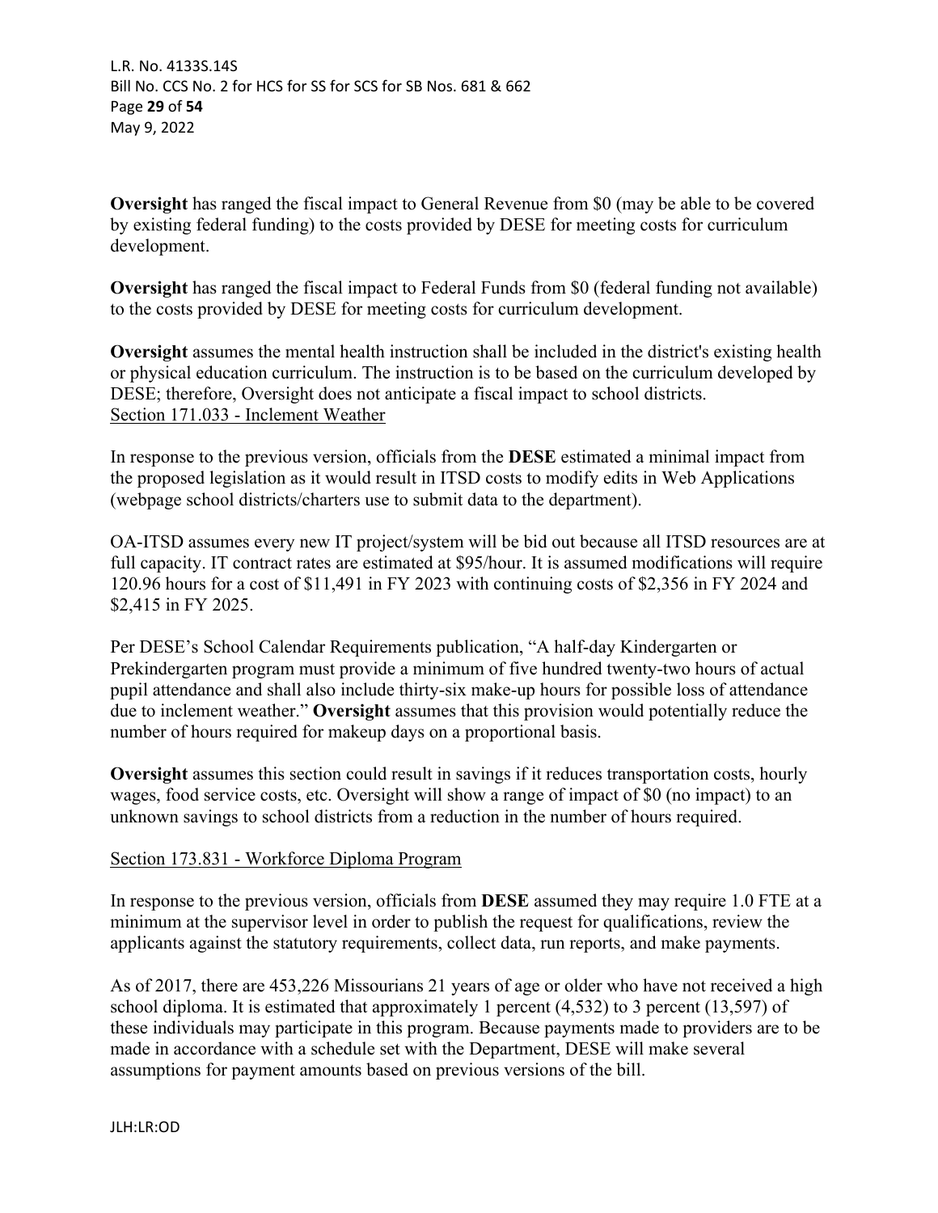**Oversight** has ranged the fiscal impact to General Revenue from $0 (may be able to be covered by existing federal funding) to the costs provided by DESE for meeting costs for curriculum development.

**Oversight** has ranged the fiscal impact to Federal Funds from $0 (federal funding not available) to the costs provided by DESE for meeting costs for curriculum development.

**Oversight** assumes the mental health instruction shall be included in the district's existing health or physical education curriculum. The instruction is to be based on the curriculum developed by DESE; therefore, Oversight does not anticipate a fiscal impact to school districts.

Section 171.033 - Inclement Weather

In response to the previous version, officials from the **DESE** estimated a minimal impact from the proposed legislation as it would result in ITSD costs to modify edits in Web Applications (webpage school districts/charters use to submit data to the department).

OA-ITSD assumes every new IT project/system will be bid out because all ITSD resources are at full capacity. IT contract rates are estimated at $95/hour. It is assumed modifications will require 120.96 hours for a cost of $11,491 in FY 2023 with continuing costs of $2,356 in FY 2024 and $2,415 in FY 2025.

Per DESE's School Calendar Requirements publication, "A half-day Kindergarten or Prekindergarten program must provide a minimum of five hundred twenty-two hours of actual pupil attendance and shall also include thirty-six make-up hours for possible loss of attendance due to inclement weather." **Oversight** assumes that this provision would potentially reduce the number of hours required for makeup days on a proportional basis.

**Oversight** assumes this section could result in savings if it reduces transportation costs, hourly wages, food service costs, etc. Oversight will show a range of impact of $0 (no impact) to an unknown savings to school districts from a reduction in the number of hours required.

Section 173.831 - Workforce Diploma Program

In response to the previous version, officials from **DESE** assumed they may require 1.0 FTE at a minimum at the supervisor level in order to publish the request for qualifications, review the applicants against the statutory requirements, collect data, run reports, and make payments.

As of 2017, there are 453,226 Missourians 21 years of age or older who have not received a high school diploma. It is estimated that approximately 1 percent (4,532) to 3 percent (13,597) of these individuals may participate in this program. Because payments made to providers are to be made in accordance with a schedule set with the Department, DESE will make several assumptions for payment amounts based on previous versions of the bill.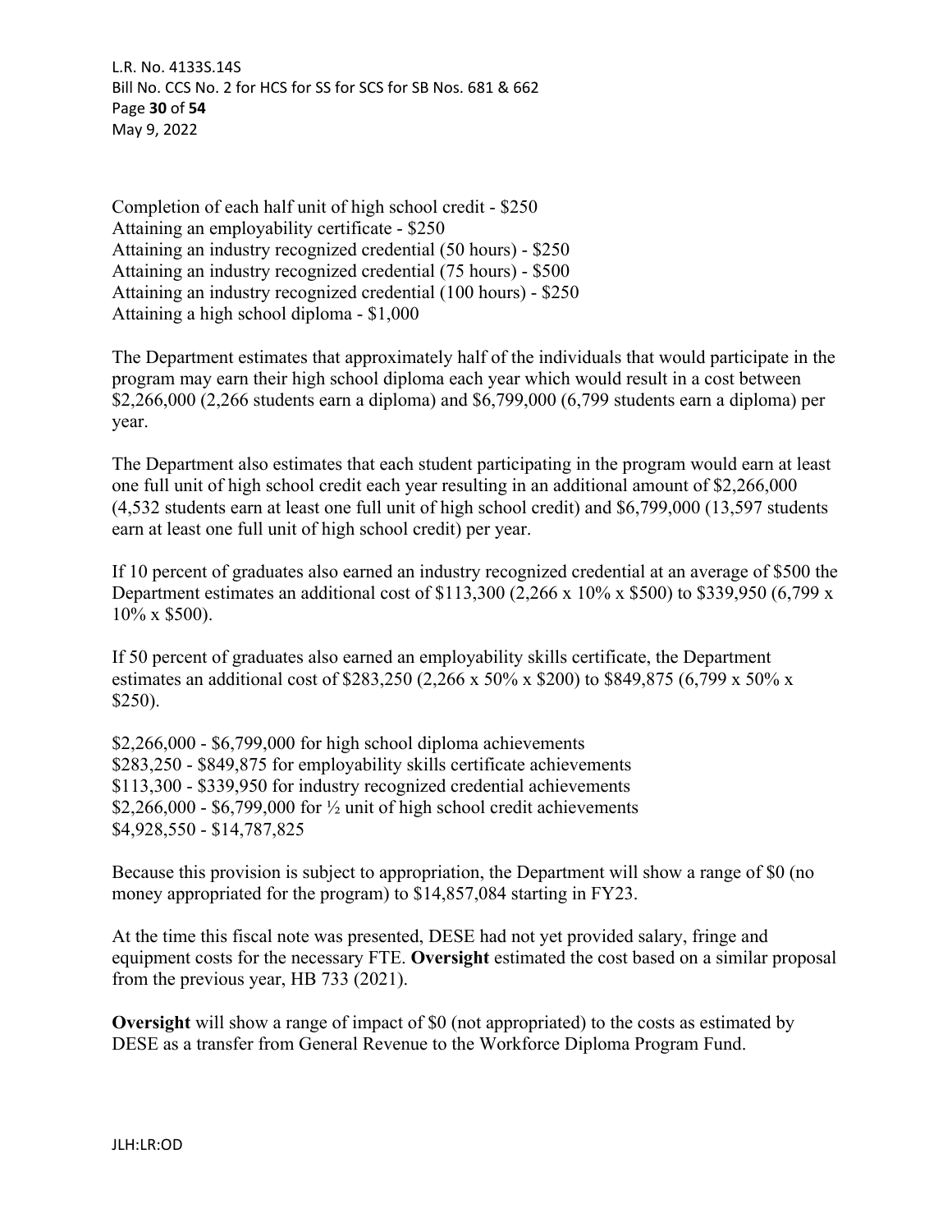Completion of each half unit of high school credit - $250
Attaining an employability certificate - $250
Attaining an industry recognized credential (50 hours) - $250
Attaining an industry recognized credential (75 hours) - $500
Attaining an industry recognized credential (100 hours) - $250
Attaining a high school diploma - $1,000

The Department estimates that approximately half of the individuals that would participate in the program may earn their high school diploma each year which would result in a cost between $2,266,000 (2,266 students earn a diploma) and $6,799,000 (6,799 students earn a diploma) per year.

The Department also estimates that each student participating in the program would earn at least one full unit of high school credit each year resulting in an additional amount of $2,266,000 (4,532 students earn at least one full unit of high school credit) and $6,799,000 (13,597 students earn at least one full unit of high school credit) per year.

If 10 percent of graduates also earned an industry recognized credential at an average of $500 the Department estimates an additional cost of $113,300 (2,266 x 10% x $500) to $339,950 (6,799 x 10% x $500).

If 50 percent of graduates also earned an employability skills certificate, the Department estimates an additional cost of $283,250 (2,266 x 50% x $200) to $849,875 (6,799 x 50% x $250).

$2,266,000 - $6,799,000 for high school diploma achievements
$283,250 - $849,875 for employability skills certificate achievements
$113,300 - $339,950 for industry recognized credential achievements
$2,266,000 - $6,799,000 for ½ unit of high school credit achievements
$4,928,550 - $14,787,825

Because this provision is subject to appropriation, the Department will show a range of $0 (no money appropriated for the program) to $14,857,084 starting in FY23.

At the time this fiscal note was presented, DESE had not yet provided salary, fringe and equipment costs for the necessary FTE. **Oversight** estimated the cost based on a similar proposal from the previous year, HB 733 (2021).

**Oversight** will show a range of impact of $0 (not appropriated) to the costs as estimated by DESE as a transfer from General Revenue to the Workforce Diploma Program Fund.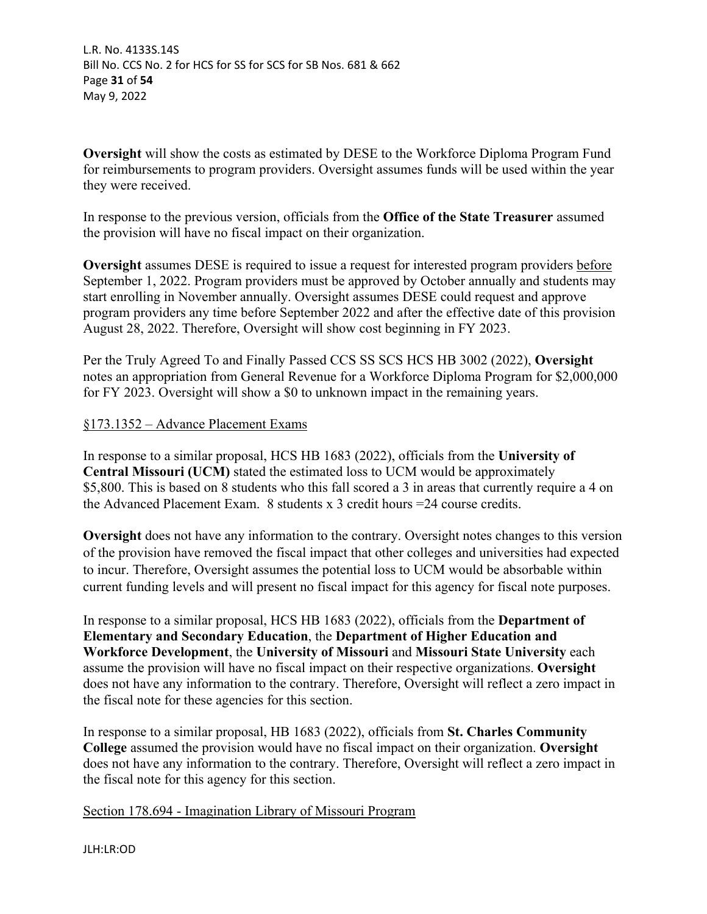**Oversight** will show the costs as estimated by DESE to the Workforce Diploma Program Fund for reimbursements to program providers. Oversight assumes funds will be used within the year they were received.

In response to the previous version, officials from the **Office of the State Treasurer** assumed the provision will have no fiscal impact on their organization.

**Oversight** assumes DESE is required to issue a request for interested program providers before September 1, 2022. Program providers must be approved by October annually and students may start enrolling in November annually. Oversight assumes DESE could request and approve program providers any time before September 2022 and after the effective date of this provision August 28, 2022. Therefore, Oversight will show cost beginning in FY 2023.

Per the Truly Agreed To and Finally Passed CCS SS SCS HCS HB 3002 (2022), **Oversight** notes an appropriation from General Revenue for a Workforce Diploma Program for $2,000,000 for FY 2023. Oversight will show a $0 to unknown impact in the remaining years.

§173.1352 – Advance Placement Exams

In response to a similar proposal, HCS HB 1683 (2022), officials from the **University of Central Missouri (UCM)** stated the estimated loss to UCM would be approximately $5,800. This is based on 8 students who this fall scored a 3 in areas that currently require a 4 on the Advanced Placement Exam. 8 students x 3 credit hours =24 course credits.

**Oversight** does not have any information to the contrary. Oversight notes changes to this version of the provision have removed the fiscal impact that other colleges and universities had expected to incur. Therefore, Oversight assumes the potential loss to UCM would be absorbable within current funding levels and will present no fiscal impact for this agency for fiscal note purposes.

In response to a similar proposal, HCS HB 1683 (2022), officials from the **Department of Elementary and Secondary Education**, the **Department of Higher Education and Workforce Development**, the **University of Missouri** and **Missouri State University** each assume the provision will have no fiscal impact on their respective organizations. **Oversight** does not have any information to the contrary. Therefore, Oversight will reflect a zero impact in the fiscal note for these agencies for this section.

In response to a similar proposal, HB 1683 (2022), officials from **St. Charles Community College** assumed the provision would have no fiscal impact on their organization. **Oversight** does not have any information to the contrary. Therefore, Oversight will reflect a zero impact in the fiscal note for this agency for this section.

Section 178.694 - Imagination Library of Missouri Program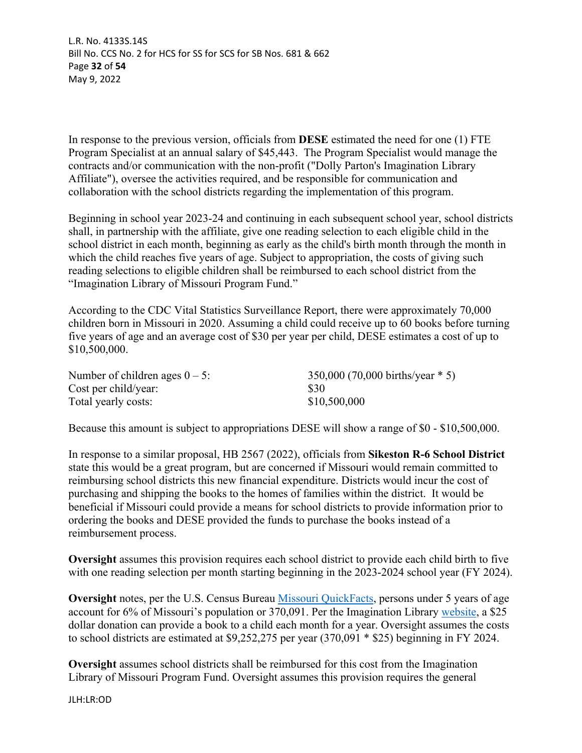In response to the previous version, officials from **DESE** estimated the need for one (1) FTE Program Specialist at an annual salary of $45,443. The Program Specialist would manage the contracts and/or communication with the non-profit ("Dolly Parton's Imagination Library Affiliate"), oversee the activities required, and be responsible for communication and collaboration with the school districts regarding the implementation of this program.

Beginning in school year 2023-24 and continuing in each subsequent school year, school districts shall, in partnership with the affiliate, give one reading selection to each eligible child in the school district in each month, beginning as early as the child's birth month through the month in which the child reaches five years of age. Subject to appropriation, the costs of giving such reading selections to eligible children shall be reimbursed to each school district from the "Imagination Library of Missouri Program Fund."

According to the CDC Vital Statistics Surveillance Report, there were approximately 70,000 children born in Missouri in 2020. Assuming a child could receive up to 60 books before turning five years of age and an average cost of $30 per year per child, DESE estimates a cost of up to $10,500,000.

| | |
|---|---|
| Number of children ages 0 – 5: | 350,000 (70,000 births/year * 5) |
| Cost per child/year: | $30 |
| Total yearly costs: | $10,500,000 |

Because this amount is subject to appropriations DESE will show a range of $0 - $10,500,000.

In response to a similar proposal, HB 2567 (2022), officials from **Sikeston R-6 School District** state this would be a great program, but are concerned if Missouri would remain committed to reimbursing school districts this new financial expenditure. Districts would incur the cost of purchasing and shipping the books to the homes of families within the district. It would be beneficial if Missouri could provide a means for school districts to provide information prior to ordering the books and DESE provided the funds to purchase the books instead of a reimbursement process.

**Oversight** assumes this provision requires each school district to provide each child birth to five with one reading selection per month starting beginning in the 2023-2024 school year (FY 2024).

**Oversight** notes, per the U.S. Census Bureau Missouri QuickFacts, persons under 5 years of age account for 6% of Missouri's population or 370,091. Per the Imagination Library website, a $25 dollar donation can provide a book to a child each month for a year. Oversight assumes the costs to school districts are estimated at $9,252,275 per year (370,091 * $25) beginning in FY 2024.

**Oversight** assumes school districts shall be reimbursed for this cost from the Imagination Library of Missouri Program Fund. Oversight assumes this provision requires the general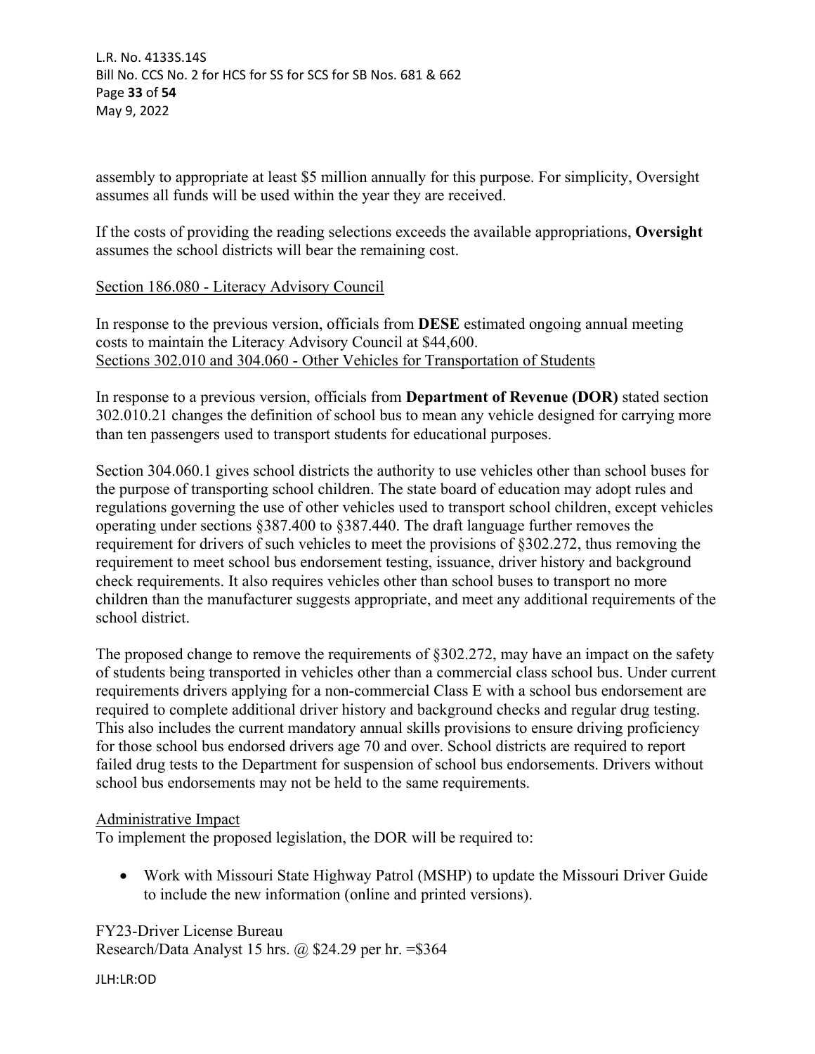assembly to appropriate at least $5 million annually for this purpose. For simplicity, Oversight assumes all funds will be used within the year they are received.

If the costs of providing the reading selections exceeds the available appropriations, **Oversight** assumes the school districts will bear the remaining cost.

<u>Section 186.080 - Literacy Advisory Council</u>

In response to the previous version, officials from **DESE** estimated ongoing annual meeting costs to maintain the Literacy Advisory Council at $44,600.

<u>Sections 302.010 and 304.060 - Other Vehicles for Transportation of Students</u>

In response to a previous version, officials from **Department of Revenue (DOR)** stated section 302.010.21 changes the definition of school bus to mean any vehicle designed for carrying more than ten passengers used to transport students for educational purposes.

Section 304.060.1 gives school districts the authority to use vehicles other than school buses for the purpose of transporting school children. The state board of education may adopt rules and regulations governing the use of other vehicles used to transport school children, except vehicles operating under sections §387.400 to §387.440. The draft language further removes the requirement for drivers of such vehicles to meet the provisions of §302.272, thus removing the requirement to meet school bus endorsement testing, issuance, driver history and background check requirements. It also requires vehicles other than school buses to transport no more children than the manufacturer suggests appropriate, and meet any additional requirements of the school district.

The proposed change to remove the requirements of §302.272, may have an impact on the safety of students being transported in vehicles other than a commercial class school bus. Under current requirements drivers applying for a non-commercial Class E with a school bus endorsement are required to complete additional driver history and background checks and regular drug testing. This also includes the current mandatory annual skills provisions to ensure driving proficiency for those school bus endorsed drivers age 70 and over. School districts are required to report failed drug tests to the Department for suspension of school bus endorsements. Drivers without school bus endorsements may not be held to the same requirements.

<u>Administrative Impact</u>

To implement the proposed legislation, the DOR will be required to:

- Work with Missouri State Highway Patrol (MSHP) to update the Missouri Driver Guide to include the new information (online and printed versions).

FY23-Driver License Bureau
Research/Data Analyst 15 hrs. @ $24.29 per hr. =$364

JLH:LR:OD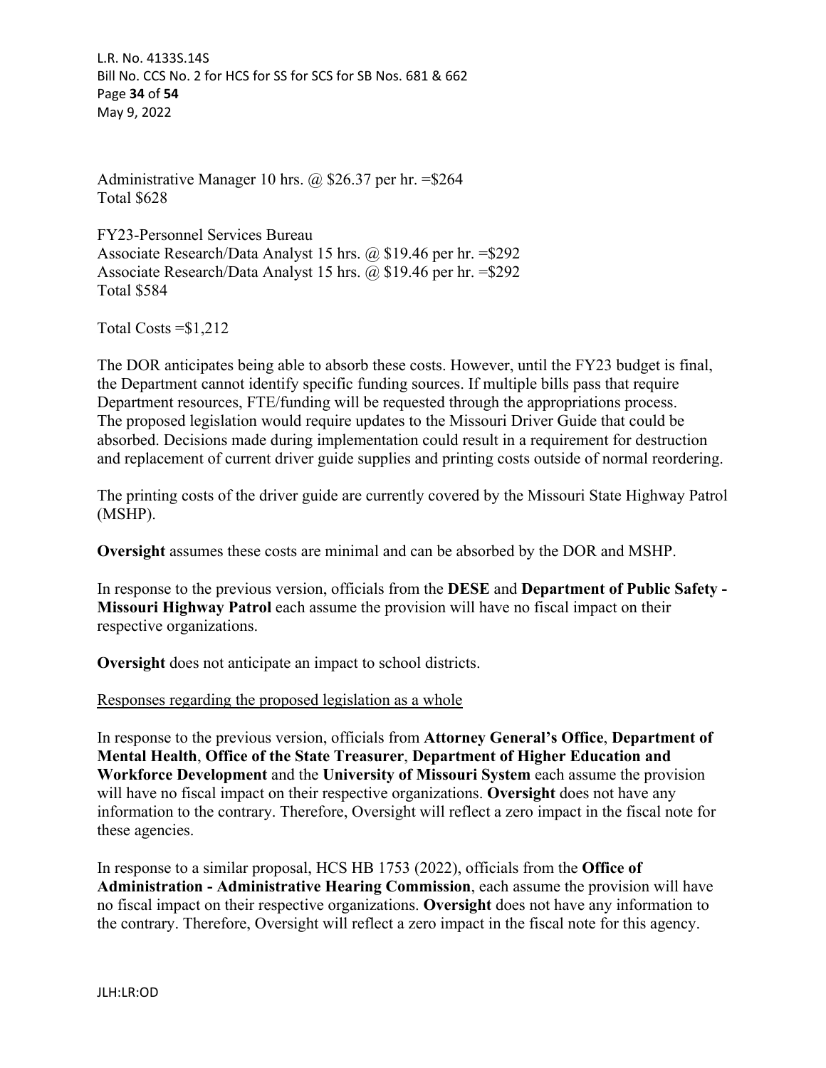Administrative Manager 10 hrs. @ $26.37 per hr. =$264
Total $628

FY23-Personnel Services Bureau
Associate Research/Data Analyst 15 hrs. @ $19.46 per hr. =$292
Associate Research/Data Analyst 15 hrs. @ $19.46 per hr. =$292
Total $584

Total Costs =$1,212

The DOR anticipates being able to absorb these costs. However, until the FY23 budget is final, the Department cannot identify specific funding sources. If multiple bills pass that require Department resources, FTE/funding will be requested through the appropriations process. The proposed legislation would require updates to the Missouri Driver Guide that could be absorbed. Decisions made during implementation could result in a requirement for destruction and replacement of current driver guide supplies and printing costs outside of normal reordering.

The printing costs of the driver guide are currently covered by the Missouri State Highway Patrol (MSHP).

**Oversight** assumes these costs are minimal and can be absorbed by the DOR and MSHP.

In response to the previous version, officials from the **DESE** and **Department of Public Safety - Missouri Highway Patrol** each assume the provision will have no fiscal impact on their respective organizations.

**Oversight** does not anticipate an impact to school districts.

Responses regarding the proposed legislation as a whole

In response to the previous version, officials from **Attorney General's Office**, **Department of Mental Health**, **Office of the State Treasurer**, **Department of Higher Education and Workforce Development** and the **University of Missouri System** each assume the provision will have no fiscal impact on their respective organizations. **Oversight** does not have any information to the contrary. Therefore, Oversight will reflect a zero impact in the fiscal note for these agencies.

In response to a similar proposal, HCS HB 1753 (2022), officials from the **Office of Administration - Administrative Hearing Commission**, each assume the provision will have no fiscal impact on their respective organizations. **Oversight** does not have any information to the contrary. Therefore, Oversight will reflect a zero impact in the fiscal note for this agency.

JLH:LR:OD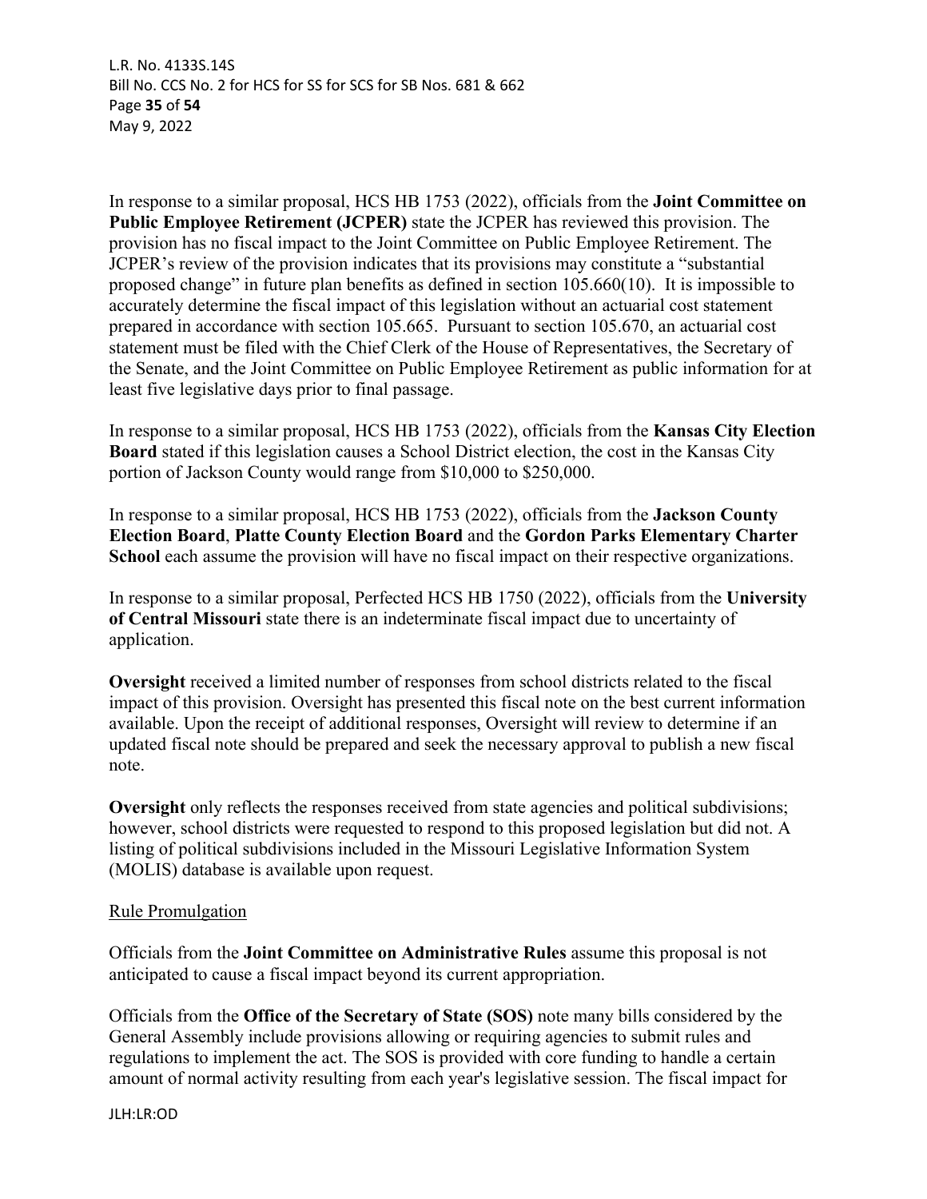In response to a similar proposal, HCS HB 1753 (2022), officials from the **Joint Committee on Public Employee Retirement (JCPER)** state the JCPER has reviewed this provision. The provision has no fiscal impact to the Joint Committee on Public Employee Retirement. The JCPER's review of the provision indicates that its provisions may constitute a "substantial proposed change" in future plan benefits as defined in section 105.660(10). It is impossible to accurately determine the fiscal impact of this legislation without an actuarial cost statement prepared in accordance with section 105.665. Pursuant to section 105.670, an actuarial cost statement must be filed with the Chief Clerk of the House of Representatives, the Secretary of the Senate, and the Joint Committee on Public Employee Retirement as public information for at least five legislative days prior to final passage.

In response to a similar proposal, HCS HB 1753 (2022), officials from the **Kansas City Election Board** stated if this legislation causes a School District election, the cost in the Kansas City portion of Jackson County would range from $10,000 to $250,000.

In response to a similar proposal, HCS HB 1753 (2022), officials from the **Jackson County Election Board**, **Platte County Election Board** and the **Gordon Parks Elementary Charter School** each assume the provision will have no fiscal impact on their respective organizations.

In response to a similar proposal, Perfected HCS HB 1750 (2022), officials from the **University of Central Missouri** state there is an indeterminate fiscal impact due to uncertainty of application.

**Oversight** received a limited number of responses from school districts related to the fiscal impact of this provision. Oversight has presented this fiscal note on the best current information available. Upon the receipt of additional responses, Oversight will review to determine if an updated fiscal note should be prepared and seek the necessary approval to publish a new fiscal note.

**Oversight** only reflects the responses received from state agencies and political subdivisions; however, school districts were requested to respond to this proposed legislation but did not. A listing of political subdivisions included in the Missouri Legislative Information System (MOLIS) database is available upon request.

<u>Rule Promulgation</u>

Officials from the **Joint Committee on Administrative Rules** assume this proposal is not anticipated to cause a fiscal impact beyond its current appropriation.

Officials from the **Office of the Secretary of State (SOS)** note many bills considered by the General Assembly include provisions allowing or requiring agencies to submit rules and regulations to implement the act. The SOS is provided with core funding to handle a certain amount of normal activity resulting from each year's legislative session. The fiscal impact for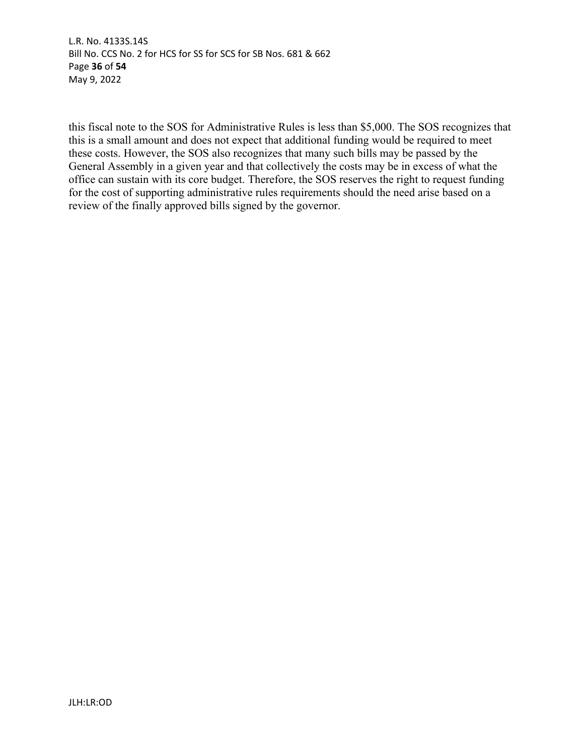this fiscal note to the SOS for Administrative Rules is less than $5,000. The SOS recognizes that this is a small amount and does not expect that additional funding would be required to meet these costs. However, the SOS also recognizes that many such bills may be passed by the General Assembly in a given year and that collectively the costs may be in excess of what the office can sustain with its core budget. Therefore, the SOS reserves the right to request funding for the cost of supporting administrative rules requirements should the need arise based on a review of the finally approved bills signed by the governor.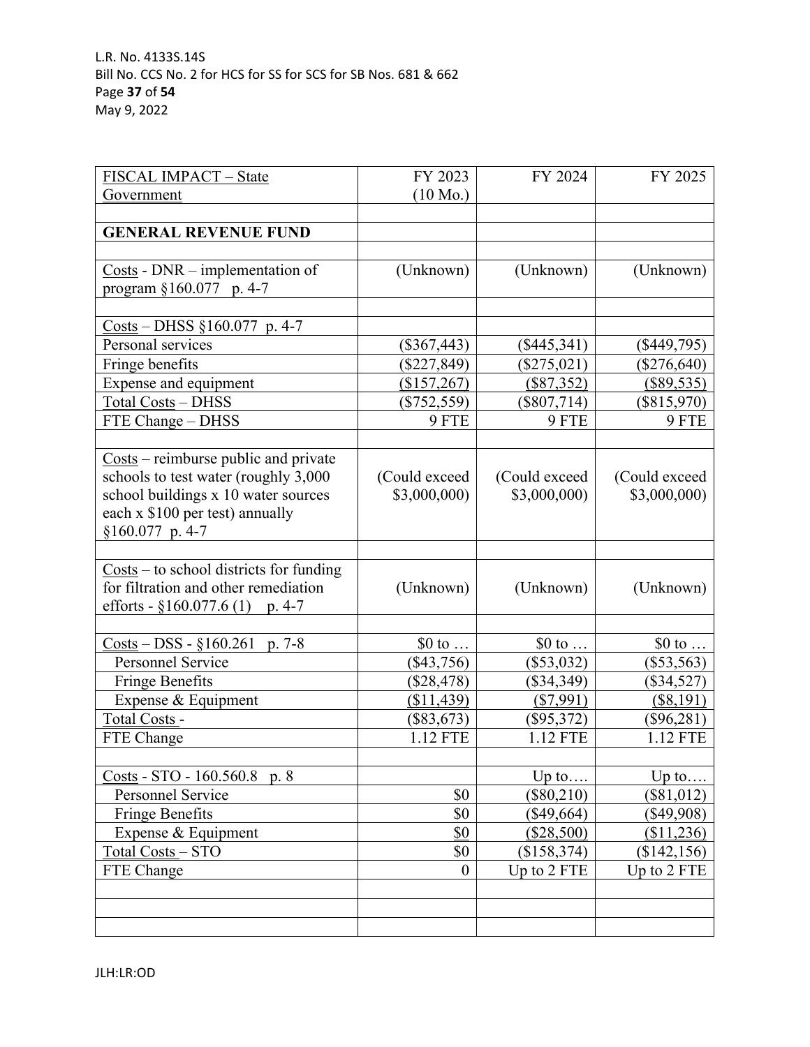| FISCAL IMPACT – State Government | FY 2023 (10 Mo.) | FY 2024 | FY 2025 |
|---|---|---|---|
| | | | |
| **GENERAL REVENUE FUND** | | | |
| | | | |
| Costs - DNR – implementation of program §160.077 p. 4-7 | (Unknown) | (Unknown) | (Unknown) |
| | | | |
| Costs – DHSS §160.077 p. 4-7 | | | |
| Personal services | ($367,443) | ($445,341) | ($449,795) |
| Fringe benefits | ($227,849) | ($275,021) | ($276,640) |
| Expense and equipment | ($157,267) | ($87,352) | ($89,535) |
| Total Costs – DHSS | ($752,559) | ($807,714) | ($815,970) |
| FTE Change – DHSS | 9 FTE | 9 FTE | 9 FTE |
| | | | |
| Costs – reimburse public and private schools to test water (roughly 3,000 school buildings x 10 water sources each x $100 per test) annually §160.077 p. 4-7 | (Could exceed $3,000,000) | (Could exceed $3,000,000) | (Could exceed $3,000,000) |
| | | | |
| Costs – to school districts for funding for filtration and other remediation efforts - §160.077.6 (1) p. 4-7 | (Unknown) | (Unknown) | (Unknown) |
| | | | |
| Costs – DSS - §160.261 p. 7-8 | $0 to … | $0 to … | $0 to … |
| Personnel Service | ($43,756) | ($53,032) | ($53,563) |
| Fringe Benefits | ($28,478) | ($34,349) | ($34,527) |
| Expense & Equipment | ($11,439) | ($7,991) | ($8,191) |
| Total Costs - | ($83,673) | ($95,372) | ($96,281) |
| FTE Change | 1.12 FTE | 1.12 FTE | 1.12 FTE |
| | | | |
| Costs - STO - 160.560.8 p. 8 | | Up to…. | Up to…. |
| Personnel Service | $0 | ($80,210) | ($81,012) |
| Fringe Benefits | $0 | ($49,664) | ($49,908) |
| Expense & Equipment | $0 | ($28,500) | ($11,236) |
| Total Costs – STO | $0 | ($158,374) | ($142,156) |
| FTE Change | 0 | Up to 2 FTE | Up to 2 FTE |
| | | | |
| | | | |
| | | | |

JLH:LR:OD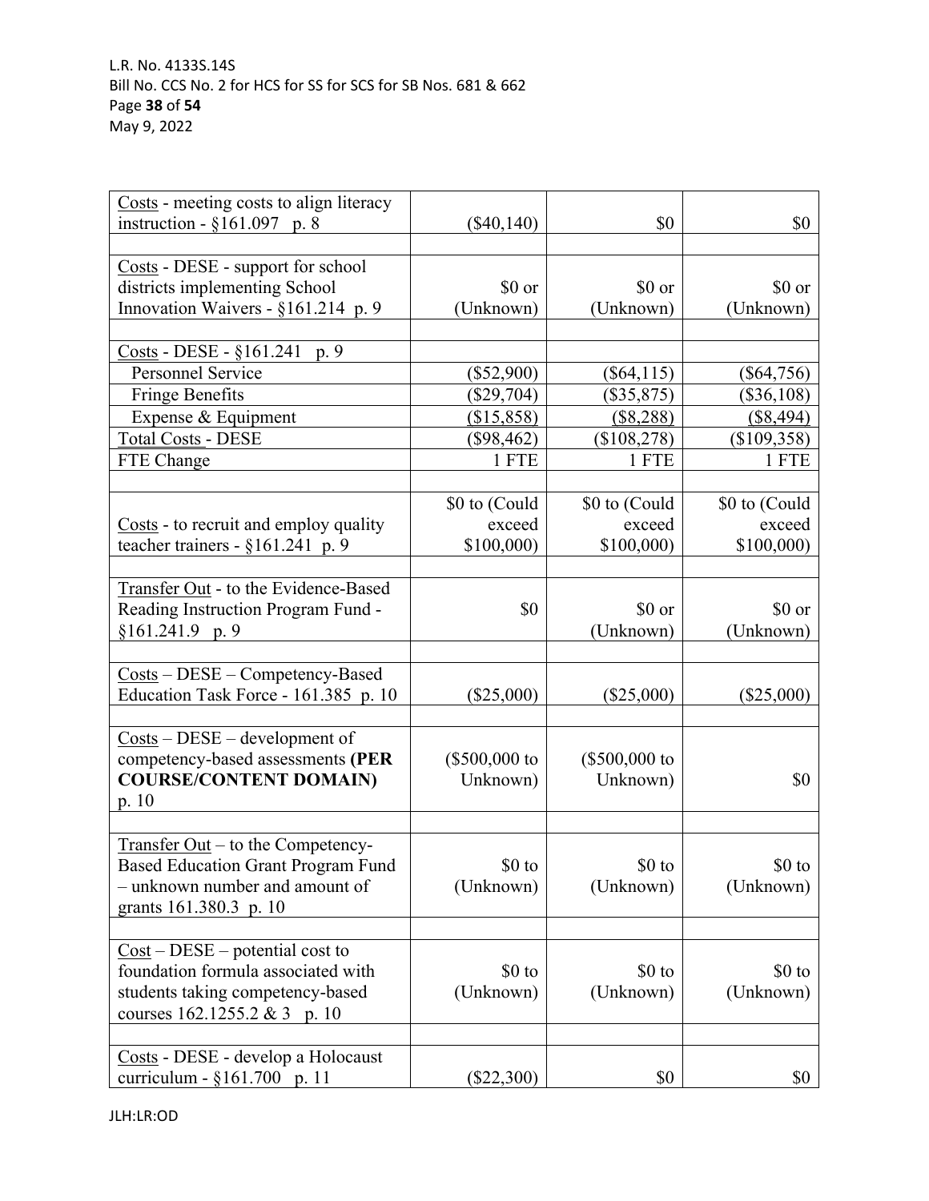| | | | |
|---|---|---|---|
| Costs - meeting costs to align literacy instruction - §161.097 p. 8 | ($40,140) | $0 | $0 |
| | | | |
| Costs - DESE - support for school districts implementing School Innovation Waivers - §161.214 p. 9 | $0 or (Unknown) | $0 or (Unknown) | $0 or (Unknown) |
| | | | |
| Costs - DESE - §161.241 p. 9 | | | |
| Personnel Service | ($52,900) | ($64,115) | ($64,756) |
| Fringe Benefits | ($29,704) | ($35,875) | ($36,108) |
| Expense & Equipment | ($15,858) | ($8,288) | ($8,494) |
| Total Costs - DESE | ($98,462) | ($108,278) | ($109,358) |
| FTE Change | 1 FTE | 1 FTE | 1 FTE |
| | | | |
| Costs - to recruit and employ quality teacher trainers - §161.241 p. 9 | $0 to (Could exceed $100,000) | $0 to (Could exceed $100,000) | $0 to (Could exceed $100,000) |
| | | | |
| Transfer Out - to the Evidence-Based Reading Instruction Program Fund - §161.241.9 p. 9 | $0 | $0 or (Unknown) | $0 or (Unknown) |
| | | | |
| Costs – DESE – Competency-Based Education Task Force - 161.385 p. 10 | ($25,000) | ($25,000) | ($25,000) |
| | | | |
| Costs – DESE – development of competency-based assessments **(PER COURSE/CONTENT DOMAIN)** p. 10 | ($500,000 to Unknown) | ($500,000 to Unknown) | $0 |
| | | | |
| Transfer Out – to the Competency-Based Education Grant Program Fund – unknown number and amount of grants 161.380.3 p. 10 | $0 to (Unknown) | $0 to (Unknown) | $0 to (Unknown) |
| | | | |
| Cost – DESE – potential cost to foundation formula associated with students taking competency-based courses 162.1255.2 & 3 p. 10 | $0 to (Unknown) | $0 to (Unknown) | $0 to (Unknown) |
| | | | |
| Costs - DESE - develop a Holocaust curriculum - §161.700 p. 11 | ($22,300) | $0 | $0 |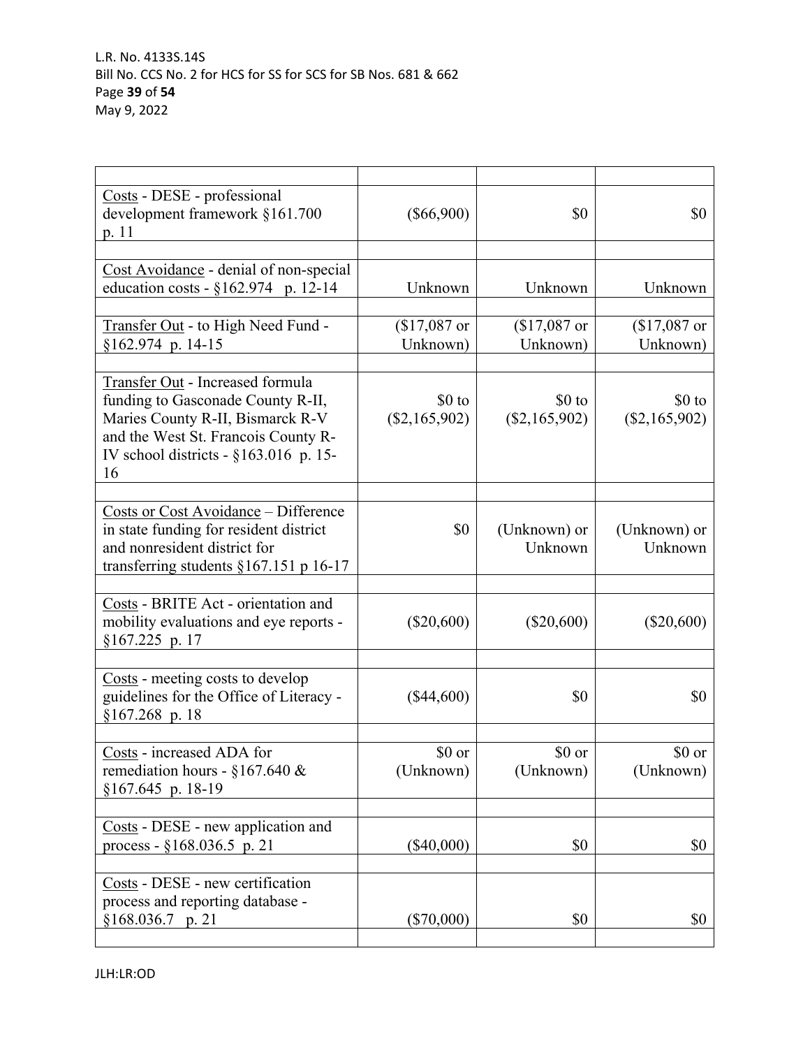| | | | |
|---|---|---|---|
| Costs - DESE - professional development framework §161.700 p. 11 | ($66,900) | $0 | $0 |
| | | | |
| Cost Avoidance - denial of non-special education costs - §162.974 p. 12-14 | Unknown | Unknown | Unknown |
| | | | |
| Transfer Out - to High Need Fund - §162.974 p. 14-15 | ($17,087 or Unknown) | ($17,087 or Unknown) | ($17,087 or Unknown) |
| | | | |
| Transfer Out - Increased formula funding to Gasconade County R-II, Maries County R-II, Bismarck R-V and the West St. Francois County R-IV school districts - §163.016 p. 15-16 | $0 to ($2,165,902) | $0 to ($2,165,902) | $0 to ($2,165,902) |
| | | | |
| Costs or Cost Avoidance – Difference in state funding for resident district and nonresident district for transferring students §167.151 p 16-17 | $0 | (Unknown) or Unknown | (Unknown) or Unknown |
| | | | |
| Costs - BRITE Act - orientation and mobility evaluations and eye reports - §167.225 p. 17 | ($20,600) | ($20,600) | ($20,600) |
| | | | |
| Costs - meeting costs to develop guidelines for the Office of Literacy - §167.268 p. 18 | ($44,600) | $0 | $0 |
| | | | |
| Costs - increased ADA for remediation hours - §167.640 & §167.645 p. 18-19 | $0 or (Unknown) | $0 or (Unknown) | $0 or (Unknown) |
| | | | |
| Costs - DESE - new application and process - §168.036.5 p. 21 | ($40,000) | $0 | $0 |
| | | | |
| Costs - DESE - new certification process and reporting database - §168.036.7 p. 21 | ($70,000) | $0 | $0 |
| | | | |

JLH:LR:OD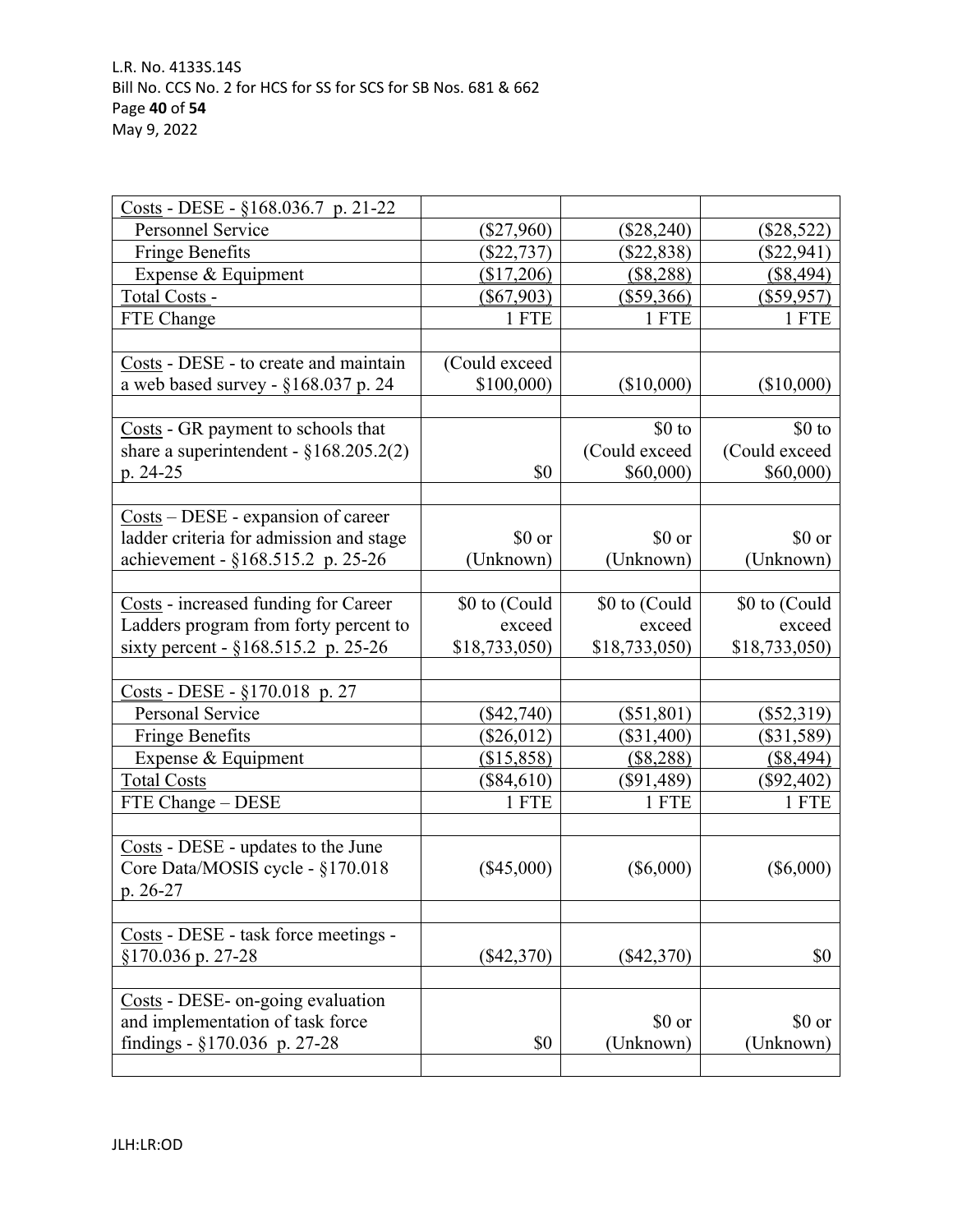| | | | |
|---|---|---|---|
| Costs - DESE - §168.036.7 p. 21-22 | | | |
| Personnel Service | ($27,960) | ($28,240) | ($28,522) |
| Fringe Benefits | ($22,737) | ($22,838) | ($22,941) |
| Expense & Equipment | ($17,206) | ($8,288) | ($8,494) |
| Total Costs - | ($67,903) | ($59,366) | ($59,957) |
| FTE Change | 1 FTE | 1 FTE | 1 FTE |
| | | | |
| Costs - DESE - to create and maintain a web based survey - §168.037 p. 24 | (Could exceed $100,000) | ($10,000) | ($10,000) |
| | | | |
| Costs - GR payment to schools that share a superintendent - §168.205.2(2) p. 24-25 | $0 | $0 to (Could exceed $60,000) | $0 to (Could exceed $60,000) |
| | | | |
| Costs – DESE - expansion of career ladder criteria for admission and stage achievement - §168.515.2 p. 25-26 | $0 or (Unknown) | $0 or (Unknown) | $0 or (Unknown) |
| | | | |
| Costs - increased funding for Career Ladders program from forty percent to sixty percent - §168.515.2 p. 25-26 | $0 to (Could exceed $18,733,050) | $0 to (Could exceed $18,733,050) | $0 to (Could exceed $18,733,050) |
| | | | |
| Costs - DESE - §170.018 p. 27 | | | |
| Personal Service | ($42,740) | ($51,801) | ($52,319) |
| Fringe Benefits | ($26,012) | ($31,400) | ($31,589) |
| Expense & Equipment | ($15,858) | ($8,288) | ($8,494) |
| Total Costs | ($84,610) | ($91,489) | ($92,402) |
| FTE Change – DESE | 1 FTE | 1 FTE | 1 FTE |
| | | | |
| Costs - DESE - updates to the June Core Data/MOSIS cycle - §170.018 p. 26-27 | ($45,000) | ($6,000) | ($6,000) |
| | | | |
| Costs - DESE - task force meetings - §170.036 p. 27-28 | ($42,370) | ($42,370) | $0 |
| | | | |
| Costs - DESE- on-going evaluation and implementation of task force findings - §170.036 p. 27-28 | $0 | $0 or (Unknown) | $0 or (Unknown) |
| | | | |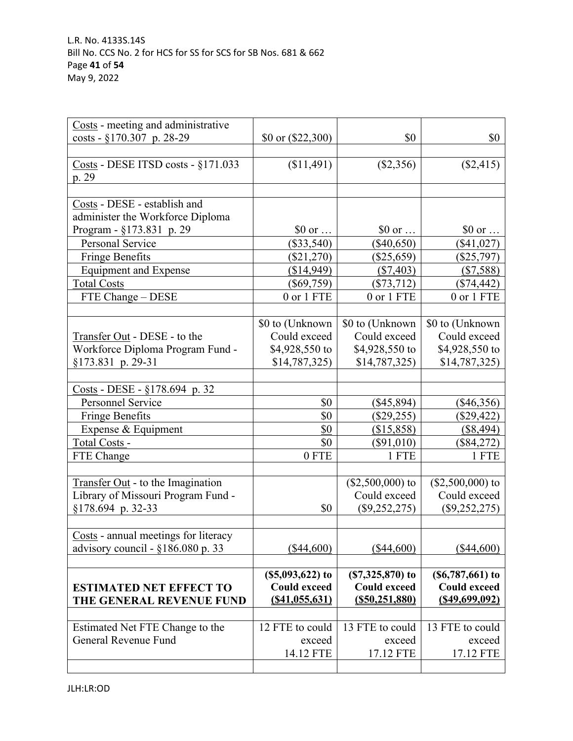| | | | |
|---|---|---|---|
| Costs - meeting and administrative costs - §170.307 p. 28-29 | $0 or ($22,300) | $0 | $0 |
| | | | |
| Costs - DESE ITSD costs - §171.033 p. 29 | ($11,491) | ($2,356) | ($2,415) |
| | | | |
| Costs - DESE - establish and administer the Workforce Diploma Program - §173.831 p. 29 | $0 or … | $0 or … | $0 or … |
| Personal Service | ($33,540) | ($40,650) | ($41,027) |
| Fringe Benefits | ($21,270) | ($25,659) | ($25,797) |
| Equipment and Expense | ($14,949) | ($7,403) | ($7,588) |
| Total Costs | ($69,759) | ($73,712) | ($74,442) |
| FTE Change – DESE | 0 or 1 FTE | 0 or 1 FTE | 0 or 1 FTE |
| | | | |
| Transfer Out - DESE - to the Workforce Diploma Program Fund - §173.831 p. 29-31 | $0 to (Unknown Could exceed $4,928,550 to $14,787,325) | $0 to (Unknown Could exceed $4,928,550 to $14,787,325) | $0 to (Unknown Could exceed $4,928,550 to $14,787,325) |
| | | | |
| Costs - DESE - §178.694 p. 32 | | | |
| Personnel Service | $0 | ($45,894) | ($46,356) |
| Fringe Benefits | $0 | ($29,255) | ($29,422) |
| Expense & Equipment | $0 | ($15,858) | ($8,494) |
| Total Costs - | $0 | ($91,010) | ($84,272) |
| FTE Change | 0 FTE | 1 FTE | 1 FTE |
| | | | |
| Transfer Out - to the Imagination Library of Missouri Program Fund - §178.694 p. 32-33 | $0 | ($2,500,000) to Could exceed ($9,252,275) | ($2,500,000) to Could exceed ($9,252,275) |
| | | | |
| Costs - annual meetings for literacy advisory council - §186.080 p. 33 | ($44,600) | ($44,600) | ($44,600) |
| | | | |
| **ESTIMATED NET EFFECT TO THE GENERAL REVENUE FUND** | **($5,093,622) to Could exceed ($41,055,631)** | **($7,325,870) to Could exceed ($50,251,880)** | **($6,787,661) to Could exceed ($49,699,092)** |
| | | | |
| Estimated Net FTE Change to the General Revenue Fund | 12 FTE to could exceed 14.12 FTE | 13 FTE to could exceed 17.12 FTE | 13 FTE to could exceed 17.12 FTE |
| | | | |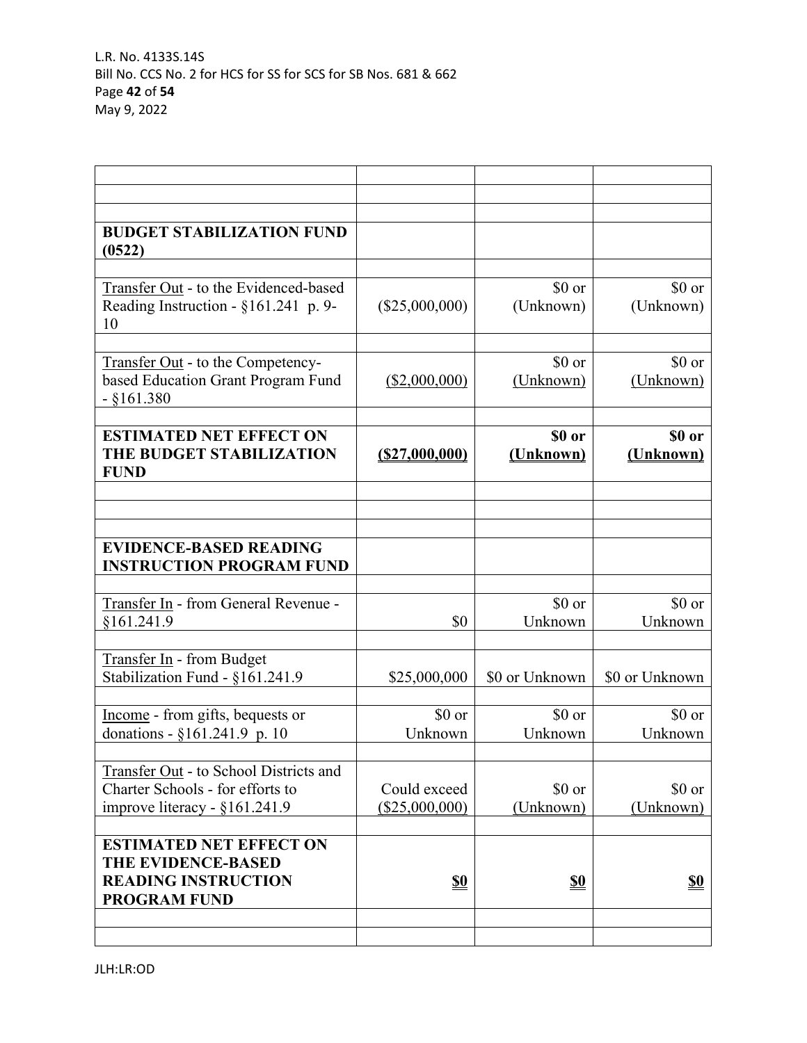| | | | |
|---|---|---|---|
| | | | |
| | | | |
| **BUDGET STABILIZATION FUND (0522)** | | | |
| | | | |
| Transfer Out - to the Evidenced-based Reading Instruction - §161.241 p. 9-10 | ($25,000,000) | $0 or (Unknown) | $0 or (Unknown) |
| | | | |
| Transfer Out - to the Competency-based Education Grant Program Fund - §161.380 | ($2,000,000) | $0 or (Unknown) | $0 or (Unknown) |
| | | | |
| **ESTIMATED NET EFFECT ON THE BUDGET STABILIZATION FUND** | **($27,000,000)** | **$0 or (Unknown)** | **$0 or (Unknown)** |
| | | | |
| | | | |
| | | | |
| **EVIDENCE-BASED READING INSTRUCTION PROGRAM FUND** | | | |
| | | | |
| Transfer In - from General Revenue - §161.241.9 | $0 | $0 or Unknown | $0 or Unknown |
| | | | |
| Transfer In - from Budget Stabilization Fund - §161.241.9 | $25,000,000 | $0 or Unknown | $0 or Unknown |
| | | | |
| Income - from gifts, bequests or donations - §161.241.9 p. 10 | $0 or Unknown | $0 or Unknown | $0 or Unknown |
| | | | |
| Transfer Out - to School Districts and Charter Schools - for efforts to improve literacy - §161.241.9 | Could exceed ($25,000,000) | $0 or (Unknown) | $0 or (Unknown) |
| | | | |
| **ESTIMATED NET EFFECT ON THE EVIDENCE-BASED READING INSTRUCTION PROGRAM FUND** | **$0** | **$0** | **$0** |
| | | | |
| | | | |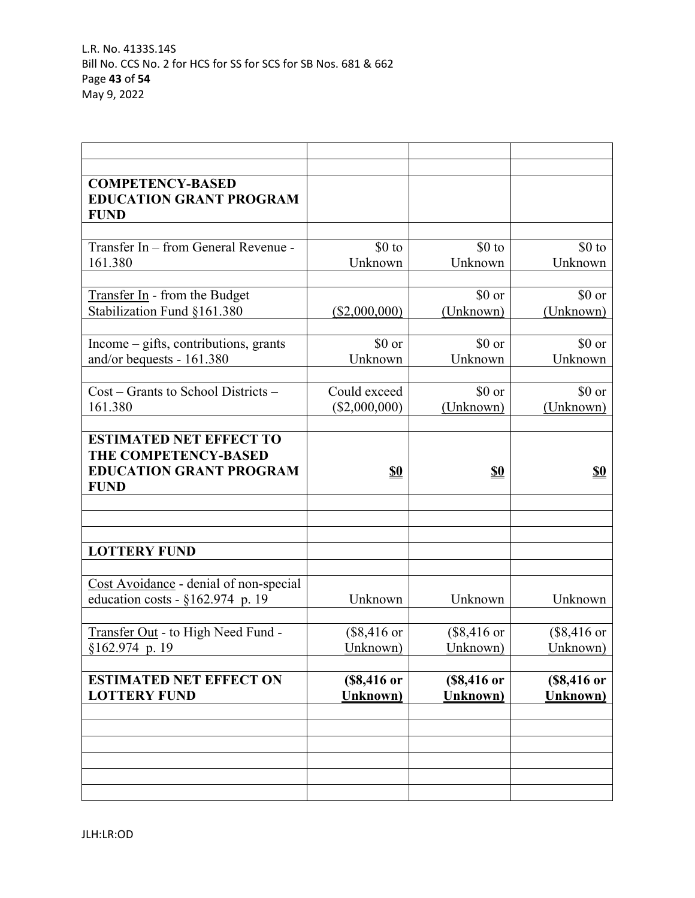| | | | |
|---|---|---|---|
| | | | |
| **COMPETENCY-BASED EDUCATION GRANT PROGRAM FUND** | | | |
| | | | |
| Transfer In – from General Revenue - 161.380 | $0 to Unknown | $0 to Unknown | $0 to Unknown |
| | | | |
| Transfer In - from the Budget Stabilization Fund §161.380 | ($2,000,000) | $0 or (Unknown) | $0 or (Unknown) |
| | | | |
| Income – gifts, contributions, grants and/or bequests - 161.380 | $0 or Unknown | $0 or Unknown | $0 or Unknown |
| | | | |
| Cost – Grants to School Districts – 161.380 | Could exceed ($2,000,000) | $0 or (Unknown) | $0 or (Unknown) |
| | | | |
| **ESTIMATED NET EFFECT TO THE COMPETENCY-BASED EDUCATION GRANT PROGRAM FUND** | **$0** | **$0** | **$0** |
| | | | |
| | | | |
| | | | |
| **LOTTERY FUND** | | | |
| | | | |
| Cost Avoidance - denial of non-special education costs - §162.974 p. 19 | Unknown | Unknown | Unknown |
| | | | |
| Transfer Out - to High Need Fund - §162.974 p. 19 | ($8,416 or Unknown) | ($8,416 or Unknown) | ($8,416 or Unknown) |
| | | | |
| **ESTIMATED NET EFFECT ON LOTTERY FUND** | **($8,416 or Unknown)** | **($8,416 or Unknown)** | **($8,416 or Unknown)** |
| | | | |
| | | | |
| | | | |
| | | | |
| | | | |
| | | | |

JLH:LR:OD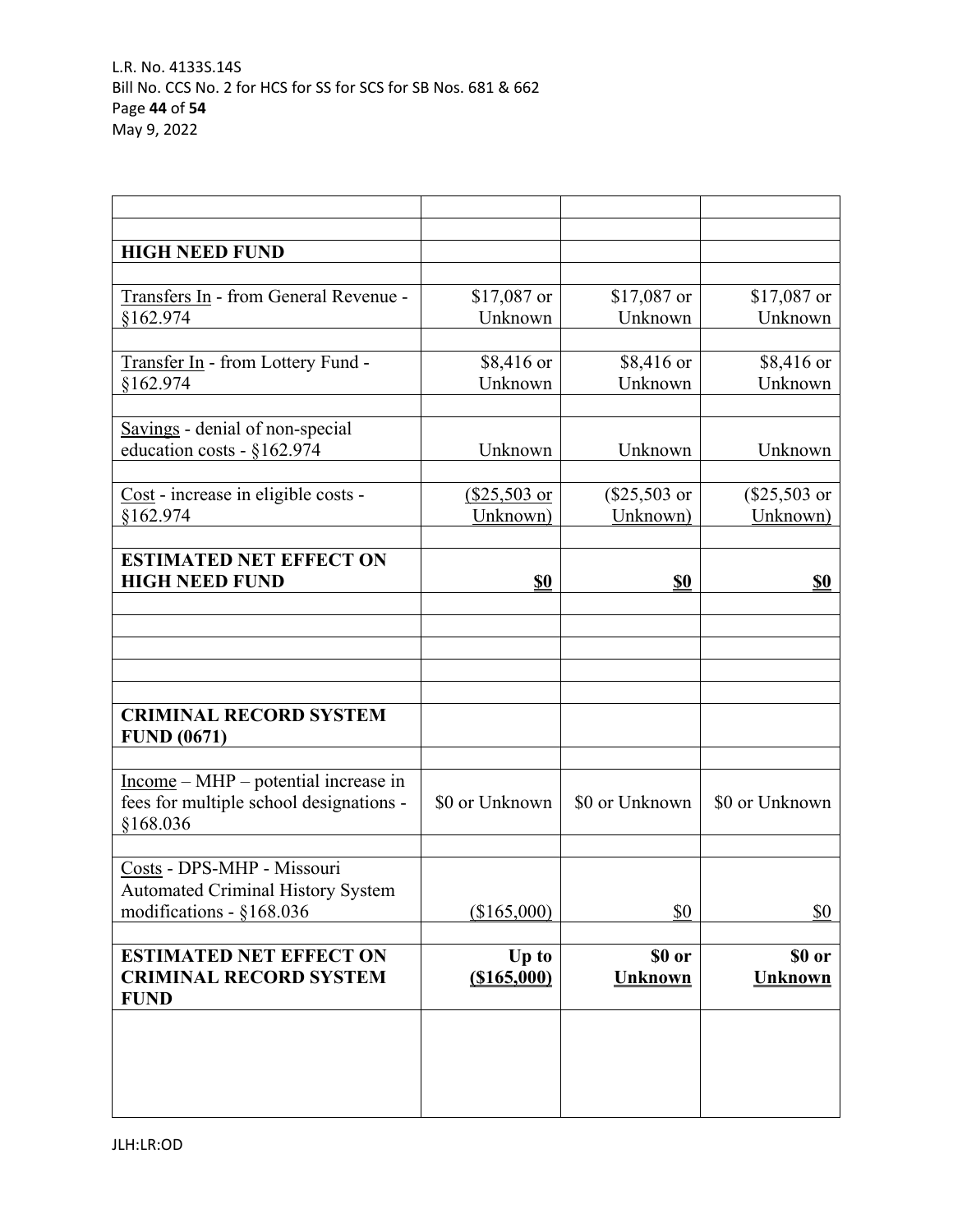| | | | |
|---|---|---|---|
| | | | |
| **HIGH NEED FUND** | | | |
| | | | |
| Transfers In - from General Revenue - §162.974 | $17,087 or Unknown | $17,087 or Unknown | $17,087 or Unknown |
| | | | |
| Transfer In - from Lottery Fund - §162.974 | $8,416 or Unknown | $8,416 or Unknown | $8,416 or Unknown |
| | | | |
| Savings - denial of non-special education costs - §162.974 | Unknown | Unknown | Unknown |
| | | | |
| Cost - increase in eligible costs - §162.974 | ($25,503 or Unknown) | ($25,503 or Unknown) | ($25,503 or Unknown) |
| | | | |
| **ESTIMATED NET EFFECT ON HIGH NEED FUND** | **$0** | **$0** | **$0** |
| | | | |
| | | | |
| | | | |
| | | | |
| **CRIMINAL RECORD SYSTEM FUND (0671)** | | | |
| | | | |
| Income – MHP – potential increase in fees for multiple school designations - §168.036 | $0 or Unknown | $0 or Unknown | $0 or Unknown |
| | | | |
| Costs - DPS-MHP - Missouri Automated Criminal History System modifications - §168.036 | ($165,000) | $0 | $0 |
| | | | |
| **ESTIMATED NET EFFECT ON CRIMINAL RECORD SYSTEM FUND** | **Up to ($165,000)** | **$0 or Unknown** | **$0 or Unknown** |
| | | | |

JLH:LR:OD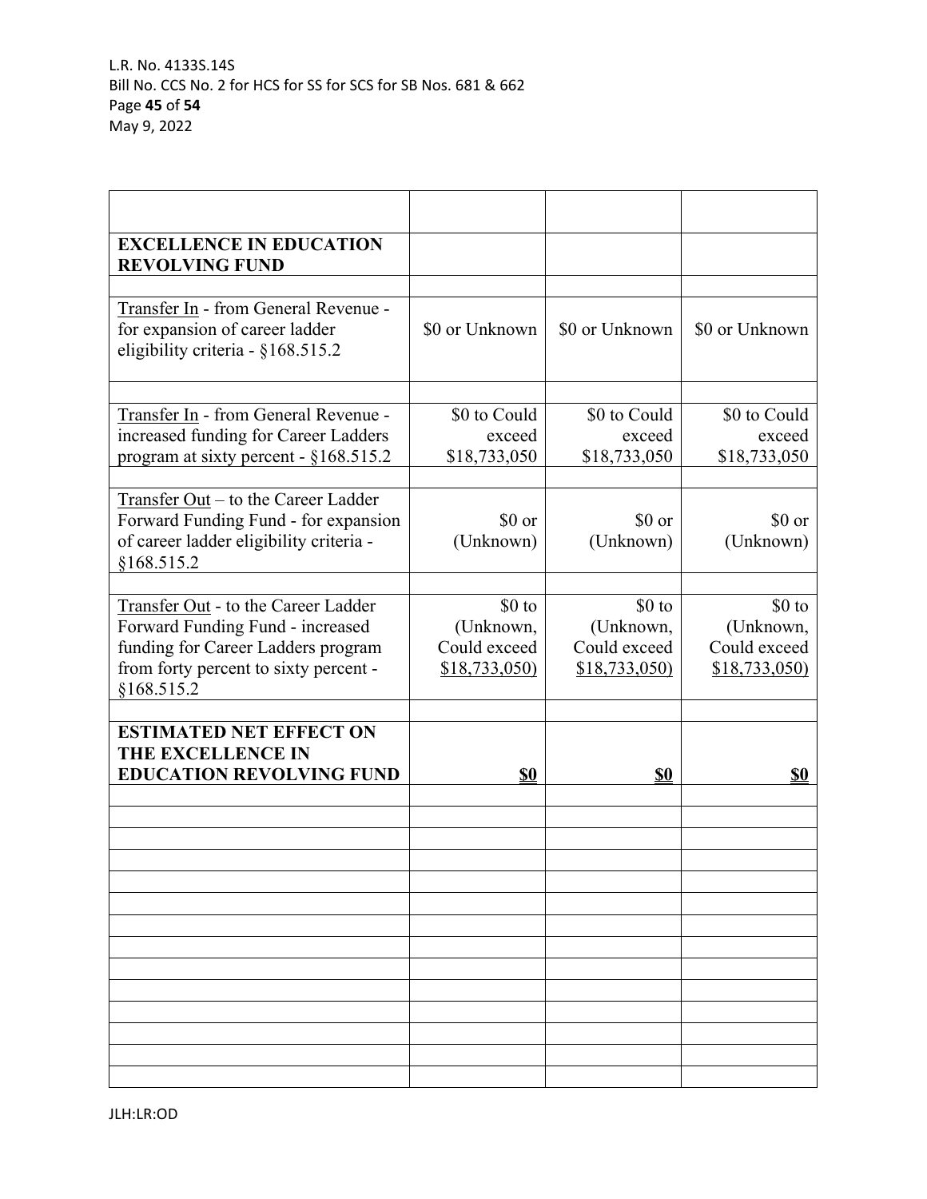| | | | |
|---|---|---|---|
| **EXCELLENCE IN EDUCATION REVOLVING FUND** | | | |
| | | | |
| Transfer In - from General Revenue - for expansion of career ladder eligibility criteria - §168.515.2 | $0 or Unknown | $0 or Unknown | $0 or Unknown |
| | | | |
| Transfer In - from General Revenue - increased funding for Career Ladders program at sixty percent - §168.515.2 | $0 to Could exceed $18,733,050 | $0 to Could exceed $18,733,050 | $0 to Could exceed $18,733,050 |
| | | | |
| Transfer Out – to the Career Ladder Forward Funding Fund - for expansion of career ladder eligibility criteria - §168.515.2 | $0 or (Unknown) | $0 or (Unknown) | $0 or (Unknown) |
| | | | |
| Transfer Out - to the Career Ladder Forward Funding Fund - increased funding for Career Ladders program from forty percent to sixty percent - §168.515.2 | $0 to (Unknown, Could exceed $18,733,050) | $0 to (Unknown, Could exceed $18,733,050) | $0 to (Unknown, Could exceed $18,733,050) |
| | | | |
| **ESTIMATED NET EFFECT ON THE EXCELLENCE IN EDUCATION REVOLVING FUND** | **$0** | **$0** | **$0** |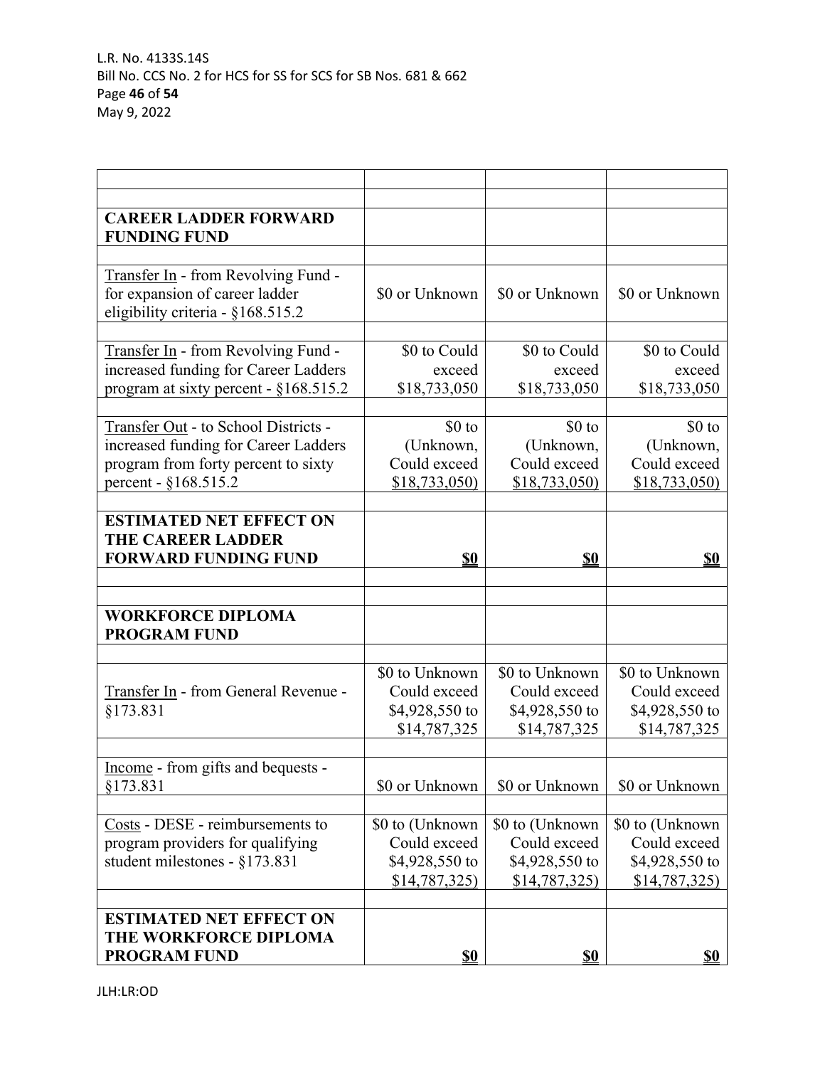| | | | |
|---|---|---|---|
| | | | |
| **CAREER LADDER FORWARD FUNDING FUND** | | | |
| | | | |
| Transfer In - from Revolving Fund - for expansion of career ladder eligibility criteria - §168.515.2 | $0 or Unknown | $0 or Unknown | $0 or Unknown |
| | | | |
| Transfer In - from Revolving Fund - increased funding for Career Ladders program at sixty percent - §168.515.2 | $0 to Could exceed $18,733,050 | $0 to Could exceed $18,733,050 | $0 to Could exceed $18,733,050 |
| | | | |
| Transfer Out - to School Districts - increased funding for Career Ladders program from forty percent to sixty percent - §168.515.2 | $0 to (Unknown, Could exceed $18,733,050) | $0 to (Unknown, Could exceed $18,733,050) | $0 to (Unknown, Could exceed $18,733,050) |
| | | | |
| **ESTIMATED NET EFFECT ON THE CAREER LADDER FORWARD FUNDING FUND** | **$0** | **$0** | **$0** |
| | | | |
| | | | |
| **WORKFORCE DIPLOMA PROGRAM FUND** | | | |
| | | | |
| Transfer In - from General Revenue - §173.831 | $0 to Unknown Could exceed $4,928,550 to $14,787,325 | $0 to Unknown Could exceed $4,928,550 to $14,787,325 | $0 to Unknown Could exceed $4,928,550 to $14,787,325 |
| | | | |
| Income - from gifts and bequests - §173.831 | $0 or Unknown | $0 or Unknown | $0 or Unknown |
| | | | |
| Costs - DESE - reimbursements to program providers for qualifying student milestones - §173.831 | $0 to (Unknown Could exceed $4,928,550 to $14,787,325) | $0 to (Unknown Could exceed $4,928,550 to $14,787,325) | $0 to (Unknown Could exceed $4,928,550 to $14,787,325) |
| | | | |
| **ESTIMATED NET EFFECT ON THE WORKFORCE DIPLOMA PROGRAM FUND** | **$0** | **$0** | **$0** |

JLH:LR:OD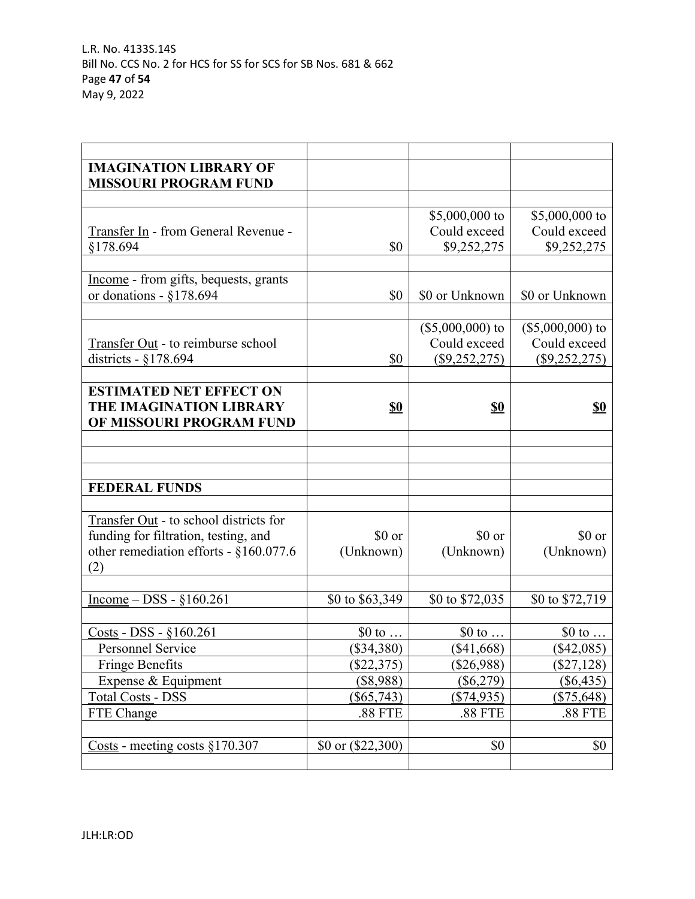| | | | |
|---|---|---|---|
| **IMAGINATION LIBRARY OF MISSOURI PROGRAM FUND** | | | |
| | | | |
| Transfer In - from General Revenue - §178.694 | $0 | $5,000,000 to Could exceed $9,252,275 | $5,000,000 to Could exceed $9,252,275 |
| | | | |
| Income - from gifts, bequests, grants or donations - §178.694 | $0 | $0 or Unknown | $0 or Unknown |
| | | | |
| Transfer Out - to reimburse school districts - §178.694 | $0 | ($5,000,000) to Could exceed ($9,252,275) | ($5,000,000) to Could exceed ($9,252,275) |
| | | | |
| **ESTIMATED NET EFFECT ON THE IMAGINATION LIBRARY OF MISSOURI PROGRAM FUND** | **$0** | **$0** | **$0** |
| | | | |
| | | | |
| | | | |
| **FEDERAL FUNDS** | | | |
| | | | |
| Transfer Out - to school districts for funding for filtration, testing, and other remediation efforts - §160.077.6 (2) | $0 or (Unknown) | $0 or (Unknown) | $0 or (Unknown) |
| | | | |
| Income – DSS - §160.261 | $0 to $63,349 | $0 to $72,035 | $0 to $72,719 |
| | | | |
| Costs - DSS - §160.261 | $0 to … | $0 to … | $0 to … |
| Personnel Service | ($34,380) | ($41,668) | ($42,085) |
| Fringe Benefits | ($22,375) | ($26,988) | ($27,128) |
| Expense & Equipment | ($8,988) | ($6,279) | ($6,435) |
| Total Costs - DSS | ($65,743) | ($74,935) | ($75,648) |
| FTE Change | .88 FTE | .88 FTE | .88 FTE |
| | | | |
| Costs - meeting costs §170.307 | $0 or ($22,300) | $0 | $0 |
| | | | |

JLH:LR:OD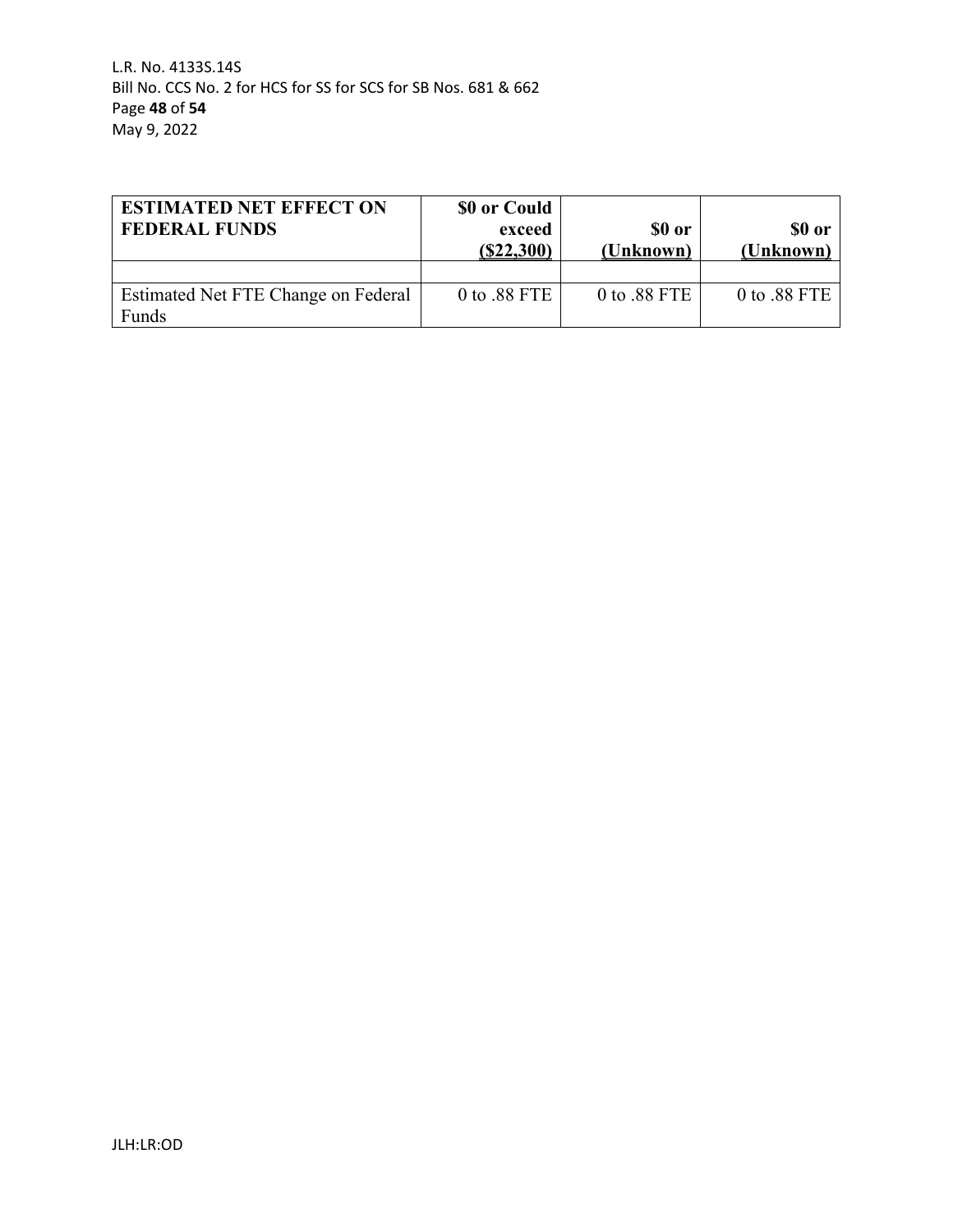| ESTIMATED NET EFFECT ON FEDERAL FUNDS | $0 or Could exceed ($22,300) | $0 or (Unknown) | $0 or (Unknown) |
|---|---|---|---|
| | | | |
| Estimated Net FTE Change on Federal Funds | 0 to .88 FTE | 0 to .88 FTE | 0 to .88 FTE |

JLH:LR:OD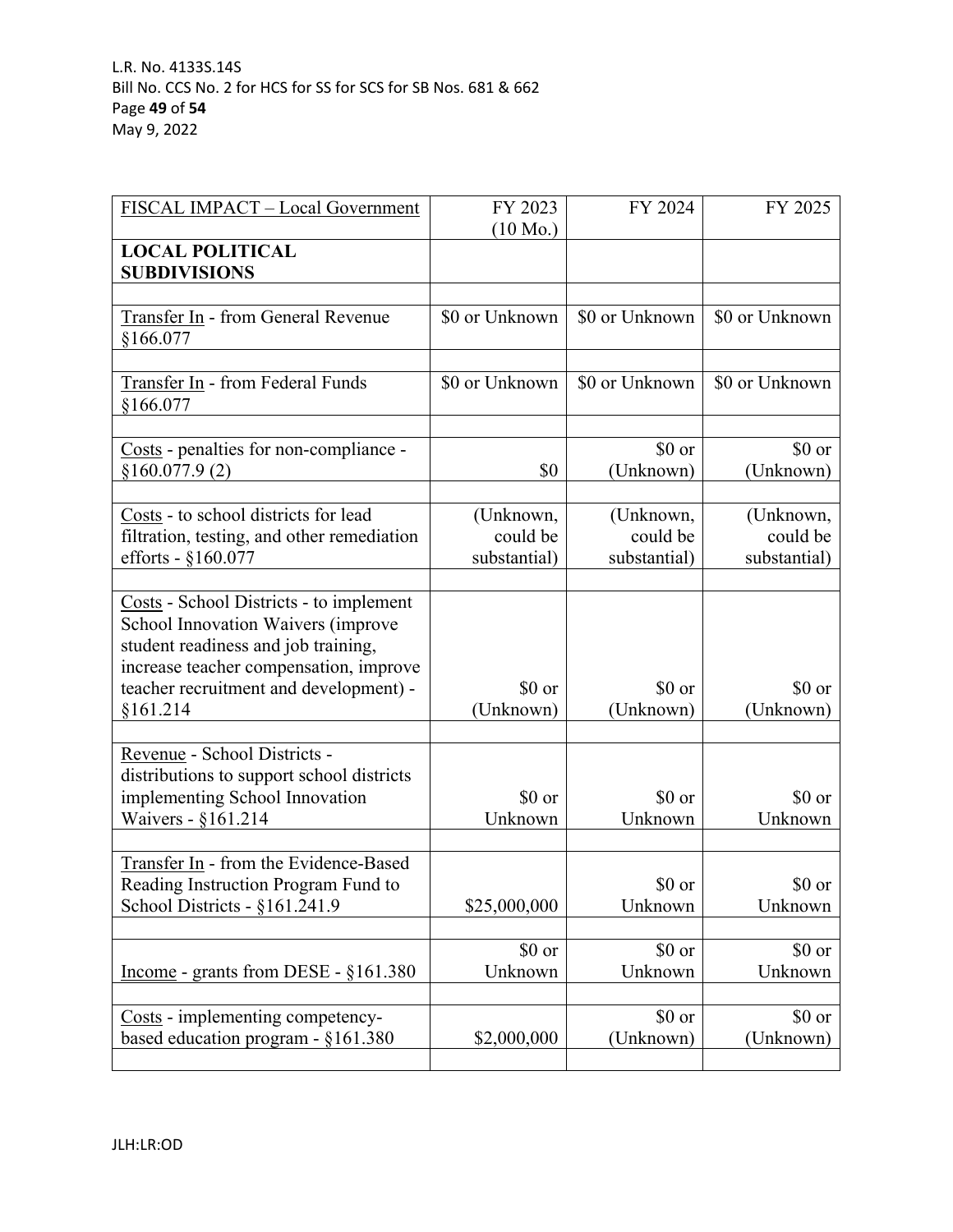| FISCAL IMPACT – Local Government | FY 2023 (10 Mo.) | FY 2024 | FY 2025 |
|---|---|---|---|
| **LOCAL POLITICAL SUBDIVISIONS** | | | |
| | | | |
| Transfer In - from General Revenue §166.077 | $0 or Unknown | $0 or Unknown | $0 or Unknown |
| | | | |
| Transfer In - from Federal Funds §166.077 | $0 or Unknown | $0 or Unknown | $0 or Unknown |
| | | | |
| Costs - penalties for non-compliance - §160.077.9 (2) | $0 | $0 or (Unknown) | $0 or (Unknown) |
| | | | |
| Costs - to school districts for lead filtration, testing, and other remediation efforts - §160.077 | (Unknown, could be substantial) | (Unknown, could be substantial) | (Unknown, could be substantial) |
| | | | |
| Costs - School Districts - to implement School Innovation Waivers (improve student readiness and job training, increase teacher compensation, improve teacher recruitment and development) - §161.214 | $0 or (Unknown) | $0 or (Unknown) | $0 or (Unknown) |
| | | | |
| Revenue - School Districts - distributions to support school districts implementing School Innovation Waivers - §161.214 | $0 or Unknown | $0 or Unknown | $0 or Unknown |
| | | | |
| Transfer In - from the Evidence-Based Reading Instruction Program Fund to School Districts - §161.241.9 | $25,000,000 | $0 or Unknown | $0 or Unknown |
| | | | |
| Income - grants from DESE - §161.380 | $0 or Unknown | $0 or Unknown | $0 or Unknown |
| | | | |
| Costs - implementing competency-based education program - §161.380 | $2,000,000 | $0 or (Unknown) | $0 or (Unknown) |
| | | | |

JLH:LR:OD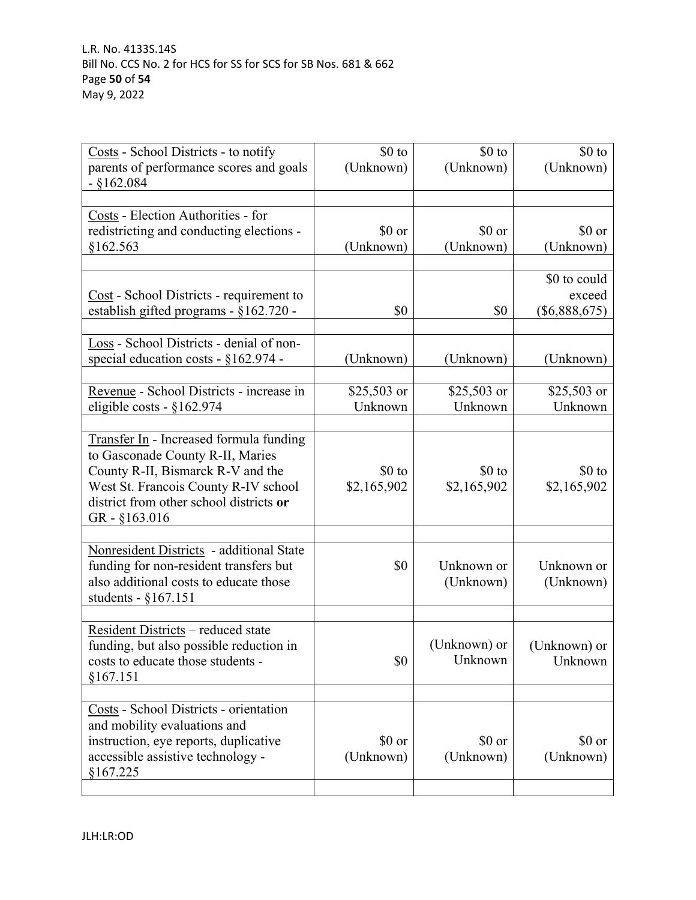| | | | |
|---|---|---|---|
| Costs - School Districts - to notify parents of performance scores and goals - §162.084 | $0 to (Unknown) | $0 to (Unknown) | $0 to (Unknown) |
| | | | |
| Costs - Election Authorities - for redistricting and conducting elections - §162.563 | $0 or (Unknown) | $0 or (Unknown) | $0 or (Unknown) |
| | | | |
| Cost - School Districts - requirement to establish gifted programs - §162.720 - | $0 | $0 | $0 to could exceed ($6,888,675) |
| | | | |
| Loss - School Districts - denial of non-special education costs - §162.974 - | (Unknown) | (Unknown) | (Unknown) |
| | | | |
| Revenue - School Districts - increase in eligible costs - §162.974 | $25,503 or Unknown | $25,503 or Unknown | $25,503 or Unknown |
| | | | |
| Transfer In - Increased formula funding to Gasconade County R-II, Maries County R-II, Bismarck R-V and the West St. Francois County R-IV school district from other school districts **or** GR - §163.016 | $0 to $2,165,902 | $0 to $2,165,902 | $0 to $2,165,902 |
| | | | |
| Nonresident Districts - additional State funding for non-resident transfers but also additional costs to educate those students - §167.151 | $0 | Unknown or (Unknown) | Unknown or (Unknown) |
| | | | |
| Resident Districts – reduced state funding, but also possible reduction in costs to educate those students - §167.151 | $0 | (Unknown) or Unknown | (Unknown) or Unknown |
| | | | |
| Costs - School Districts - orientation and mobility evaluations and instruction, eye reports, duplicative accessible assistive technology - §167.225 | $0 or (Unknown) | $0 or (Unknown) | $0 or (Unknown) |
| | | | |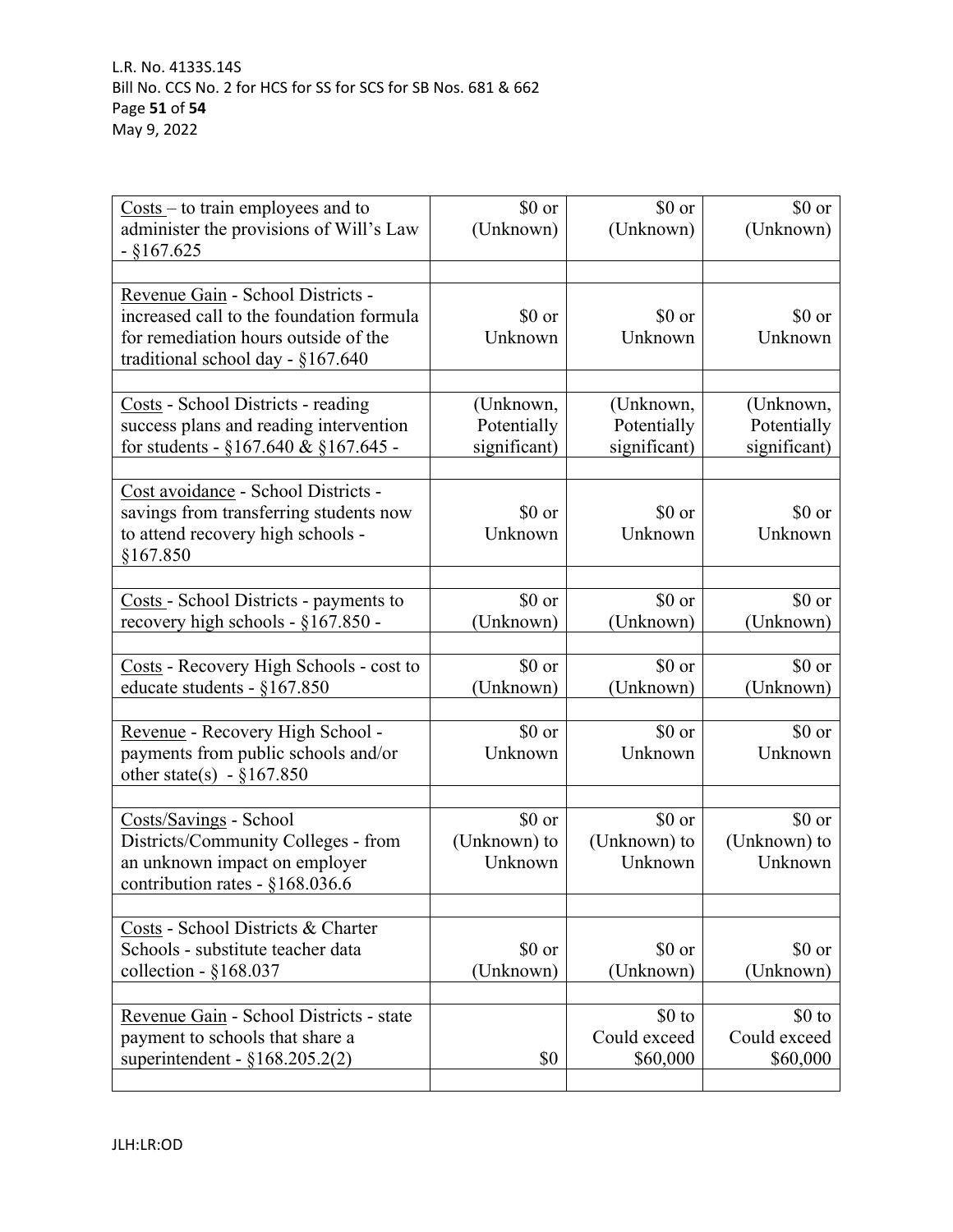| | | | |
|---|---|---|---|
| <u>Costs</u> – to train employees and to administer the provisions of Will's Law - §167.625 | $0 or (Unknown) | $0 or (Unknown) | $0 or (Unknown) |
| | | | |
| <u>Revenue Gain</u> - School Districts - increased call to the foundation formula for remediation hours outside of the traditional school day - §167.640 | $0 or Unknown | $0 or Unknown | $0 or Unknown |
| | | | |
| <u>Costs</u> - School Districts - reading success plans and reading intervention for students - §167.640 & §167.645 - | (Unknown, Potentially significant) | (Unknown, Potentially significant) | (Unknown, Potentially significant) |
| | | | |
| <u>Cost avoidance</u> - School Districts - savings from transferring students now to attend recovery high schools - §167.850 | $0 or Unknown | $0 or Unknown | $0 or Unknown |
| | | | |
| <u>Costs</u> - School Districts - payments to recovery high schools - §167.850 - | $0 or (Unknown) | $0 or (Unknown) | $0 or (Unknown) |
| | | | |
| <u>Costs</u> - Recovery High Schools - cost to educate students - §167.850 | $0 or (Unknown) | $0 or (Unknown) | $0 or (Unknown) |
| | | | |
| <u>Revenue</u> - Recovery High School - payments from public schools and/or other state(s) - §167.850 | $0 or Unknown | $0 or Unknown | $0 or Unknown |
| | | | |
| <u>Costs/Savings</u> - School Districts/Community Colleges - from an unknown impact on employer contribution rates - §168.036.6 | $0 or (Unknown) to Unknown | $0 or (Unknown) to Unknown | $0 or (Unknown) to Unknown |
| | | | |
| <u>Costs</u> - School Districts & Charter Schools - substitute teacher data collection - §168.037 | $0 or (Unknown) | $0 or (Unknown) | $0 or (Unknown) |
| | | | |
| <u>Revenue Gain</u> - School Districts - state payment to schools that share a superintendent - §168.205.2(2) | $0 | $0 to Could exceed $60,000 | $0 to Could exceed $60,000 |
| | | | |

JLH:LR:OD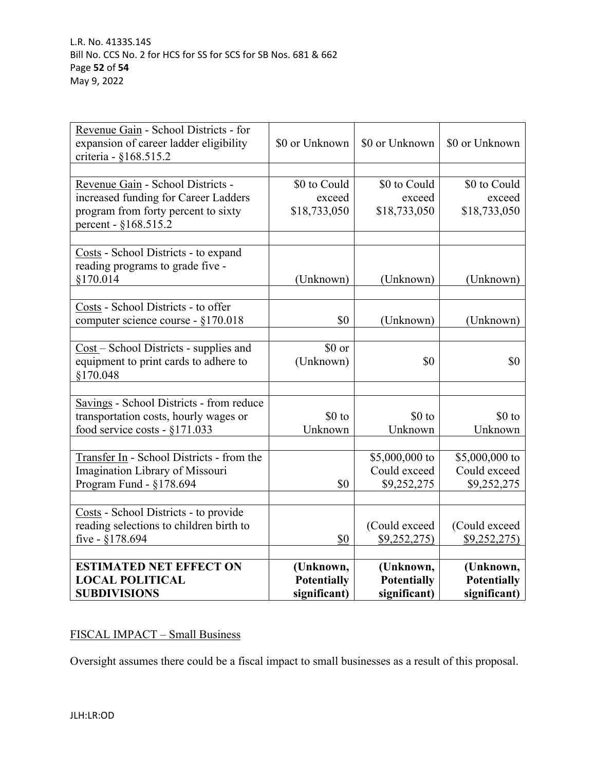| | | | |
|---|---|---|---|
| Revenue Gain - School Districts - for expansion of career ladder eligibility criteria - §168.515.2 | $0 or Unknown | $0 or Unknown | $0 or Unknown |
| Revenue Gain - School Districts - increased funding for Career Ladders program from forty percent to sixty percent - §168.515.2 | $0 to Could exceed $18,733,050 | $0 to Could exceed $18,733,050 | $0 to Could exceed $18,733,050 |
| Costs - School Districts - to expand reading programs to grade five - §170.014 | (Unknown) | (Unknown) | (Unknown) |
| Costs - School Districts - to offer computer science course - §170.018 | $0 | (Unknown) | (Unknown) |
| Cost – School Districts - supplies and equipment to print cards to adhere to §170.048 | $0 or (Unknown) | $0 | $0 |
| Savings - School Districts - from reduce transportation costs, hourly wages or food service costs - §171.033 | $0 to Unknown | $0 to Unknown | $0 to Unknown |
| Transfer In - School Districts - from the Imagination Library of Missouri Program Fund - §178.694 | $0 | $5,000,000 to Could exceed $9,252,275 | $5,000,000 to Could exceed $9,252,275 |
| Costs - School Districts - to provide reading selections to children birth to five - §178.694 | $0 | (Could exceed $9,252,275) | (Could exceed $9,252,275) |
| **ESTIMATED NET EFFECT ON LOCAL POLITICAL SUBDIVISIONS** | **(Unknown, Potentially significant)** | **(Unknown, Potentially significant)** | **(Unknown, Potentially significant)** |

FISCAL IMPACT – Small Business

Oversight assumes there could be a fiscal impact to small businesses as a result of this proposal.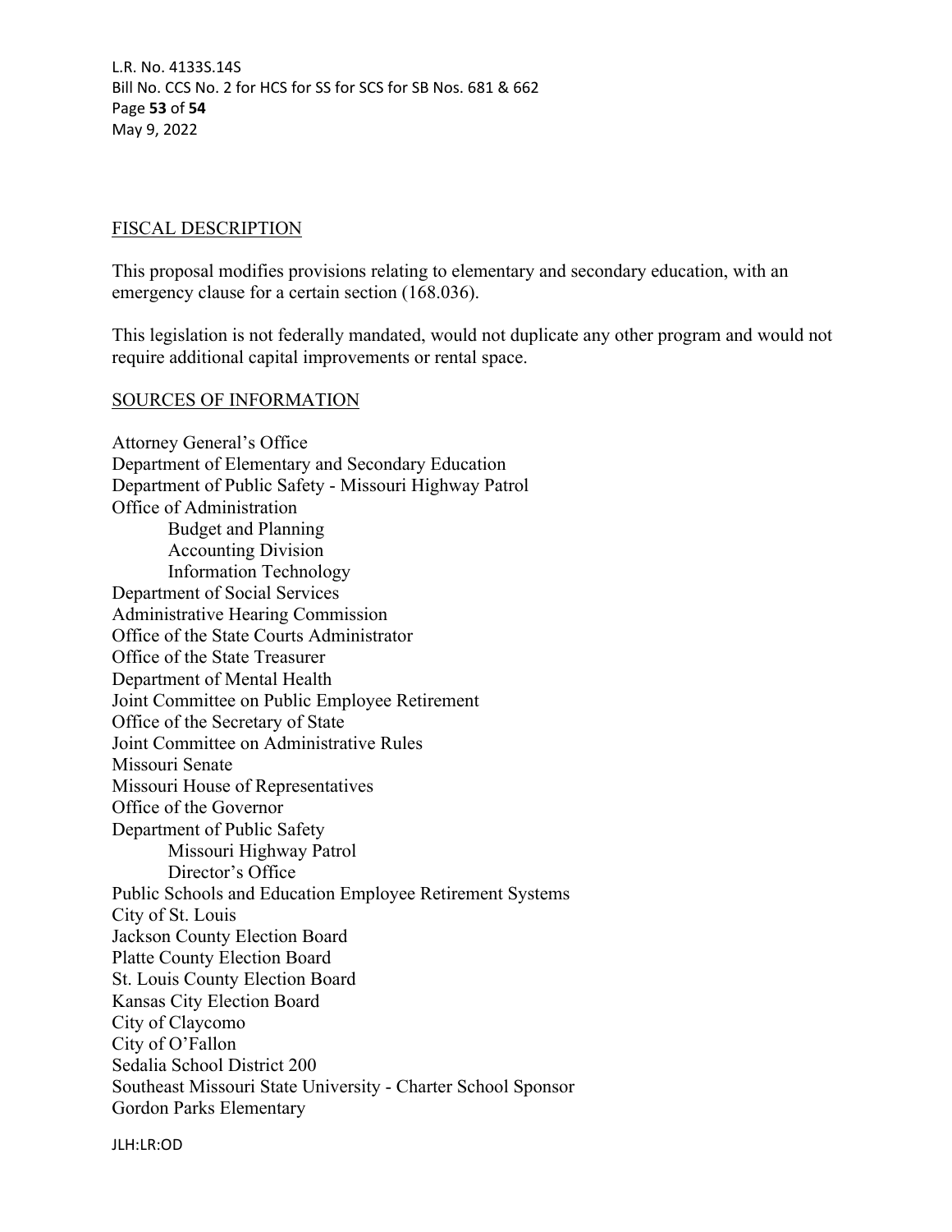## FISCAL DESCRIPTION

This proposal modifies provisions relating to elementary and secondary education, with an emergency clause for a certain section (168.036).

This legislation is not federally mandated, would not duplicate any other program and would not require additional capital improvements or rental space.

## SOURCES OF INFORMATION

Attorney General's Office
Department of Elementary and Secondary Education
Department of Public Safety - Missouri Highway Patrol
Office of Administration
- Budget and Planning
- Accounting Division
- Information Technology

Department of Social Services
Administrative Hearing Commission
Office of the State Courts Administrator
Office of the State Treasurer
Department of Mental Health
Joint Committee on Public Employee Retirement
Office of the Secretary of State
Joint Committee on Administrative Rules
Missouri Senate
Missouri House of Representatives
Office of the Governor
Department of Public Safety
- Missouri Highway Patrol
- Director's Office

Public Schools and Education Employee Retirement Systems
City of St. Louis
Jackson County Election Board
Platte County Election Board
St. Louis County Election Board
Kansas City Election Board
City of Claycomo
City of O'Fallon
Sedalia School District 200
Southeast Missouri State University - Charter School Sponsor
Gordon Parks Elementary

JLH:LR:OD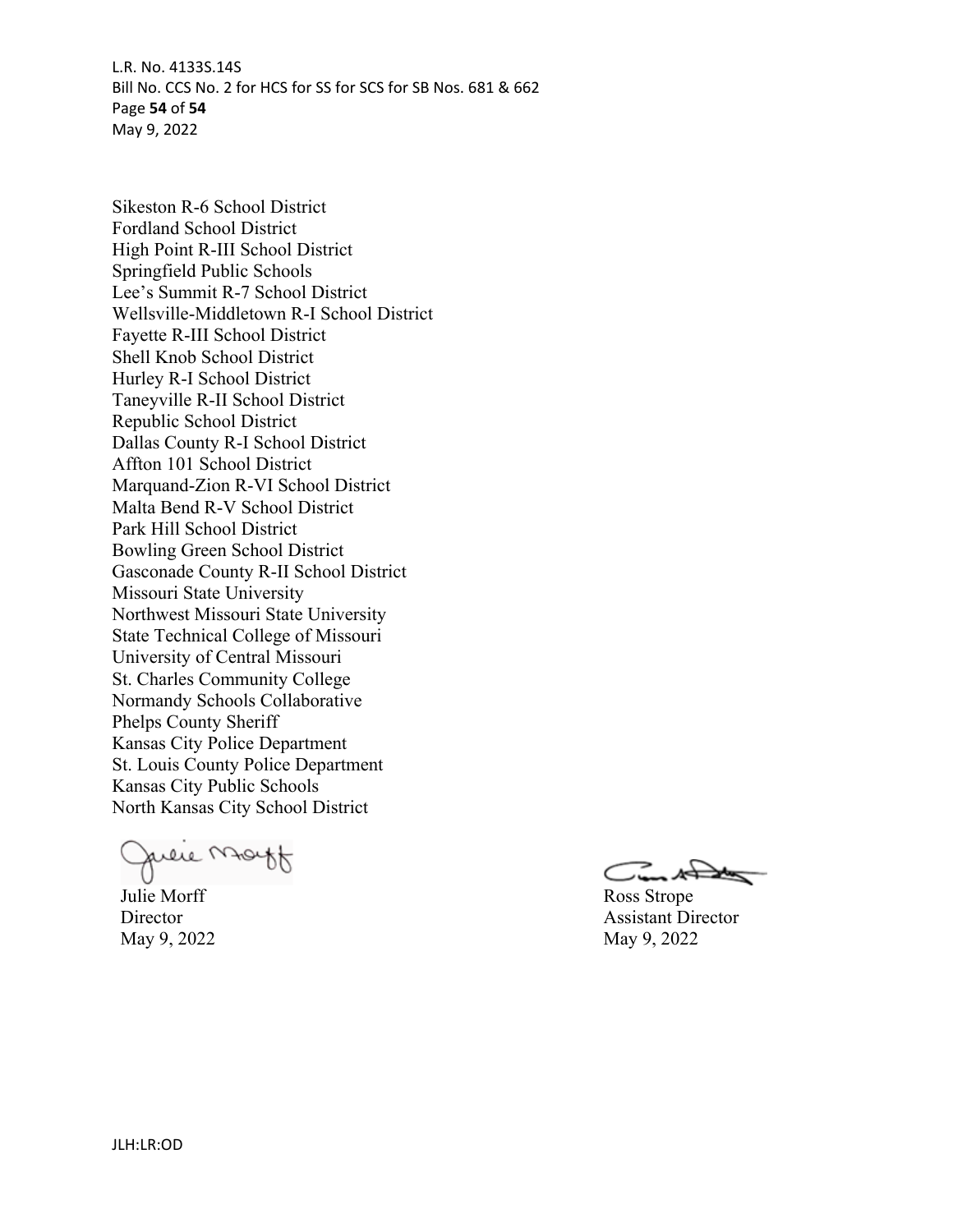Sikeston R-6 School District
Fordland School District
High Point R-III School District
Springfield Public Schools
Lee's Summit R-7 School District
Wellsville-Middletown R-I School District
Fayette R-III School District
Shell Knob School District
Hurley R-I School District
Taneyville R-II School District
Republic School District
Dallas County R-I School District
Affton 101 School District
Marquand-Zion R-VI School District
Malta Bend R-V School District
Park Hill School District
Bowling Green School District
Gasconade County R-II School District
Missouri State University
Northwest Missouri State University
State Technical College of Missouri
University of Central Missouri
St. Charles Community College
Normandy Schools Collaborative
Phelps County Sheriff
Kansas City Police Department
St. Louis County Police Department
Kansas City Public Schools
North Kansas City School District

Julie Morff
Director
May 9, 2022

Ross Strope
Assistant Director
May 9, 2022

JLH:LR:OD